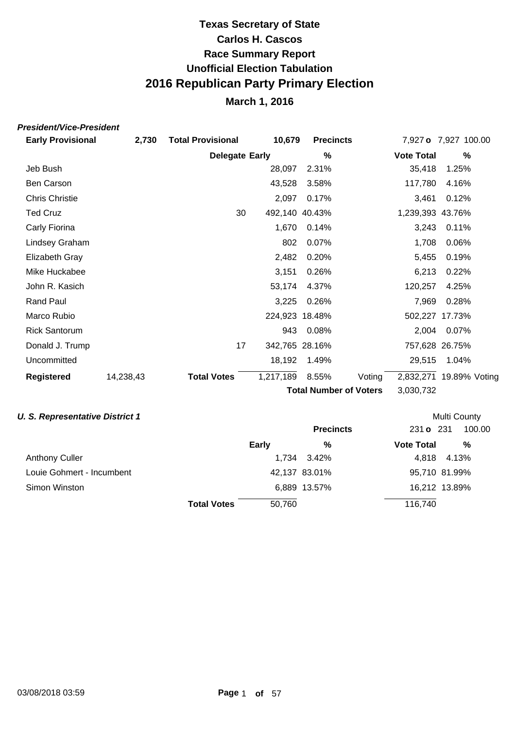# Texas Secretary of State

## Carlos H. Cascos

## Race Summary Report

## Unofficial Election Tabulation

# 2016 Republican Party Primary Election

### March 1, 2016

***President/Vice-President***

| **Early Provisional** | **2,730** | **Total Provisional** | **10,679** | **Precincts** | | 7,927 **o** 7,927 100.00 | |
|---|---|---|---|---|---|---|---|
| | | **Delegate** | **Early** | **%** | | **Vote Total** | **%** |
| Jeb Bush | | | 28,097 | 2.31% | | 35,418 | 1.25% |
| Ben Carson | | | 43,528 | 3.58% | | 117,780 | 4.16% |
| Chris Christie | | | 2,097 | 0.17% | | 3,461 | 0.12% |
| Ted Cruz | | 30 | 492,140 | 40.43% | | 1,239,393 | 43.76% |
| Carly Fiorina | | | 1,670 | 0.14% | | 3,243 | 0.11% |
| Lindsey Graham | | | 802 | 0.07% | | 1,708 | 0.06% |
| Elizabeth Gray | | | 2,482 | 0.20% | | 5,455 | 0.19% |
| Mike Huckabee | | | 3,151 | 0.26% | | 6,213 | 0.22% |
| John R. Kasich | | | 53,174 | 4.37% | | 120,257 | 4.25% |
| Rand Paul | | | 3,225 | 0.26% | | 7,969 | 0.28% |
| Marco Rubio | | | 224,923 | 18.48% | | 502,227 | 17.73% |
| Rick Santorum | | | 943 | 0.08% | | 2,004 | 0.07% |
| Donald J. Trump | | 17 | 342,765 | 28.16% | | 757,628 | 26.75% |
| Uncommitted | | | 18,192 | 1.49% | | 29,515 | 1.04% |
| **Registered** | 14,238,43 | **Total Votes** | 1,217,189 | 8.55% | Voting | 2,832,271 | 19.89% Voting |
| | | | | **Total Number of Voters** | | 3,030,732 | |

***U. S. Representative District 1*** — Multi County

| | | **Early** | **%** | **Vote Total** | **%** |
|---|---|---|---|---|---|
| | | | **Precincts** | 231 **o** 231 | 100.00 |
| Anthony Culler | | 1,734 | 3.42% | 4,818 | 4.13% |
| Louie Gohmert - Incumbent | | 42,137 | 83.01% | 95,710 | 81.99% |
| Simon Winston | | 6,889 | 13.57% | 16,212 | 13.89% |
| | **Total Votes** | 50,760 | | 116,740 | |

03/08/2018 03:59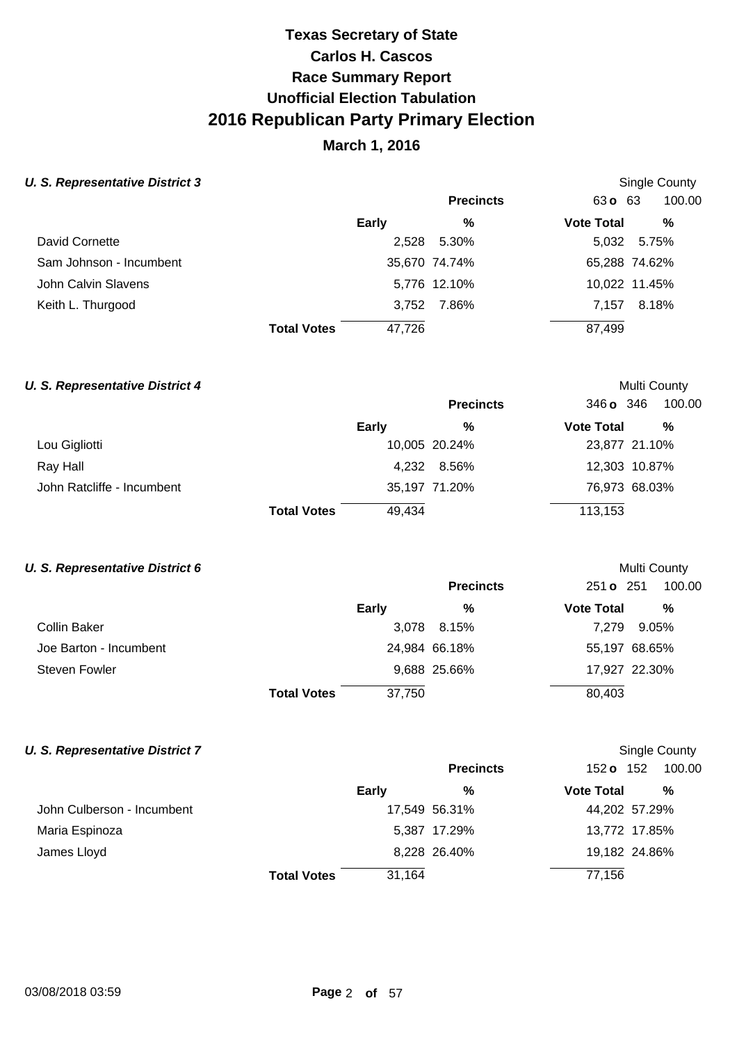# Texas Secretary of State
# Carlos H. Cascos
## Race Summary Report
## Unofficial Election Tabulation
# 2016 Republican Party Primary Election
## March 1, 2016

### *U. S. Representative District 3*

Single County

Precincts: 63 o 63 — 100.00

| Candidate | Early | % | Vote Total | % |
|---|---|---|---|---|
| David Cornette | 2,528 | 5.30% | 5,032 | 5.75% |
| Sam Johnson - Incumbent | 35,670 | 74.74% | 65,288 | 74.62% |
| John Calvin Slavens | 5,776 | 12.10% | 10,022 | 11.45% |
| Keith L. Thurgood | 3,752 | 7.86% | 7,157 | 8.18% |
| **Total Votes** | 47,726 | | 87,499 | |

### *U. S. Representative District 4*

Multi County

Precincts: 346 o 346 — 100.00

| Candidate | Early | % | Vote Total | % |
|---|---|---|---|---|
| Lou Gigliotti | 10,005 | 20.24% | 23,877 | 21.10% |
| Ray Hall | 4,232 | 8.56% | 12,303 | 10.87% |
| John Ratcliffe - Incumbent | 35,197 | 71.20% | 76,973 | 68.03% |
| **Total Votes** | 49,434 | | 113,153 | |

### *U. S. Representative District 6*

Multi County

Precincts: 251 o 251 — 100.00

| Candidate | Early | % | Vote Total | % |
|---|---|---|---|---|
| Collin Baker | 3,078 | 8.15% | 7,279 | 9.05% |
| Joe Barton - Incumbent | 24,984 | 66.18% | 55,197 | 68.65% |
| Steven Fowler | 9,688 | 25.66% | 17,927 | 22.30% |
| **Total Votes** | 37,750 | | 80,403 | |

### *U. S. Representative District 7*

Single County

Precincts: 152 o 152 — 100.00

| Candidate | Early | % | Vote Total | % |
|---|---|---|---|---|
| John Culberson - Incumbent | 17,549 | 56.31% | 44,202 | 57.29% |
| Maria Espinoza | 5,387 | 17.29% | 13,772 | 17.85% |
| James Lloyd | 8,228 | 26.40% | 19,182 | 24.86% |
| **Total Votes** | 31,164 | | 77,156 | |

03/08/2018 03:59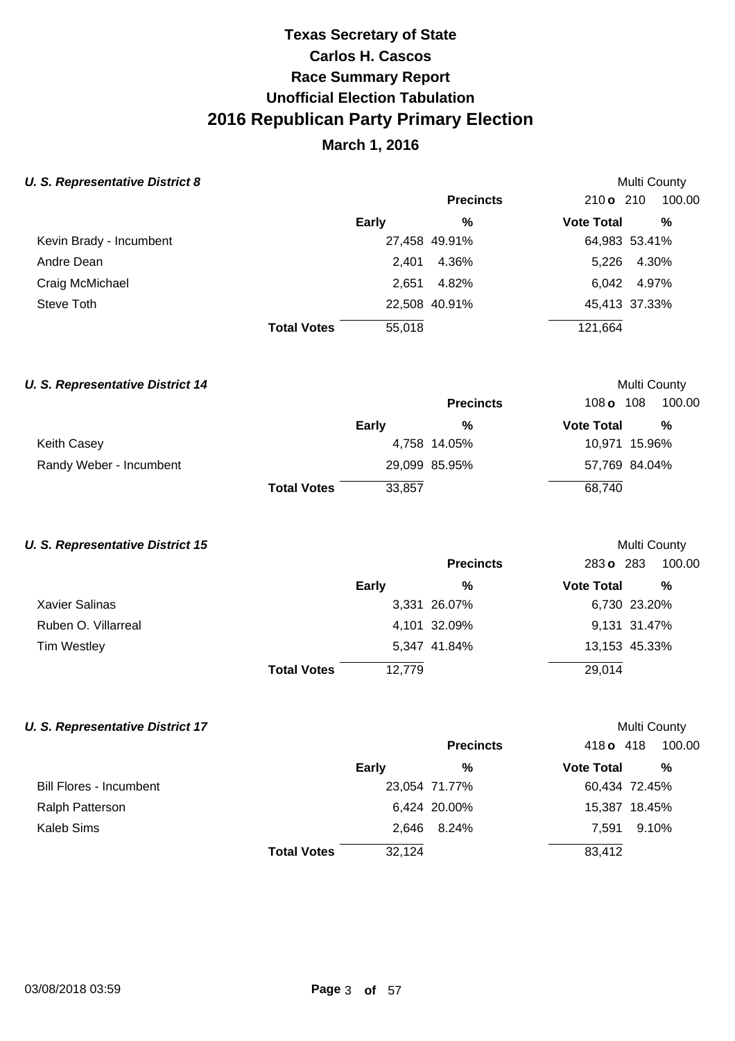# Texas Secretary of State
# Carlos H. Cascos
# Race Summary Report
# Unofficial Election Tabulation
# 2016 Republican Party Primary Election

## March 1, 2016

### *U. S. Representative District 8*

Multi County

| | | Early | % | Vote Total | % |
|---|---|---|---|---|---|
| | | | **Precincts** | 210 **o** 210 | 100.00 |
| Kevin Brady - Incumbent | | 27,458 | 49.91% | 64,983 | 53.41% |
| Andre Dean | | 2,401 | 4.36% | 5,226 | 4.30% |
| Craig McMichael | | 2,651 | 4.82% | 6,042 | 4.97% |
| Steve Toth | | 22,508 | 40.91% | 45,413 | 37.33% |
| | **Total Votes** | 55,018 | | 121,664 | |

### *U. S. Representative District 14*

Multi County

| | | Early | % | Vote Total | % |
|---|---|---|---|---|---|
| | | | **Precincts** | 108 **o** 108 | 100.00 |
| Keith Casey | | 4,758 | 14.05% | 10,971 | 15.96% |
| Randy Weber - Incumbent | | 29,099 | 85.95% | 57,769 | 84.04% |
| | **Total Votes** | 33,857 | | 68,740 | |

### *U. S. Representative District 15*

Multi County

| | | Early | % | Vote Total | % |
|---|---|---|---|---|---|
| | | | **Precincts** | 283 **o** 283 | 100.00 |
| Xavier Salinas | | 3,331 | 26.07% | 6,730 | 23.20% |
| Ruben O. Villarreal | | 4,101 | 32.09% | 9,131 | 31.47% |
| Tim Westley | | 5,347 | 41.84% | 13,153 | 45.33% |
| | **Total Votes** | 12,779 | | 29,014 | |

### *U. S. Representative District 17*

Multi County

| | | Early | % | Vote Total | % |
|---|---|---|---|---|---|
| | | | **Precincts** | 418 **o** 418 | 100.00 |
| Bill Flores - Incumbent | | 23,054 | 71.77% | 60,434 | 72.45% |
| Ralph Patterson | | 6,424 | 20.00% | 15,387 | 18.45% |
| Kaleb Sims | | 2,646 | 8.24% | 7,591 | 9.10% |
| | **Total Votes** | 32,124 | | 83,412 | |

03/08/2018 03:59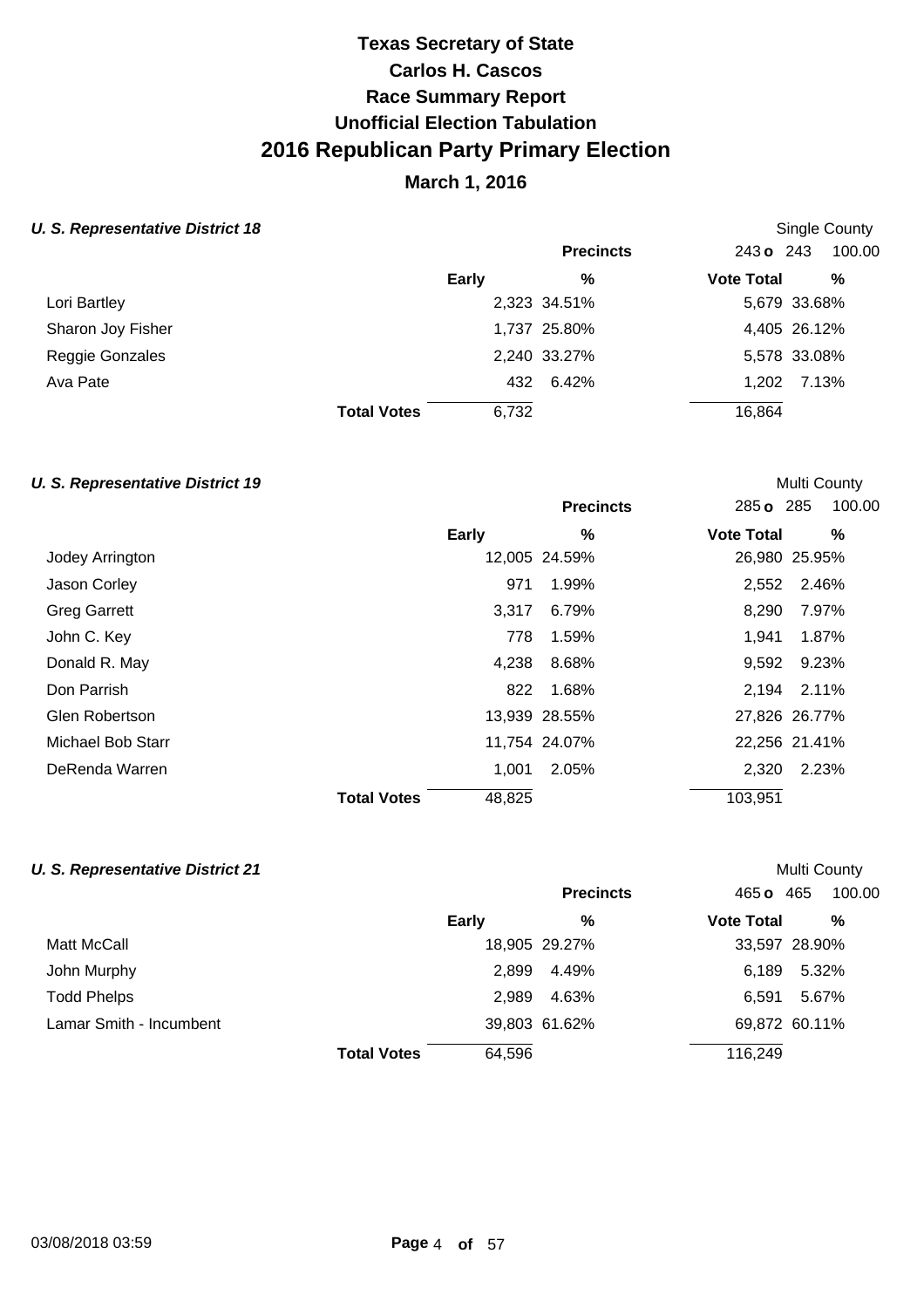# Texas Secretary of State
# Carlos H. Cascos
# Race Summary Report
# Unofficial Election Tabulation
# 2016 Republican Party Primary Election
## March 1, 2016

### *U. S. Representative District 18*

Single County

| | Precincts | | 243 o 243 | 100.00 |
|---|---|---|---|---|
| | **Early** | **%** | **Vote Total** | **%** |
| Lori Bartley | 2,323 | 34.51% | 5,679 | 33.68% |
| Sharon Joy Fisher | 1,737 | 25.80% | 4,405 | 26.12% |
| Reggie Gonzales | 2,240 | 33.27% | 5,578 | 33.08% |
| Ava Pate | 432 | 6.42% | 1,202 | 7.13% |
| **Total Votes** | 6,732 | | 16,864 | |

### *U. S. Representative District 19*

Multi County

| | Precincts | | 285 o 285 | 100.00 |
|---|---|---|---|---|
| | **Early** | **%** | **Vote Total** | **%** |
| Jodey Arrington | 12,005 | 24.59% | 26,980 | 25.95% |
| Jason Corley | 971 | 1.99% | 2,552 | 2.46% |
| Greg Garrett | 3,317 | 6.79% | 8,290 | 7.97% |
| John C. Key | 778 | 1.59% | 1,941 | 1.87% |
| Donald R. May | 4,238 | 8.68% | 9,592 | 9.23% |
| Don Parrish | 822 | 1.68% | 2,194 | 2.11% |
| Glen Robertson | 13,939 | 28.55% | 27,826 | 26.77% |
| Michael Bob Starr | 11,754 | 24.07% | 22,256 | 21.41% |
| DeRenda Warren | 1,001 | 2.05% | 2,320 | 2.23% |
| **Total Votes** | 48,825 | | 103,951 | |

### *U. S. Representative District 21*

Multi County

| | Precincts | | 465 o 465 | 100.00 |
|---|---|---|---|---|
| | **Early** | **%** | **Vote Total** | **%** |
| Matt McCall | 18,905 | 29.27% | 33,597 | 28.90% |
| John Murphy | 2,899 | 4.49% | 6,189 | 5.32% |
| Todd Phelps | 2,989 | 4.63% | 6,591 | 5.67% |
| Lamar Smith - Incumbent | 39,803 | 61.62% | 69,872 | 60.11% |
| **Total Votes** | 64,596 | | 116,249 | |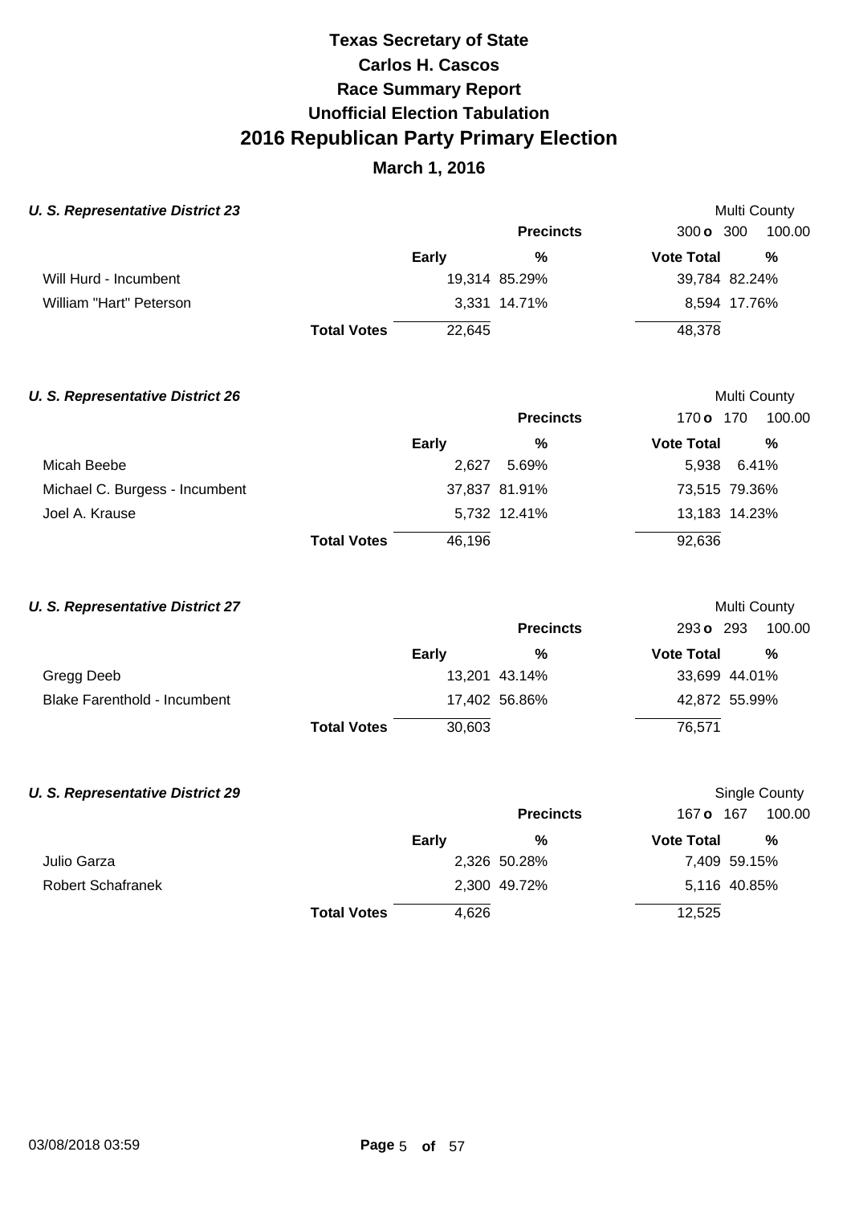# Texas Secretary of State
# Carlos H. Cascos
# Race Summary Report
# Unofficial Election Tabulation
# 2016 Republican Party Primary Election

## March 1, 2016

### *U. S. Representative District 23*

Multi County

| | | | Precincts | 300 o 300 | 100.00 |
|---|---|---|---|---|---|
| | | **Early** | **%** | **Vote Total** | **%** |
| Will Hurd - Incumbent | | 19,314 | 85.29% | 39,784 | 82.24% |
| William "Hart" Peterson | | 3,331 | 14.71% | 8,594 | 17.76% |
| | **Total Votes** | 22,645 | | 48,378 | |

### *U. S. Representative District 26*

Multi County

| | | | Precincts | 170 o 170 | 100.00 |
|---|---|---|---|---|---|
| | | **Early** | **%** | **Vote Total** | **%** |
| Micah Beebe | | 2,627 | 5.69% | 5,938 | 6.41% |
| Michael C. Burgess - Incumbent | | 37,837 | 81.91% | 73,515 | 79.36% |
| Joel A. Krause | | 5,732 | 12.41% | 13,183 | 14.23% |
| | **Total Votes** | 46,196 | | 92,636 | |

### *U. S. Representative District 27*

Multi County

| | | | Precincts | 293 o 293 | 100.00 |
|---|---|---|---|---|---|
| | | **Early** | **%** | **Vote Total** | **%** |
| Gregg Deeb | | 13,201 | 43.14% | 33,699 | 44.01% |
| Blake Farenthold - Incumbent | | 17,402 | 56.86% | 42,872 | 55.99% |
| | **Total Votes** | 30,603 | | 76,571 | |

### *U. S. Representative District 29*

Single County

| | | | Precincts | 167 o 167 | 100.00 |
|---|---|---|---|---|---|
| | | **Early** | **%** | **Vote Total** | **%** |
| Julio Garza | | 2,326 | 50.28% | 7,409 | 59.15% |
| Robert Schafranek | | 2,300 | 49.72% | 5,116 | 40.85% |
| | **Total Votes** | 4,626 | | 12,525 | |

03/08/2018 03:59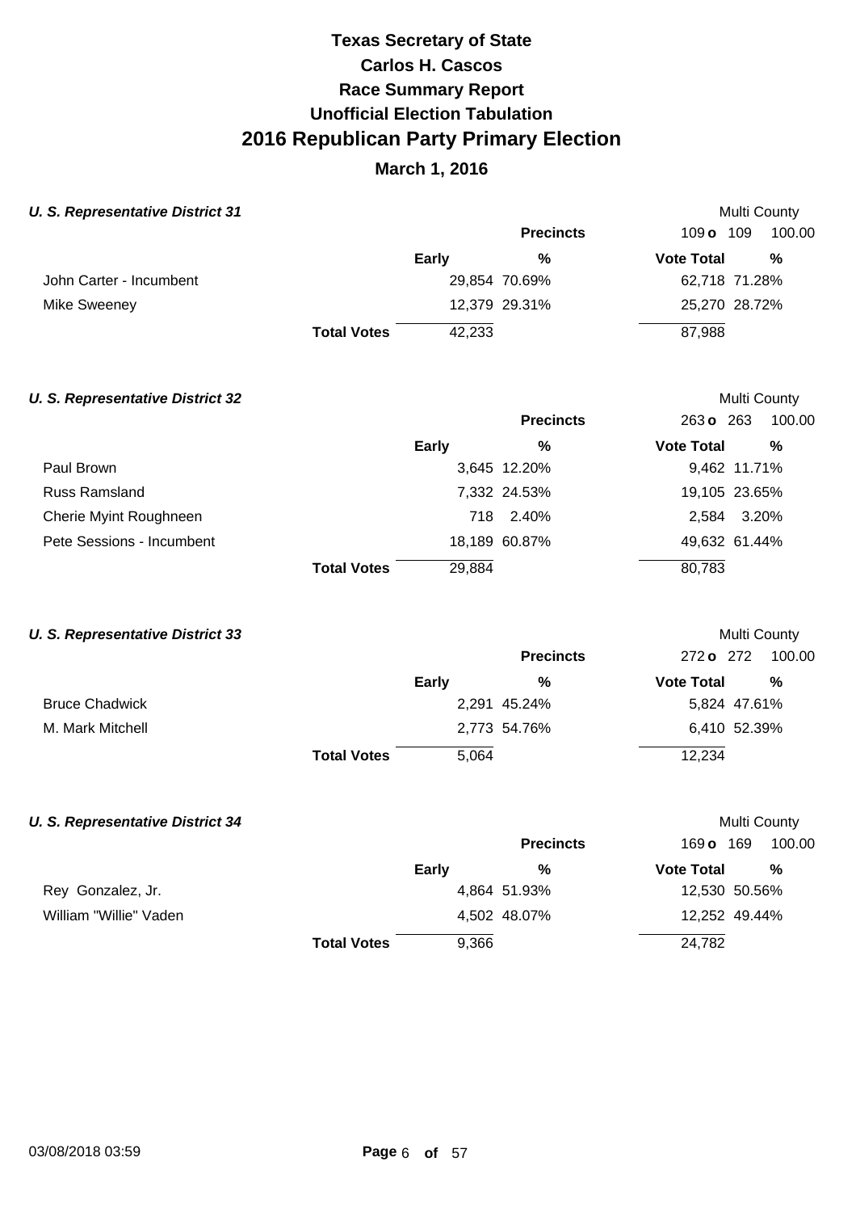# Texas Secretary of State
# Carlos H. Cascos
## Race Summary Report
## Unofficial Election Tabulation
# 2016 Republican Party Primary Election
## March 1, 2016

### *U. S. Representative District 31*

Multi County

| | Precincts | | 109 o 109 | 100.00 |
|---|---|---|---|---|
| | **Early** | **%** | **Vote Total** | **%** |
| John Carter - Incumbent | 29,854 | 70.69% | 62,718 | 71.28% |
| Mike Sweeney | 12,379 | 29.31% | 25,270 | 28.72% |
| **Total Votes** | 42,233 | | 87,988 | |

### *U. S. Representative District 32*

Multi County

| | Precincts | | 263 o 263 | 100.00 |
|---|---|---|---|---|
| | **Early** | **%** | **Vote Total** | **%** |
| Paul Brown | 3,645 | 12.20% | 9,462 | 11.71% |
| Russ Ramsland | 7,332 | 24.53% | 19,105 | 23.65% |
| Cherie Myint Roughneen | 718 | 2.40% | 2,584 | 3.20% |
| Pete Sessions - Incumbent | 18,189 | 60.87% | 49,632 | 61.44% |
| **Total Votes** | 29,884 | | 80,783 | |

### *U. S. Representative District 33*

Multi County

| | Precincts | | 272 o 272 | 100.00 |
|---|---|---|---|---|
| | **Early** | **%** | **Vote Total** | **%** |
| Bruce Chadwick | 2,291 | 45.24% | 5,824 | 47.61% |
| M. Mark Mitchell | 2,773 | 54.76% | 6,410 | 52.39% |
| **Total Votes** | 5,064 | | 12,234 | |

### *U. S. Representative District 34*

Multi County

| | Precincts | | 169 o 169 | 100.00 |
|---|---|---|---|---|
| | **Early** | **%** | **Vote Total** | **%** |
| Rey Gonzalez, Jr. | 4,864 | 51.93% | 12,530 | 50.56% |
| William "Willie" Vaden | 4,502 | 48.07% | 12,252 | 49.44% |
| **Total Votes** | 9,366 | | 24,782 | |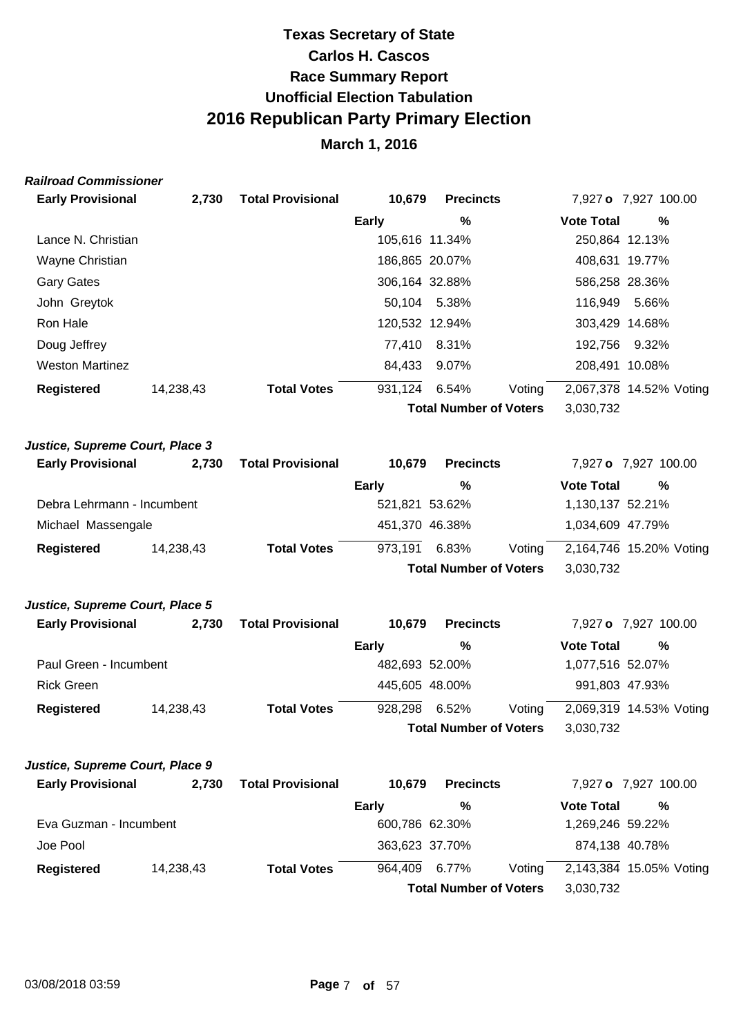# Texas Secretary of State
# Carlos H. Cascos
# Race Summary Report
# Unofficial Election Tabulation
# 2016 Republican Party Primary Election
## March 1, 2016

***Railroad Commissioner***

| **Early Provisional** | **2,730** | **Total Provisional** | **10,679** | **Precincts** | | 7,927 **o** 7,927 100.00 | |
|---|---|---|---|---|---|---|---|
| | | | **Early** | **%** | | **Vote Total** | **%** |
| Lance N. Christian | | | 105,616 | 11.34% | | 250,864 | 12.13% |
| Wayne Christian | | | 186,865 | 20.07% | | 408,631 | 19.77% |
| Gary Gates | | | 306,164 | 32.88% | | 586,258 | 28.36% |
| John Greytok | | | 50,104 | 5.38% | | 116,949 | 5.66% |
| Ron Hale | | | 120,532 | 12.94% | | 303,429 | 14.68% |
| Doug Jeffrey | | | 77,410 | 8.31% | | 192,756 | 9.32% |
| Weston Martinez | | | 84,433 | 9.07% | | 208,491 | 10.08% |
| **Registered** | 14,238,43 | **Total Votes** | 931,124 | 6.54% | Voting | 2,067,378 | 14.52% Voting |
| | | | | **Total Number of Voters** | | 3,030,732 | |

***Justice, Supreme Court, Place 3***

| **Early Provisional** | **2,730** | **Total Provisional** | **10,679** | **Precincts** | | 7,927 **o** 7,927 100.00 | |
|---|---|---|---|---|---|---|---|
| | | | **Early** | **%** | | **Vote Total** | **%** |
| Debra Lehrmann - Incumbent | | | 521,821 | 53.62% | | 1,130,137 | 52.21% |
| Michael Massengale | | | 451,370 | 46.38% | | 1,034,609 | 47.79% |
| **Registered** | 14,238,43 | **Total Votes** | 973,191 | 6.83% | Voting | 2,164,746 | 15.20% Voting |
| | | | | **Total Number of Voters** | | 3,030,732 | |

***Justice, Supreme Court, Place 5***

| **Early Provisional** | **2,730** | **Total Provisional** | **10,679** | **Precincts** | | 7,927 **o** 7,927 100.00 | |
|---|---|---|---|---|---|---|---|
| | | | **Early** | **%** | | **Vote Total** | **%** |
| Paul Green - Incumbent | | | 482,693 | 52.00% | | 1,077,516 | 52.07% |
| Rick Green | | | 445,605 | 48.00% | | 991,803 | 47.93% |
| **Registered** | 14,238,43 | **Total Votes** | 928,298 | 6.52% | Voting | 2,069,319 | 14.53% Voting |
| | | | | **Total Number of Voters** | | 3,030,732 | |

***Justice, Supreme Court, Place 9***

| **Early Provisional** | **2,730** | **Total Provisional** | **10,679** | **Precincts** | | 7,927 **o** 7,927 100.00 | |
|---|---|---|---|---|---|---|---|
| | | | **Early** | **%** | | **Vote Total** | **%** |
| Eva Guzman - Incumbent | | | 600,786 | 62.30% | | 1,269,246 | 59.22% |
| Joe Pool | | | 363,623 | 37.70% | | 874,138 | 40.78% |
| **Registered** | 14,238,43 | **Total Votes** | 964,409 | 6.77% | Voting | 2,143,384 | 15.05% Voting |
| | | | | **Total Number of Voters** | | 3,030,732 | |

03/08/2018 03:59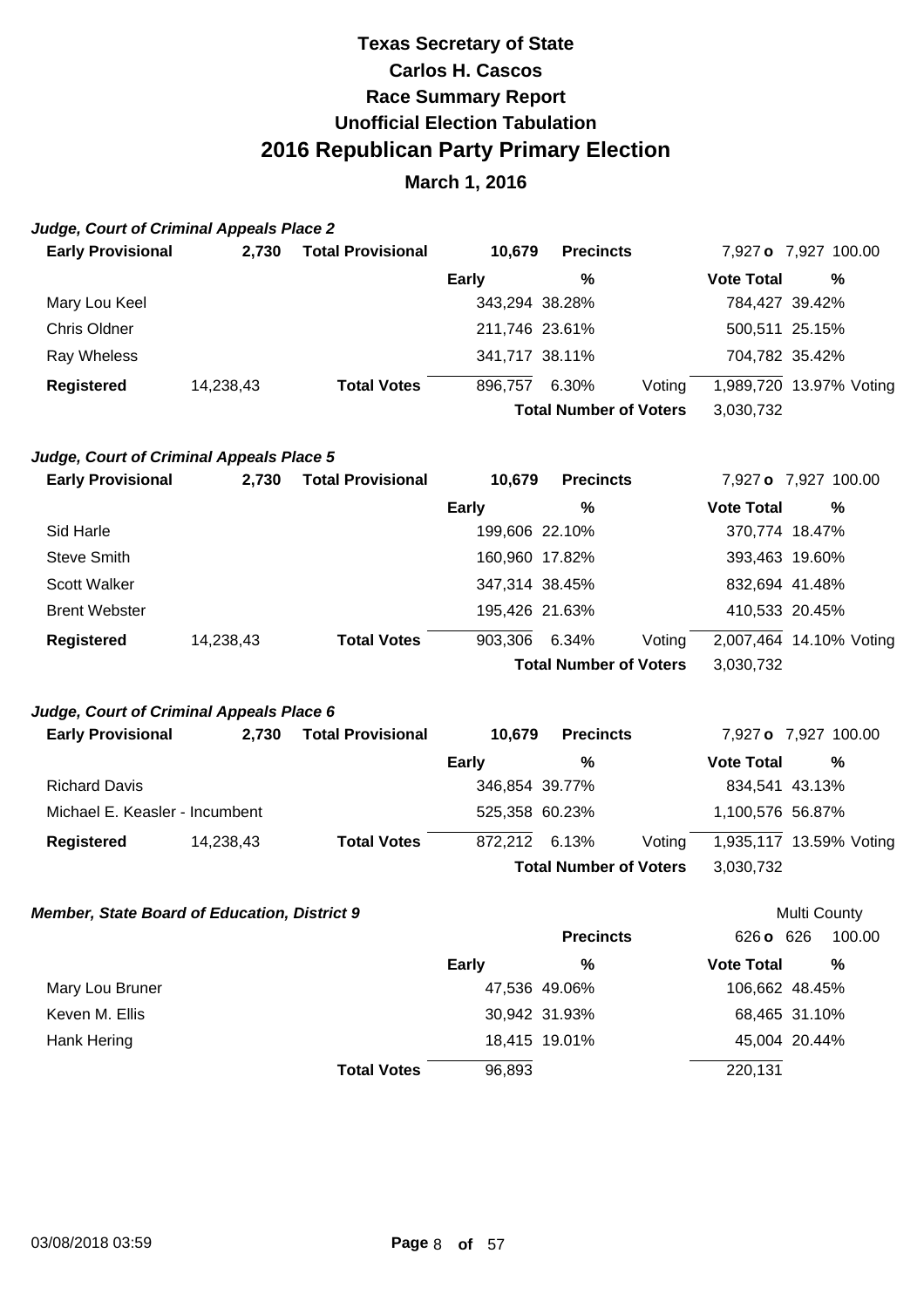# Texas Secretary of State
# Carlos H. Cascos
# Race Summary Report
# Unofficial Election Tabulation
# 2016 Republican Party Primary Election

**March 1, 2016**

***Judge, Court of Criminal Appeals Place 2***

| **Early Provisional** | **2,730** | **Total Provisional** | **10,679** | **Precincts** | | **7,927 o** 7,927 | 100.00 |
|---|---|---|---|---|---|---|---|
| | | | **Early** | **%** | | **Vote Total** | **%** |
| Mary Lou Keel | | | 343,294 | 38.28% | | 784,427 | 39.42% |
| Chris Oldner | | | 211,746 | 23.61% | | 500,511 | 25.15% |
| Ray Wheless | | | 341,717 | 38.11% | | 704,782 | 35.42% |
| **Registered** | 14,238,43 | **Total Votes** | 896,757 | 6.30% | Voting | 1,989,720 | 13.97% Voting |
| | | | | **Total Number of Voters** | | 3,030,732 | |

***Judge, Court of Criminal Appeals Place 5***

| **Early Provisional** | **2,730** | **Total Provisional** | **10,679** | **Precincts** | | **7,927 o** 7,927 | 100.00 |
|---|---|---|---|---|---|---|---|
| | | | **Early** | **%** | | **Vote Total** | **%** |
| Sid Harle | | | 199,606 | 22.10% | | 370,774 | 18.47% |
| Steve Smith | | | 160,960 | 17.82% | | 393,463 | 19.60% |
| Scott Walker | | | 347,314 | 38.45% | | 832,694 | 41.48% |
| Brent Webster | | | 195,426 | 21.63% | | 410,533 | 20.45% |
| **Registered** | 14,238,43 | **Total Votes** | 903,306 | 6.34% | Voting | 2,007,464 | 14.10% Voting |
| | | | | **Total Number of Voters** | | 3,030,732 | |

***Judge, Court of Criminal Appeals Place 6***

| **Early Provisional** | **2,730** | **Total Provisional** | **10,679** | **Precincts** | | **7,927 o** 7,927 | 100.00 |
|---|---|---|---|---|---|---|---|
| | | | **Early** | **%** | | **Vote Total** | **%** |
| Richard Davis | | | 346,854 | 39.77% | | 834,541 | 43.13% |
| Michael E. Keasler - Incumbent | | | 525,358 | 60.23% | | 1,100,576 | 56.87% |
| **Registered** | 14,238,43 | **Total Votes** | 872,212 | 6.13% | Voting | 1,935,117 | 13.59% Voting |
| | | | | **Total Number of Voters** | | 3,030,732 | |

***Member, State Board of Education, District 9***

Multi County

| | | **Precincts** | **626 o** 626 | 100.00 |
|---|---|---|---|---|
| | **Early** | **%** | **Vote Total** | **%** |
| Mary Lou Bruner | 47,536 | 49.06% | 106,662 | 48.45% |
| Keven M. Ellis | 30,942 | 31.93% | 68,465 | 31.10% |
| Hank Hering | 18,415 | 19.01% | 45,004 | 20.44% |
| **Total Votes** | 96,893 | | 220,131 | |

03/08/2018 03:59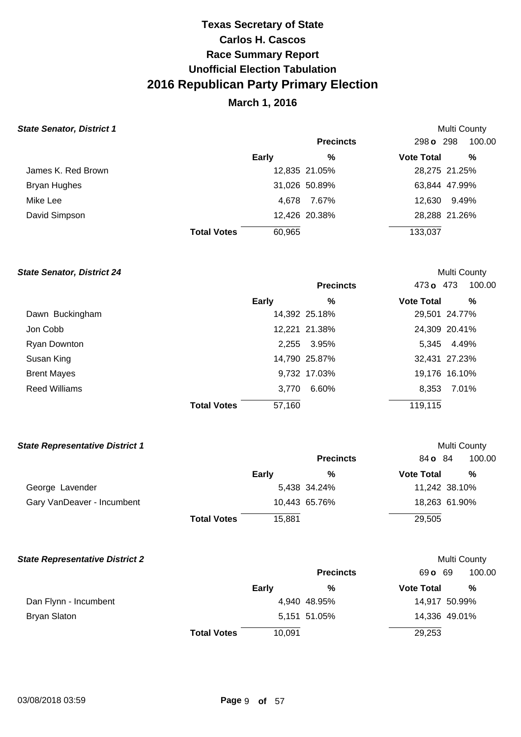# Texas Secretary of State
# Carlos H. Cascos
# Race Summary Report
# Unofficial Election Tabulation
# 2016 Republican Party Primary Election
## March 1, 2016

### State Senator, District 1

Multi County

| | Early | % | Precincts 298 o 298 100.00 Vote Total | % |
|---|---|---|---|---|
| James K. Red Brown | 12,835 | 21.05% | 28,275 | 21.25% |
| Bryan Hughes | 31,026 | 50.89% | 63,844 | 47.99% |
| Mike Lee | 4,678 | 7.67% | 12,630 | 9.49% |
| David Simpson | 12,426 | 20.38% | 28,288 | 21.26% |
| **Total Votes** | 60,965 | | 133,037 | |

### State Senator, District 24

Multi County

| | Early | % | Precincts 473 o 473 100.00 Vote Total | % |
|---|---|---|---|---|
| Dawn Buckingham | 14,392 | 25.18% | 29,501 | 24.77% |
| Jon Cobb | 12,221 | 21.38% | 24,309 | 20.41% |
| Ryan Downton | 2,255 | 3.95% | 5,345 | 4.49% |
| Susan King | 14,790 | 25.87% | 32,431 | 27.23% |
| Brent Mayes | 9,732 | 17.03% | 19,176 | 16.10% |
| Reed Williams | 3,770 | 6.60% | 8,353 | 7.01% |
| **Total Votes** | 57,160 | | 119,115 | |

### State Representative District 1

Multi County

| | Early | % | Precincts 84 o 84 100.00 Vote Total | % |
|---|---|---|---|---|
| George Lavender | 5,438 | 34.24% | 11,242 | 38.10% |
| Gary VanDeaver - Incumbent | 10,443 | 65.76% | 18,263 | 61.90% |
| **Total Votes** | 15,881 | | 29,505 | |

### State Representative District 2

Multi County

| | Early | % | Precincts 69 o 69 100.00 Vote Total | % |
|---|---|---|---|---|
| Dan Flynn - Incumbent | 4,940 | 48.95% | 14,917 | 50.99% |
| Bryan Slaton | 5,151 | 51.05% | 14,336 | 49.01% |
| **Total Votes** | 10,091 | | 29,253 | |

03/08/2018 03:59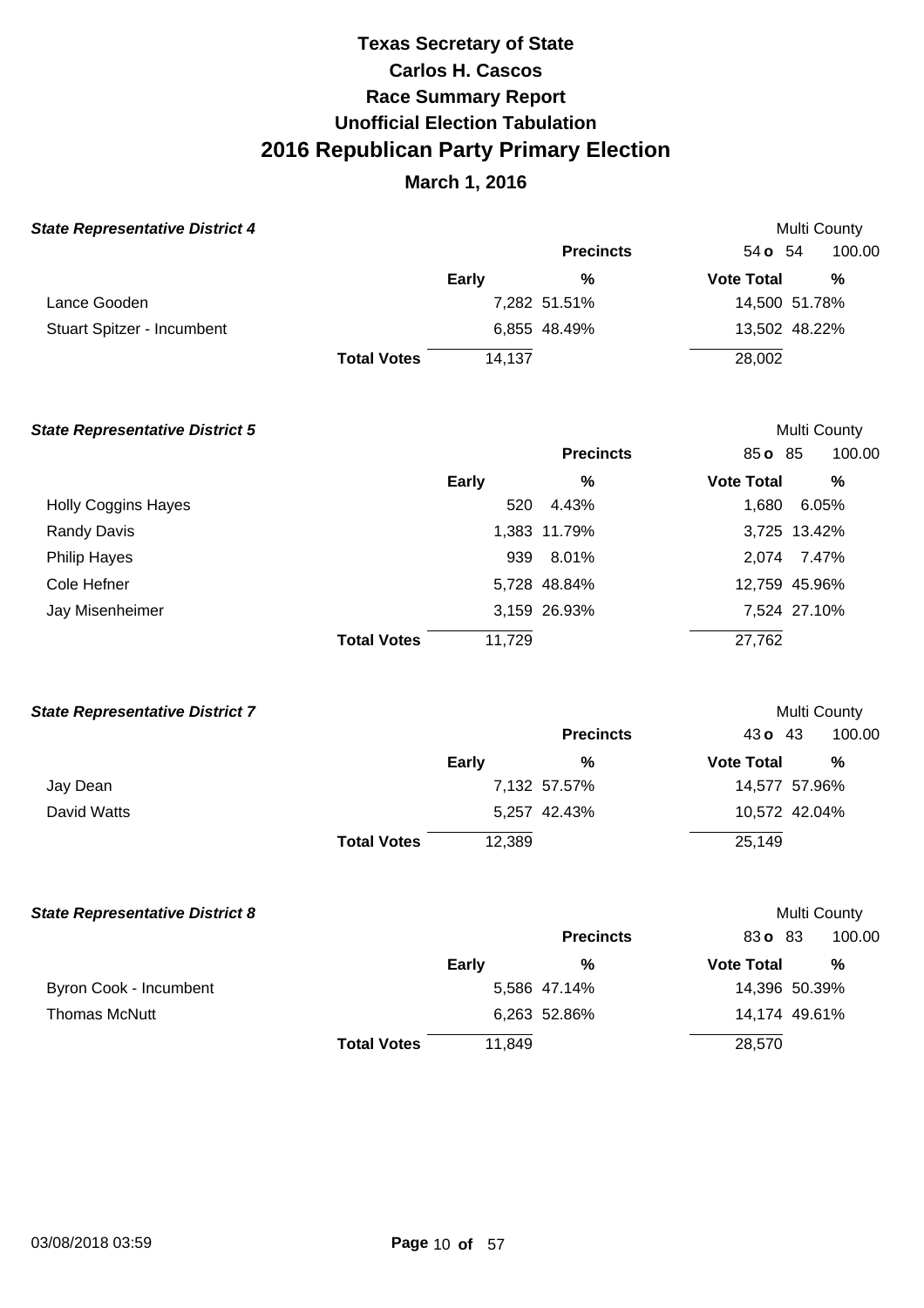# Texas Secretary of State
# Carlos H. Cascos
# Race Summary Report
# Unofficial Election Tabulation
# 2016 Republican Party Primary Election

## March 1, 2016

### *State Representative District 4*

Multi County

| | Early | % | Vote Total | % |
|---|---|---|---|---|
| **Precincts** | | | 54 **o** 54 | 100.00 |
| Lance Gooden | 7,282 | 51.51% | 14,500 | 51.78% |
| Stuart Spitzer - Incumbent | 6,855 | 48.49% | 13,502 | 48.22% |
| **Total Votes** | 14,137 | | 28,002 | |

### *State Representative District 5*

Multi County

| | Early | % | Vote Total | % |
|---|---|---|---|---|
| **Precincts** | | | 85 **o** 85 | 100.00 |
| Holly Coggins Hayes | 520 | 4.43% | 1,680 | 6.05% |
| Randy Davis | 1,383 | 11.79% | 3,725 | 13.42% |
| Philip Hayes | 939 | 8.01% | 2,074 | 7.47% |
| Cole Hefner | 5,728 | 48.84% | 12,759 | 45.96% |
| Jay Misenheimer | 3,159 | 26.93% | 7,524 | 27.10% |
| **Total Votes** | 11,729 | | 27,762 | |

### *State Representative District 7*

Multi County

| | Early | % | Vote Total | % |
|---|---|---|---|---|
| **Precincts** | | | 43 **o** 43 | 100.00 |
| Jay Dean | 7,132 | 57.57% | 14,577 | 57.96% |
| David Watts | 5,257 | 42.43% | 10,572 | 42.04% |
| **Total Votes** | 12,389 | | 25,149 | |

### *State Representative District 8*

Multi County

| | Early | % | Vote Total | % |
|---|---|---|---|---|
| **Precincts** | | | 83 **o** 83 | 100.00 |
| Byron Cook - Incumbent | 5,586 | 47.14% | 14,396 | 50.39% |
| Thomas McNutt | 6,263 | 52.86% | 14,174 | 49.61% |
| **Total Votes** | 11,849 | | 28,570 | |

03/08/2018 03:59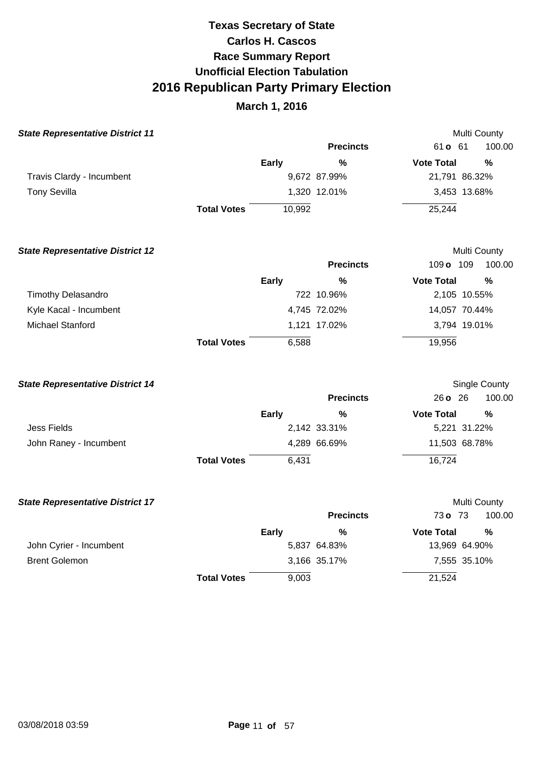# Texas Secretary of State
# Carlos H. Cascos
# Race Summary Report
# Unofficial Election Tabulation
# 2016 Republican Party Primary Election
## March 1, 2016

### State Representative District 11

Multi County

| | Early | % | Vote Total | % |
|---|---|---|---|---|
| Precincts | | | 61 o 61 | 100.00 |
| Travis Clardy - Incumbent | 9,672 | 87.99% | 21,791 | 86.32% |
| Tony Sevilla | 1,320 | 12.01% | 3,453 | 13.68% |
| Total Votes | 10,992 | | 25,244 | |

### State Representative District 12

Multi County

| | Early | % | Vote Total | % |
|---|---|---|---|---|
| Precincts | | | 109 o 109 | 100.00 |
| Timothy Delasandro | 722 | 10.96% | 2,105 | 10.55% |
| Kyle Kacal - Incumbent | 4,745 | 72.02% | 14,057 | 70.44% |
| Michael Stanford | 1,121 | 17.02% | 3,794 | 19.01% |
| Total Votes | 6,588 | | 19,956 | |

### State Representative District 14

Single County

| | Early | % | Vote Total | % |
|---|---|---|---|---|
| Precincts | | | 26 o 26 | 100.00 |
| Jess Fields | 2,142 | 33.31% | 5,221 | 31.22% |
| John Raney - Incumbent | 4,289 | 66.69% | 11,503 | 68.78% |
| Total Votes | 6,431 | | 16,724 | |

### State Representative District 17

Multi County

| | Early | % | Vote Total | % |
|---|---|---|---|---|
| Precincts | | | 73 o 73 | 100.00 |
| John Cyrier - Incumbent | 5,837 | 64.83% | 13,969 | 64.90% |
| Brent Golemon | 3,166 | 35.17% | 7,555 | 35.10% |
| Total Votes | 9,003 | | 21,524 | |

03/08/2018 03:59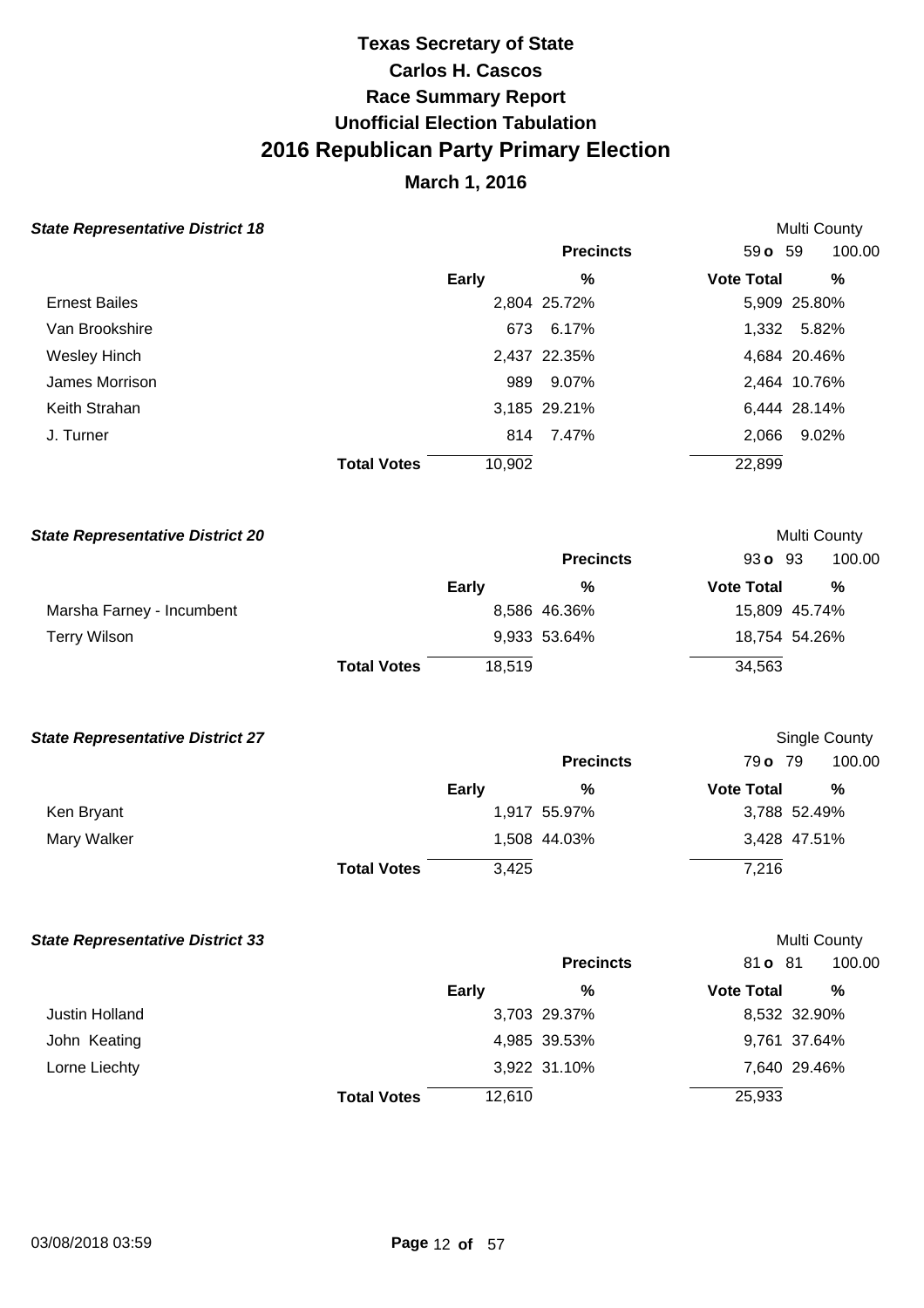# Texas Secretary of State
# Carlos H. Cascos
## Race Summary Report
## Unofficial Election Tabulation
# 2016 Republican Party Primary Election
## March 1, 2016

### State Representative District 18

Multi County

| | Precincts | | 59 o 59 | 100.00 |
|---|---|---|---|---|
| | **Early** | **%** | **Vote Total** | **%** |
| Ernest Bailes | 2,804 | 25.72% | 5,909 | 25.80% |
| Van Brookshire | 673 | 6.17% | 1,332 | 5.82% |
| Wesley Hinch | 2,437 | 22.35% | 4,684 | 20.46% |
| James Morrison | 989 | 9.07% | 2,464 | 10.76% |
| Keith Strahan | 3,185 | 29.21% | 6,444 | 28.14% |
| J. Turner | 814 | 7.47% | 2,066 | 9.02% |
| **Total Votes** | 10,902 | | 22,899 | |

### State Representative District 20

Multi County

| | Precincts | | 93 o 93 | 100.00 |
|---|---|---|---|---|
| | **Early** | **%** | **Vote Total** | **%** |
| Marsha Farney - Incumbent | 8,586 | 46.36% | 15,809 | 45.74% |
| Terry Wilson | 9,933 | 53.64% | 18,754 | 54.26% |
| **Total Votes** | 18,519 | | 34,563 | |

### State Representative District 27

Single County

| | Precincts | | 79 o 79 | 100.00 |
|---|---|---|---|---|
| | **Early** | **%** | **Vote Total** | **%** |
| Ken Bryant | 1,917 | 55.97% | 3,788 | 52.49% |
| Mary Walker | 1,508 | 44.03% | 3,428 | 47.51% |
| **Total Votes** | 3,425 | | 7,216 | |

### State Representative District 33

Multi County

| | Precincts | | 81 o 81 | 100.00 |
|---|---|---|---|---|
| | **Early** | **%** | **Vote Total** | **%** |
| Justin Holland | 3,703 | 29.37% | 8,532 | 32.90% |
| John Keating | 4,985 | 39.53% | 9,761 | 37.64% |
| Lorne Liechty | 3,922 | 31.10% | 7,640 | 29.46% |
| **Total Votes** | 12,610 | | 25,933 | |

03/08/2018 03:59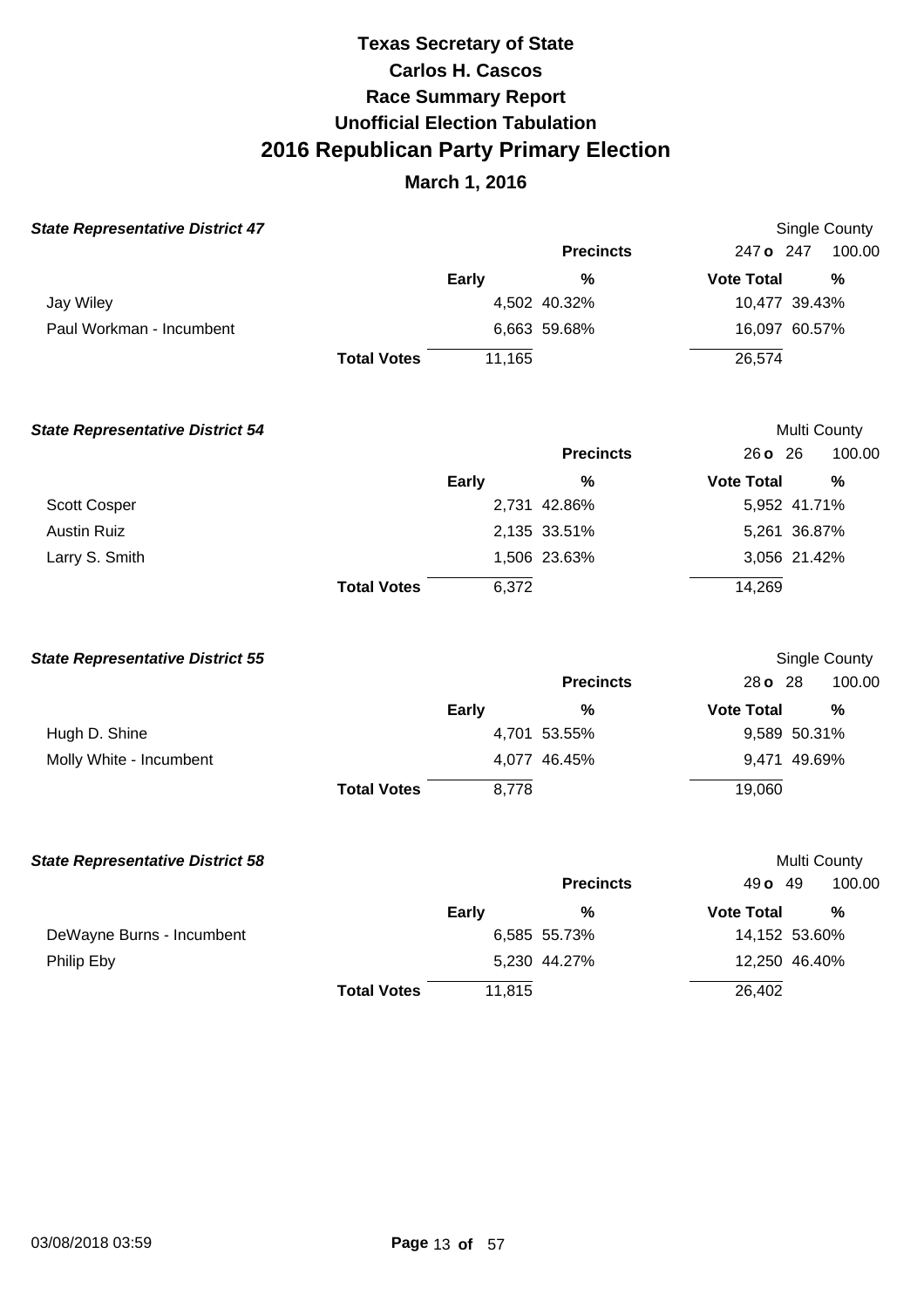# Texas Secretary of State
## Carlos H. Cascos
## Race Summary Report
## Unofficial Election Tabulation
# 2016 Republican Party Primary Election
## March 1, 2016

### State Representative District 47

Single County

| | Early | % | Vote Total | % |
|---|---|---|---|---|
| Precincts | | | 247 o 247 | 100.00 |
| Jay Wiley | 4,502 | 40.32% | 10,477 | 39.43% |
| Paul Workman - Incumbent | 6,663 | 59.68% | 16,097 | 60.57% |
| **Total Votes** | 11,165 | | 26,574 | |

### State Representative District 54

Multi County

| | Early | % | Vote Total | % |
|---|---|---|---|---|
| Precincts | | | 26 o 26 | 100.00 |
| Scott Cosper | 2,731 | 42.86% | 5,952 | 41.71% |
| Austin Ruiz | 2,135 | 33.51% | 5,261 | 36.87% |
| Larry S. Smith | 1,506 | 23.63% | 3,056 | 21.42% |
| **Total Votes** | 6,372 | | 14,269 | |

### State Representative District 55

Single County

| | Early | % | Vote Total | % |
|---|---|---|---|---|
| Precincts | | | 28 o 28 | 100.00 |
| Hugh D. Shine | 4,701 | 53.55% | 9,589 | 50.31% |
| Molly White - Incumbent | 4,077 | 46.45% | 9,471 | 49.69% |
| **Total Votes** | 8,778 | | 19,060 | |

### State Representative District 58

Multi County

| | Early | % | Vote Total | % |
|---|---|---|---|---|
| Precincts | | | 49 o 49 | 100.00 |
| DeWayne Burns - Incumbent | 6,585 | 55.73% | 14,152 | 53.60% |
| Philip Eby | 5,230 | 44.27% | 12,250 | 46.40% |
| **Total Votes** | 11,815 | | 26,402 | |

03/08/2018 03:59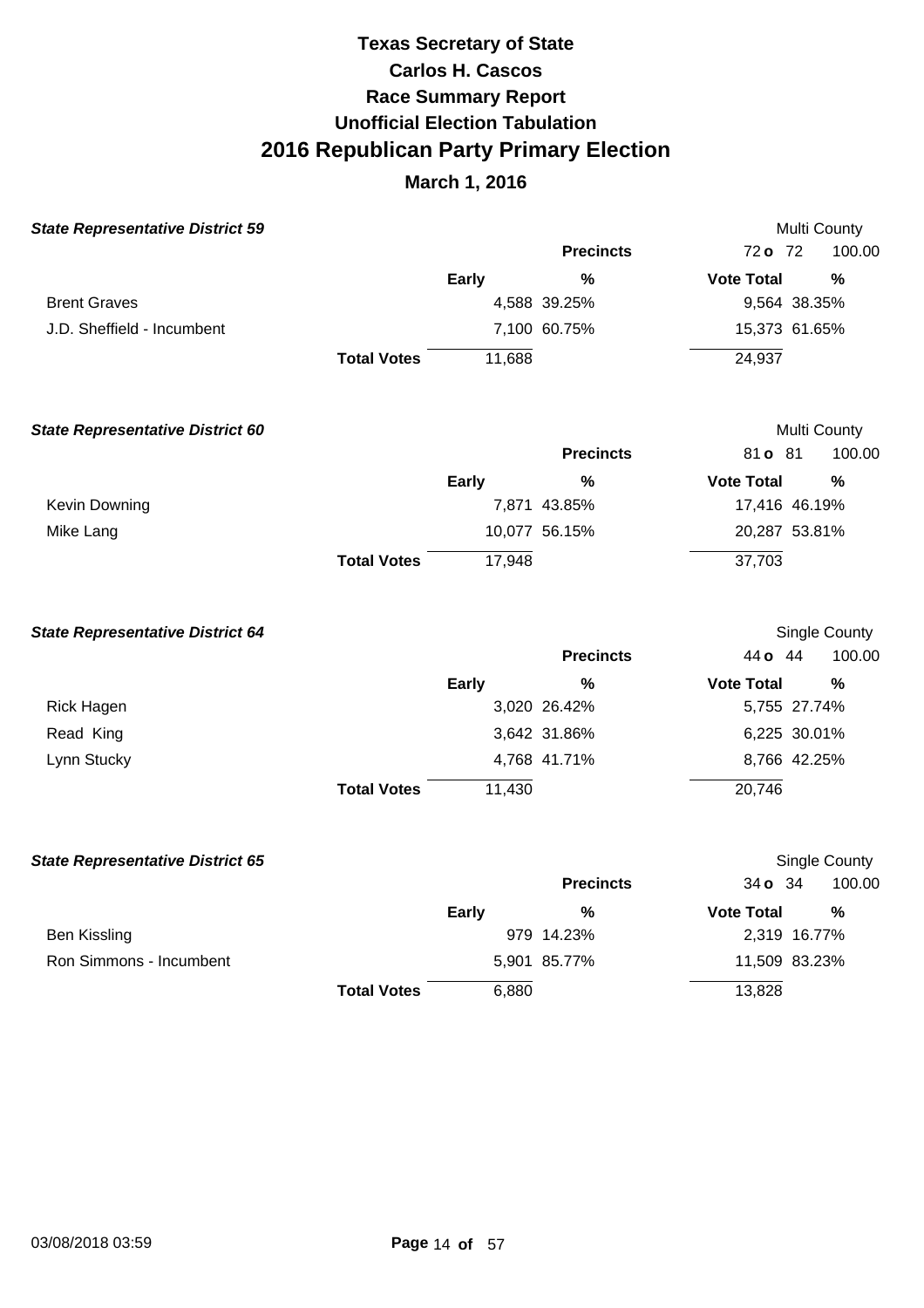# Texas Secretary of State
# Carlos H. Cascos
# Race Summary Report
# Unofficial Election Tabulation
# 2016 Republican Party Primary Election
## March 1, 2016

### ***State Representative District 59***

Multi County

Precincts: 72 o 72 100.00

| Candidate | Early | % | Vote Total | % |
|---|---|---|---|---|
| Brent Graves | 4,588 | 39.25% | 9,564 | 38.35% |
| J.D. Sheffield - Incumbent | 7,100 | 60.75% | 15,373 | 61.65% |
| **Total Votes** | 11,688 | | 24,937 | |

### ***State Representative District 60***

Multi County

Precincts: 81 o 81 100.00

| Candidate | Early | % | Vote Total | % |
|---|---|---|---|---|
| Kevin Downing | 7,871 | 43.85% | 17,416 | 46.19% |
| Mike Lang | 10,077 | 56.15% | 20,287 | 53.81% |
| **Total Votes** | 17,948 | | 37,703 | |

### ***State Representative District 64***

Single County

Precincts: 44 o 44 100.00

| Candidate | Early | % | Vote Total | % |
|---|---|---|---|---|
| Rick Hagen | 3,020 | 26.42% | 5,755 | 27.74% |
| Read King | 3,642 | 31.86% | 6,225 | 30.01% |
| Lynn Stucky | 4,768 | 41.71% | 8,766 | 42.25% |
| **Total Votes** | 11,430 | | 20,746 | |

### ***State Representative District 65***

Single County

Precincts: 34 o 34 100.00

| Candidate | Early | % | Vote Total | % |
|---|---|---|---|---|
| Ben Kissling | 979 | 14.23% | 2,319 | 16.77% |
| Ron Simmons - Incumbent | 5,901 | 85.77% | 11,509 | 83.23% |
| **Total Votes** | 6,880 | | 13,828 | |

03/08/2018 03:59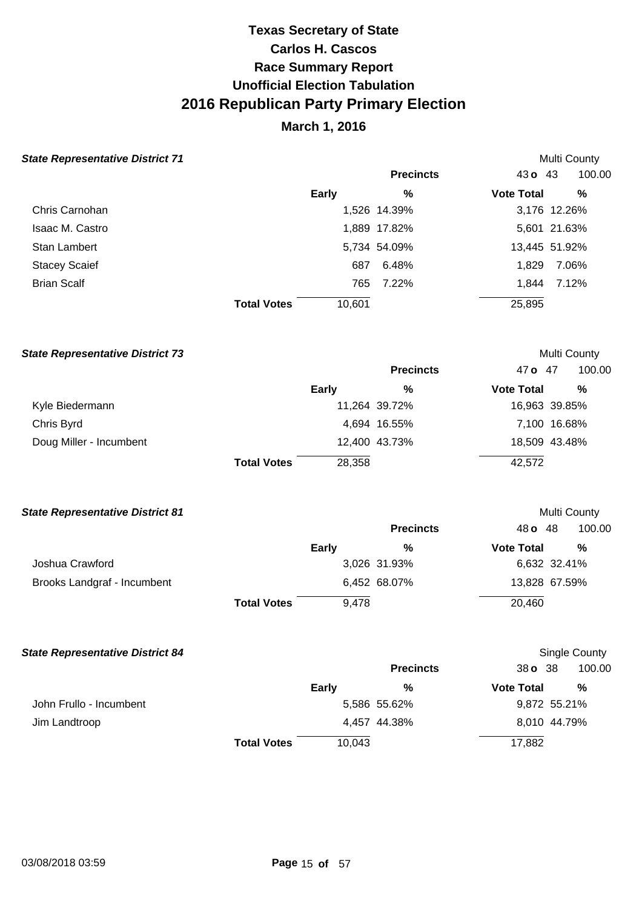# Texas Secretary of State
# Carlos H. Cascos
# Race Summary Report
# Unofficial Election Tabulation
# 2016 Republican Party Primary Election
## March 1, 2016

### State Representative District 71

Multi County

| | Precincts | | 43 o 43 | 100.00 |
|---|---|---|---|---|
| | Early | % | Vote Total | % |
| Chris Carnohan | 1,526 | 14.39% | 3,176 | 12.26% |
| Isaac M. Castro | 1,889 | 17.82% | 5,601 | 21.63% |
| Stan Lambert | 5,734 | 54.09% | 13,445 | 51.92% |
| Stacey Scaief | 687 | 6.48% | 1,829 | 7.06% |
| Brian Scalf | 765 | 7.22% | 1,844 | 7.12% |
| **Total Votes** | 10,601 | | 25,895 | |

### State Representative District 73

Multi County

| | Precincts | | 47 o 47 | 100.00 |
|---|---|---|---|---|
| | Early | % | Vote Total | % |
| Kyle Biedermann | 11,264 | 39.72% | 16,963 | 39.85% |
| Chris Byrd | 4,694 | 16.55% | 7,100 | 16.68% |
| Doug Miller - Incumbent | 12,400 | 43.73% | 18,509 | 43.48% |
| **Total Votes** | 28,358 | | 42,572 | |

### State Representative District 81

Multi County

| | Precincts | | 48 o 48 | 100.00 |
|---|---|---|---|---|
| | Early | % | Vote Total | % |
| Joshua Crawford | 3,026 | 31.93% | 6,632 | 32.41% |
| Brooks Landgraf - Incumbent | 6,452 | 68.07% | 13,828 | 67.59% |
| **Total Votes** | 9,478 | | 20,460 | |

### State Representative District 84

Single County

| | Precincts | | 38 o 38 | 100.00 |
|---|---|---|---|---|
| | Early | % | Vote Total | % |
| John Frullo - Incumbent | 5,586 | 55.62% | 9,872 | 55.21% |
| Jim Landtroop | 4,457 | 44.38% | 8,010 | 44.79% |
| **Total Votes** | 10,043 | | 17,882 | |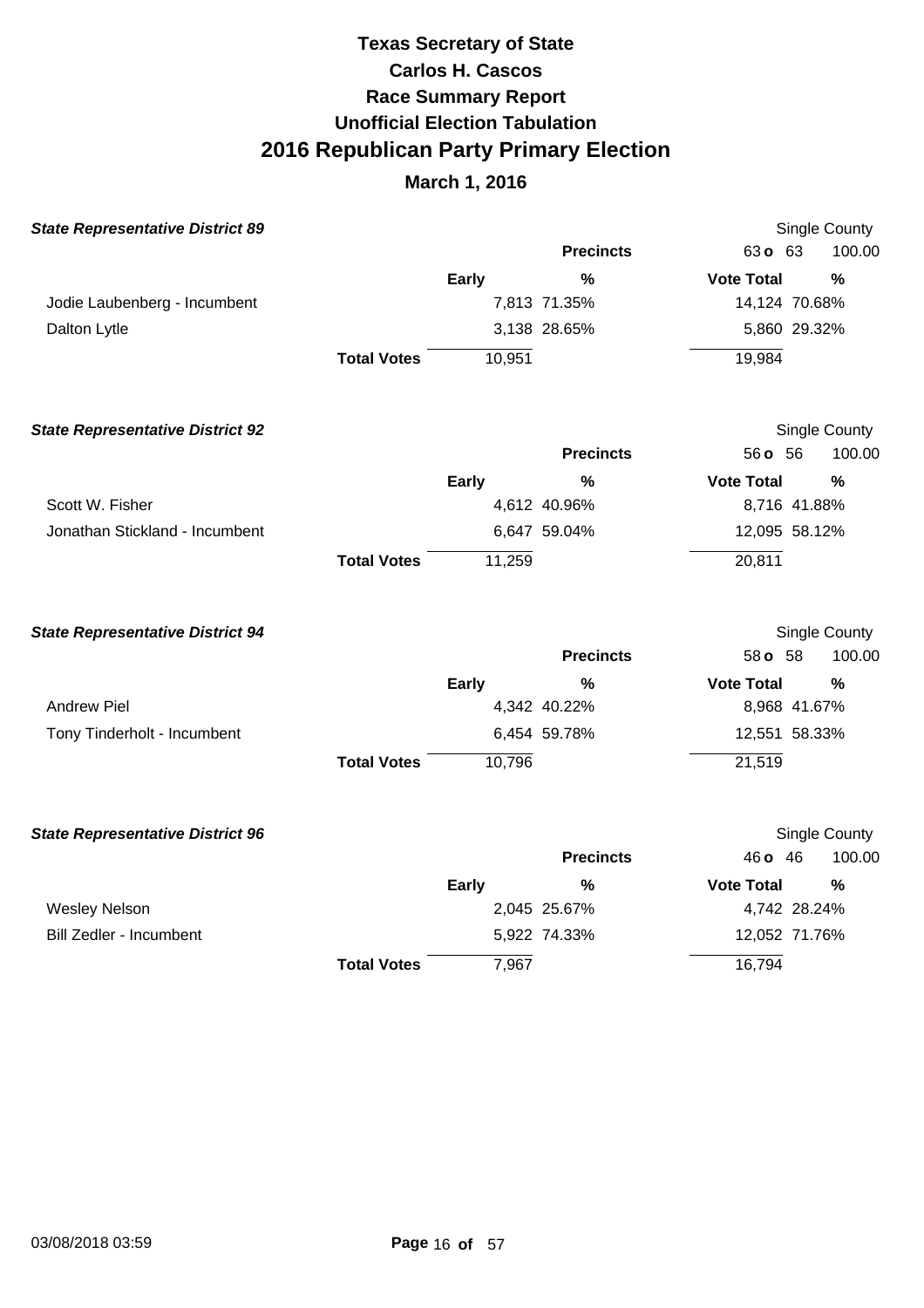# Texas Secretary of State

## Carlos H. Cascos

## Race Summary Report

## Unofficial Election Tabulation

# 2016 Republican Party Primary Election

## March 1, 2016

### *State Representative District 89*

Single County

| | Early | % | Vote Total | % |
|---|---|---|---|---|
| | | **Precincts** | 63 **o** 63 | 100.00 |
| Jodie Laubenberg - Incumbent | 7,813 | 71.35% | 14,124 | 70.68% |
| Dalton Lytle | 3,138 | 28.65% | 5,860 | 29.32% |
| **Total Votes** | 10,951 | | 19,984 | |

### *State Representative District 92*

Single County

| | Early | % | Vote Total | % |
|---|---|---|---|---|
| | | **Precincts** | 56 **o** 56 | 100.00 |
| Scott W. Fisher | 4,612 | 40.96% | 8,716 | 41.88% |
| Jonathan Stickland - Incumbent | 6,647 | 59.04% | 12,095 | 58.12% |
| **Total Votes** | 11,259 | | 20,811 | |

### *State Representative District 94*

Single County

| | Early | % | Vote Total | % |
|---|---|---|---|---|
| | | **Precincts** | 58 **o** 58 | 100.00 |
| Andrew Piel | 4,342 | 40.22% | 8,968 | 41.67% |
| Tony Tinderholt - Incumbent | 6,454 | 59.78% | 12,551 | 58.33% |
| **Total Votes** | 10,796 | | 21,519 | |

### *State Representative District 96*

Single County

| | Early | % | Vote Total | % |
|---|---|---|---|---|
| | | **Precincts** | 46 **o** 46 | 100.00 |
| Wesley Nelson | 2,045 | 25.67% | 4,742 | 28.24% |
| Bill Zedler - Incumbent | 5,922 | 74.33% | 12,052 | 71.76% |
| **Total Votes** | 7,967 | | 16,794 | |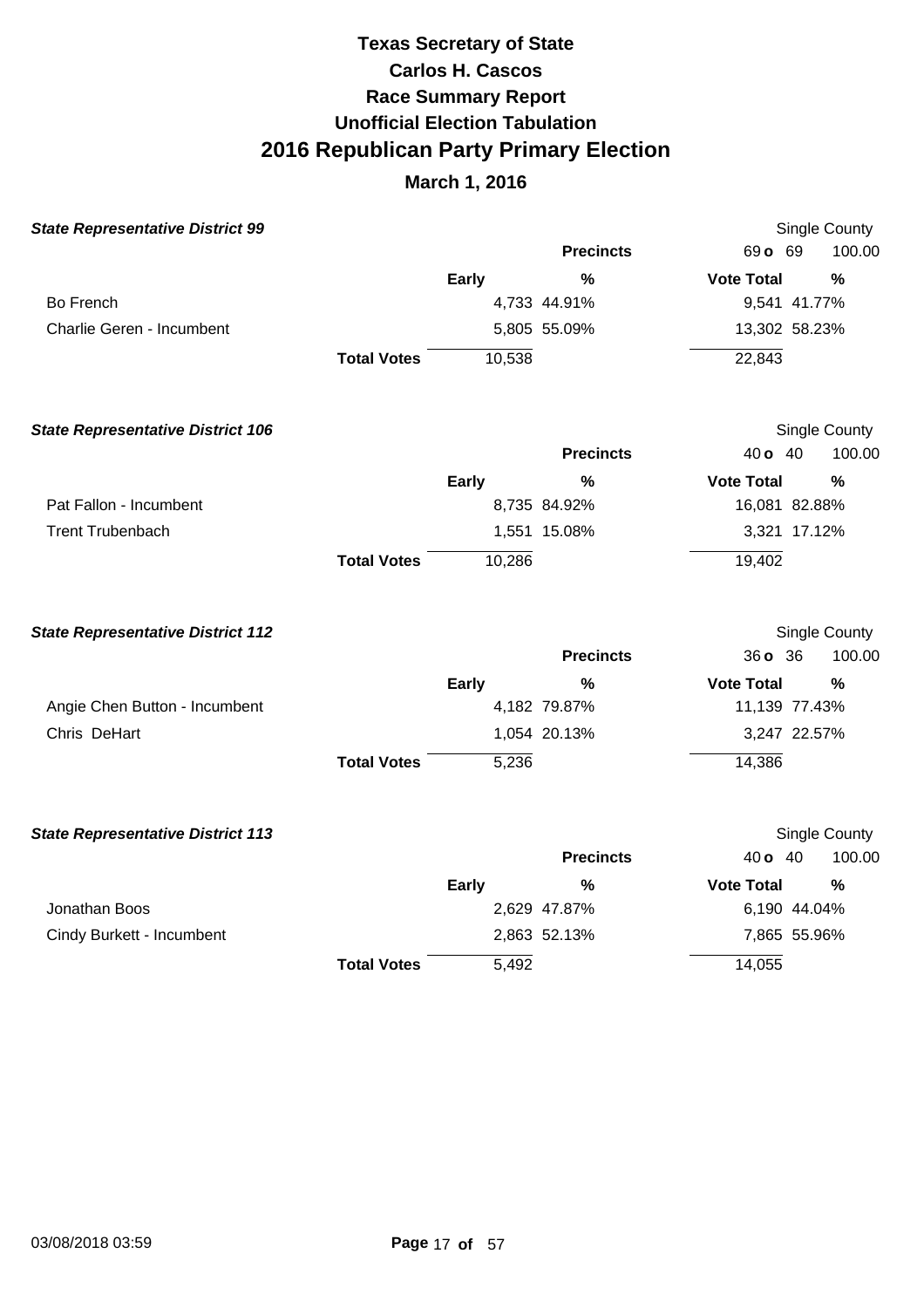# Texas Secretary of State
# Carlos H. Cascos
# Race Summary Report
# Unofficial Election Tabulation
# 2016 Republican Party Primary Election

## March 1, 2016

### *State Representative District 99*

Single County

| | Early | % | Vote Total | % |
|---|---|---|---|---|
| | | **Precincts** | 69 **o** 69 | 100.00 |
| Bo French | 4,733 | 44.91% | 9,541 | 41.77% |
| Charlie Geren - Incumbent | 5,805 | 55.09% | 13,302 | 58.23% |
| **Total Votes** | 10,538 | | 22,843 | |

### *State Representative District 106*

Single County

| | Early | % | Vote Total | % |
|---|---|---|---|---|
| | | **Precincts** | 40 **o** 40 | 100.00 |
| Pat Fallon - Incumbent | 8,735 | 84.92% | 16,081 | 82.88% |
| Trent Trubenbach | 1,551 | 15.08% | 3,321 | 17.12% |
| **Total Votes** | 10,286 | | 19,402 | |

### *State Representative District 112*

Single County

| | Early | % | Vote Total | % |
|---|---|---|---|---|
| | | **Precincts** | 36 **o** 36 | 100.00 |
| Angie Chen Button - Incumbent | 4,182 | 79.87% | 11,139 | 77.43% |
| Chris DeHart | 1,054 | 20.13% | 3,247 | 22.57% |
| **Total Votes** | 5,236 | | 14,386 | |

### *State Representative District 113*

Single County

| | Early | % | Vote Total | % |
|---|---|---|---|---|
| | | **Precincts** | 40 **o** 40 | 100.00 |
| Jonathan Boos | 2,629 | 47.87% | 6,190 | 44.04% |
| Cindy Burkett - Incumbent | 2,863 | 52.13% | 7,865 | 55.96% |
| **Total Votes** | 5,492 | | 14,055 | |

03/08/2018 03:59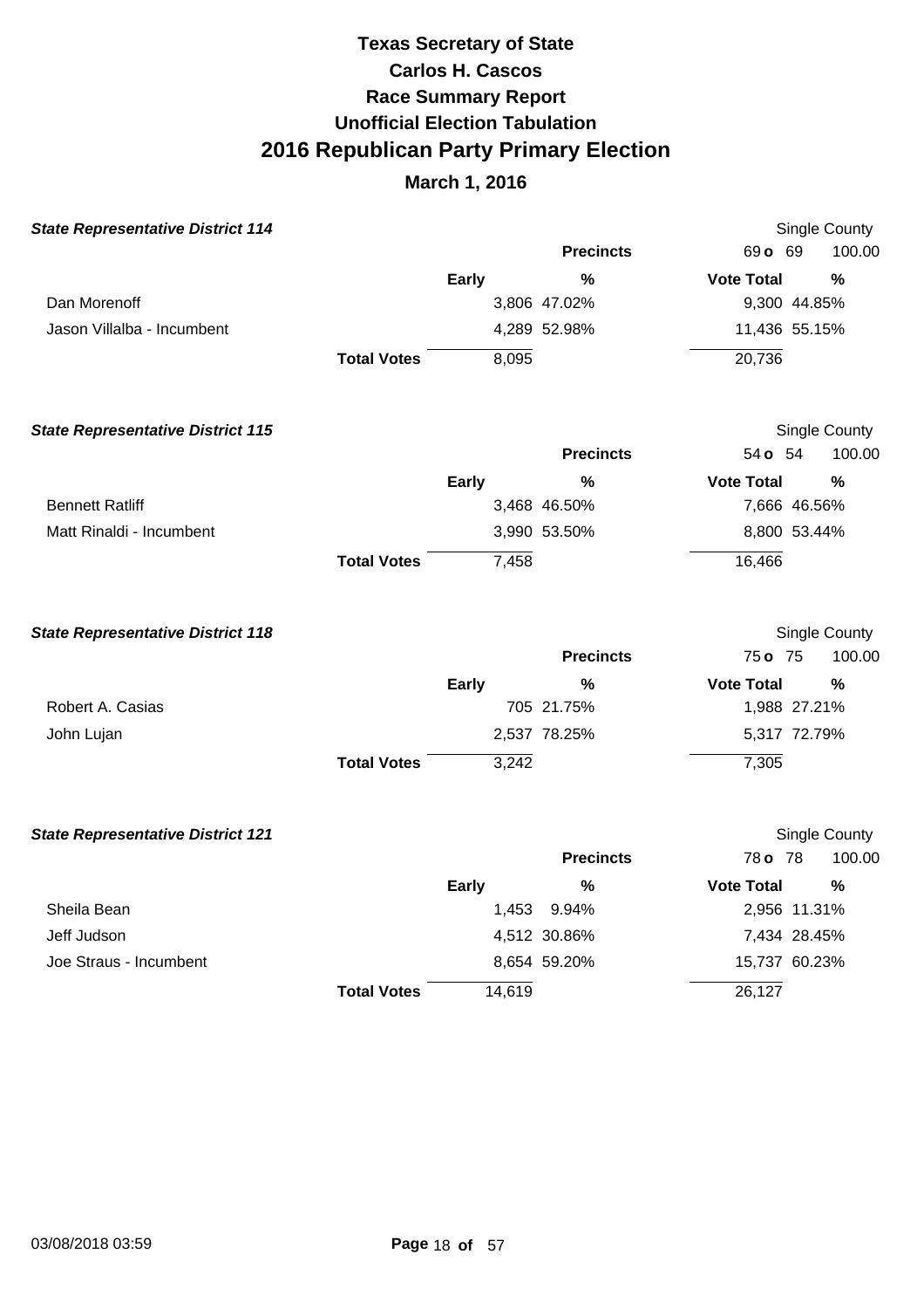# Texas Secretary of State

## Carlos H. Cascos

## Race Summary Report

## Unofficial Election Tabulation

# 2016 Republican Party Primary Election

## March 1, 2016

### *State Representative District 114*

Single County

| | Early | % | Vote Total | % |
|---|---|---|---|---|
| | | **Precincts** | 69 **o** 69 | 100.00 |
| Dan Morenoff | 3,806 | 47.02% | 9,300 | 44.85% |
| Jason Villalba - Incumbent | 4,289 | 52.98% | 11,436 | 55.15% |
| **Total Votes** | 8,095 | | 20,736 | |

### *State Representative District 115*

Single County

| | Early | % | Vote Total | % |
|---|---|---|---|---|
| | | **Precincts** | 54 **o** 54 | 100.00 |
| Bennett Ratliff | 3,468 | 46.50% | 7,666 | 46.56% |
| Matt Rinaldi - Incumbent | 3,990 | 53.50% | 8,800 | 53.44% |
| **Total Votes** | 7,458 | | 16,466 | |

### *State Representative District 118*

Single County

| | Early | % | Vote Total | % |
|---|---|---|---|---|
| | | **Precincts** | 75 **o** 75 | 100.00 |
| Robert A. Casias | 705 | 21.75% | 1,988 | 27.21% |
| John Lujan | 2,537 | 78.25% | 5,317 | 72.79% |
| **Total Votes** | 3,242 | | 7,305 | |

### *State Representative District 121*

Single County

| | Early | % | Vote Total | % |
|---|---|---|---|---|
| | | **Precincts** | 78 **o** 78 | 100.00 |
| Sheila Bean | 1,453 | 9.94% | 2,956 | 11.31% |
| Jeff Judson | 4,512 | 30.86% | 7,434 | 28.45% |
| Joe Straus - Incumbent | 8,654 | 59.20% | 15,737 | 60.23% |
| **Total Votes** | 14,619 | | 26,127 | |

03/08/2018 03:59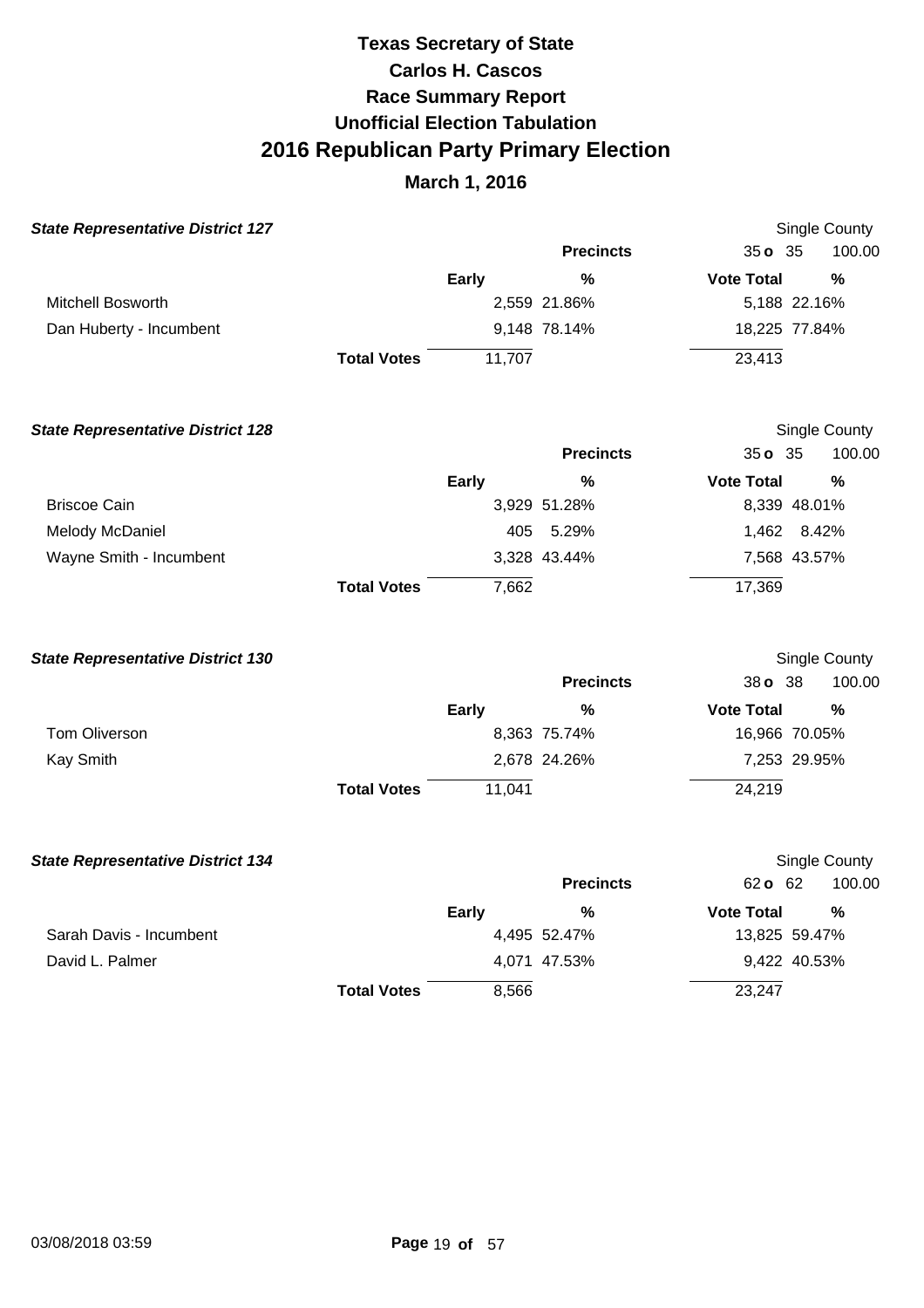# Texas Secretary of State
# Carlos H. Cascos
## Race Summary Report
## Unofficial Election Tabulation
# 2016 Republican Party Primary Election
## March 1, 2016

### *State Representative District 127*

Single County

| | | Precincts | 35 o 35 | 100.00 |
|---|---|---|---|---|
| | Early | % | Vote Total | % |
| Mitchell Bosworth | 2,559 | 21.86% | 5,188 | 22.16% |
| Dan Huberty - Incumbent | 9,148 | 78.14% | 18,225 | 77.84% |
| **Total Votes** | 11,707 | | 23,413 | |

### *State Representative District 128*

Single County

| | | Precincts | 35 o 35 | 100.00 |
|---|---|---|---|---|
| | Early | % | Vote Total | % |
| Briscoe Cain | 3,929 | 51.28% | 8,339 | 48.01% |
| Melody McDaniel | 405 | 5.29% | 1,462 | 8.42% |
| Wayne Smith - Incumbent | 3,328 | 43.44% | 7,568 | 43.57% |
| **Total Votes** | 7,662 | | 17,369 | |

### *State Representative District 130*

Single County

| | | Precincts | 38 o 38 | 100.00 |
|---|---|---|---|---|
| | Early | % | Vote Total | % |
| Tom Oliverson | 8,363 | 75.74% | 16,966 | 70.05% |
| Kay Smith | 2,678 | 24.26% | 7,253 | 29.95% |
| **Total Votes** | 11,041 | | 24,219 | |

### *State Representative District 134*

Single County

| | | Precincts | 62 o 62 | 100.00 |
|---|---|---|---|---|
| | Early | % | Vote Total | % |
| Sarah Davis - Incumbent | 4,495 | 52.47% | 13,825 | 59.47% |
| David L. Palmer | 4,071 | 47.53% | 9,422 | 40.53% |
| **Total Votes** | 8,566 | | 23,247 | |

03/08/2018 03:59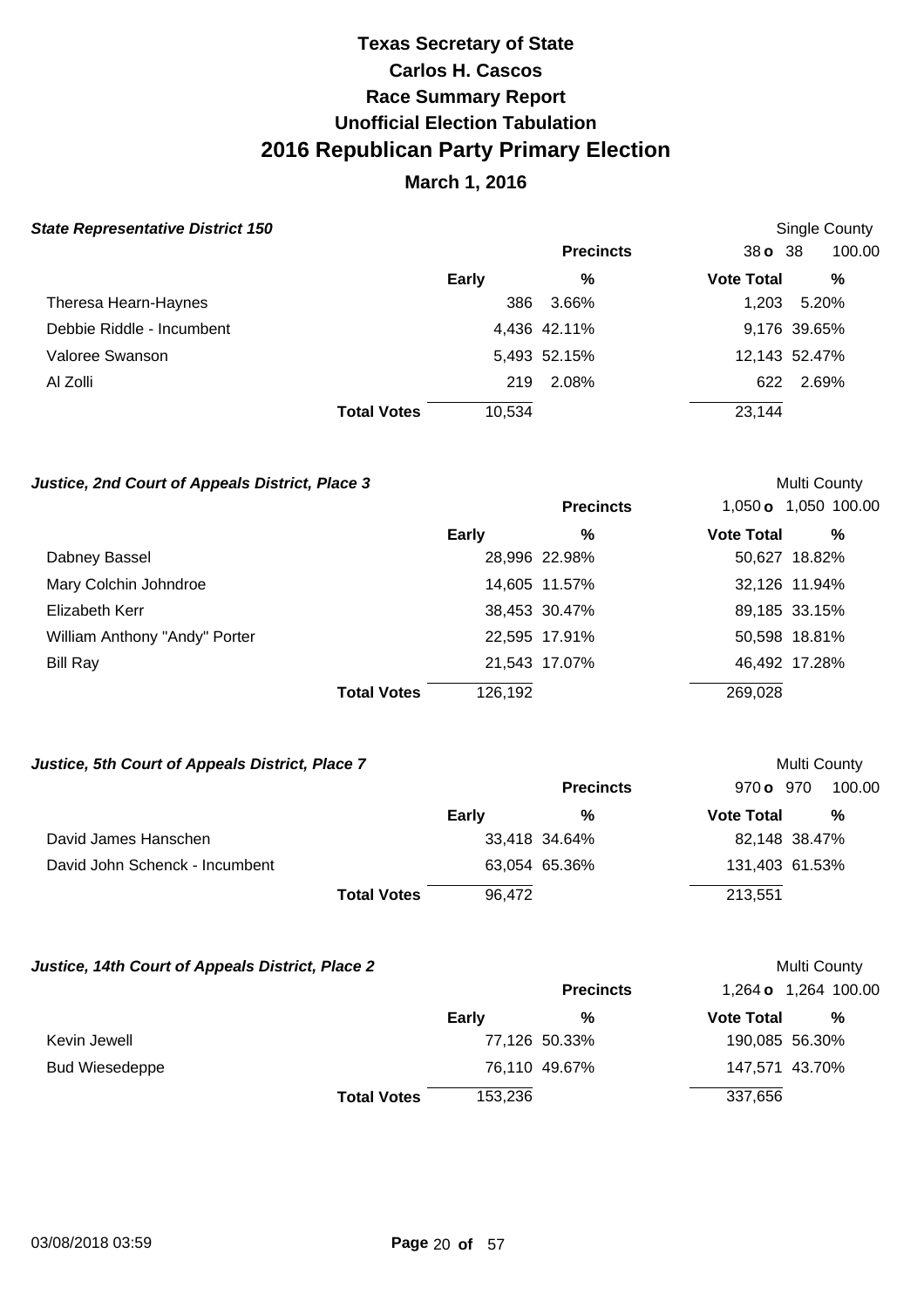# Texas Secretary of State
# Carlos H. Cascos
# Race Summary Report
# Unofficial Election Tabulation
# 2016 Republican Party Primary Election

## March 1, 2016

### State Representative District 150

Single County

| | Early | % | Vote Total | % |
|---|---|---|---|---|
| Precincts | | | 38 o 38 | 100.00 |
| Theresa Hearn-Haynes | 386 | 3.66% | 1,203 | 5.20% |
| Debbie Riddle - Incumbent | 4,436 | 42.11% | 9,176 | 39.65% |
| Valoree Swanson | 5,493 | 52.15% | 12,143 | 52.47% |
| Al Zolli | 219 | 2.08% | 622 | 2.69% |
| **Total Votes** | 10,534 | | 23,144 | |

### Justice, 2nd Court of Appeals District, Place 3

Multi County

| | Early | % | Vote Total | % |
|---|---|---|---|---|
| Precincts | | | 1,050 o 1,050 | 100.00 |
| Dabney Bassel | 28,996 | 22.98% | 50,627 | 18.82% |
| Mary Colchin Johndroe | 14,605 | 11.57% | 32,126 | 11.94% |
| Elizabeth Kerr | 38,453 | 30.47% | 89,185 | 33.15% |
| William Anthony "Andy" Porter | 22,595 | 17.91% | 50,598 | 18.81% |
| Bill Ray | 21,543 | 17.07% | 46,492 | 17.28% |
| **Total Votes** | 126,192 | | 269,028 | |

### Justice, 5th Court of Appeals District, Place 7

Multi County

| | Early | % | Vote Total | % |
|---|---|---|---|---|
| Precincts | | | 970 o 970 | 100.00 |
| David James Hanschen | 33,418 | 34.64% | 82,148 | 38.47% |
| David John Schenck - Incumbent | 63,054 | 65.36% | 131,403 | 61.53% |
| **Total Votes** | 96,472 | | 213,551 | |

### Justice, 14th Court of Appeals District, Place 2

Multi County

| | Early | % | Vote Total | % |
|---|---|---|---|---|
| Precincts | | | 1,264 o 1,264 | 100.00 |
| Kevin Jewell | 77,126 | 50.33% | 190,085 | 56.30% |
| Bud Wiesedeppe | 76,110 | 49.67% | 147,571 | 43.70% |
| **Total Votes** | 153,236 | | 337,656 | |

03/08/2018 03:59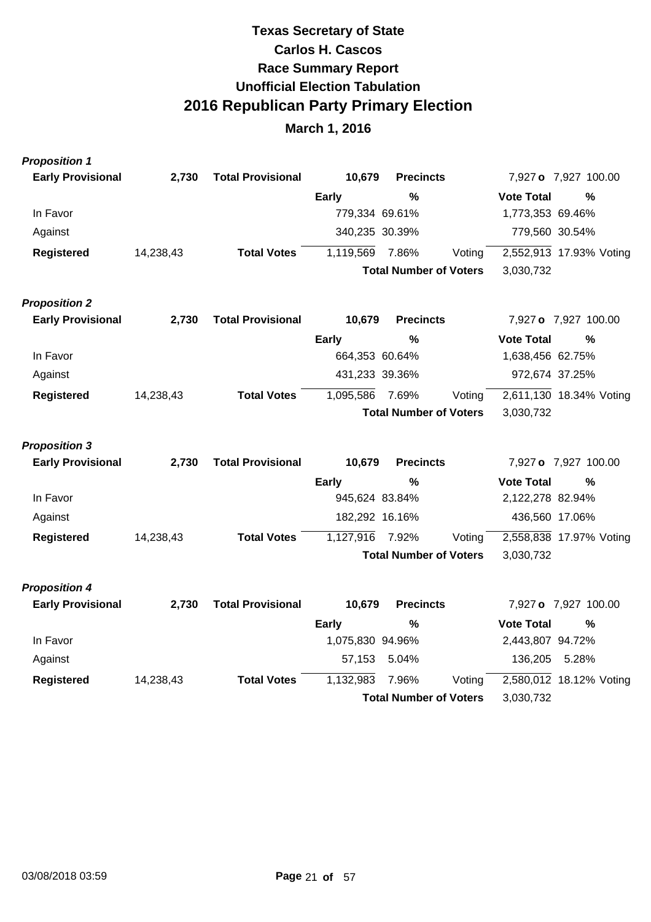# Texas Secretary of State

## Carlos H. Cascos

## Race Summary Report

## Unofficial Election Tabulation

# 2016 Republican Party Primary Election

## March 1, 2016

***Proposition 1***

| **Early Provisional** | **2,730** | **Total Provisional** | **10,679** | **Precincts** | | 7,927 **o** 7,927 100.00 | |
|---|---|---|---|---|---|---|---|
| | | | **Early** | **%** | | **Vote Total** | **%** |
| In Favor | | | 779,334 | 69.61% | | 1,773,353 | 69.46% |
| Against | | | 340,235 | 30.39% | | 779,560 | 30.54% |
| **Registered** | 14,238,43 | **Total Votes** | 1,119,569 | 7.86% | Voting | 2,552,913 | 17.93% Voting |
| | | | | **Total Number of Voters** | | 3,030,732 | |

***Proposition 2***

| **Early Provisional** | **2,730** | **Total Provisional** | **10,679** | **Precincts** | | 7,927 **o** 7,927 100.00 | |
|---|---|---|---|---|---|---|---|
| | | | **Early** | **%** | | **Vote Total** | **%** |
| In Favor | | | 664,353 | 60.64% | | 1,638,456 | 62.75% |
| Against | | | 431,233 | 39.36% | | 972,674 | 37.25% |
| **Registered** | 14,238,43 | **Total Votes** | 1,095,586 | 7.69% | Voting | 2,611,130 | 18.34% Voting |
| | | | | **Total Number of Voters** | | 3,030,732 | |

***Proposition 3***

| **Early Provisional** | **2,730** | **Total Provisional** | **10,679** | **Precincts** | | 7,927 **o** 7,927 100.00 | |
|---|---|---|---|---|---|---|---|
| | | | **Early** | **%** | | **Vote Total** | **%** |
| In Favor | | | 945,624 | 83.84% | | 2,122,278 | 82.94% |
| Against | | | 182,292 | 16.16% | | 436,560 | 17.06% |
| **Registered** | 14,238,43 | **Total Votes** | 1,127,916 | 7.92% | Voting | 2,558,838 | 17.97% Voting |
| | | | | **Total Number of Voters** | | 3,030,732 | |

***Proposition 4***

| **Early Provisional** | **2,730** | **Total Provisional** | **10,679** | **Precincts** | | 7,927 **o** 7,927 100.00 | |
|---|---|---|---|---|---|---|---|
| | | | **Early** | **%** | | **Vote Total** | **%** |
| In Favor | | | 1,075,830 | 94.96% | | 2,443,807 | 94.72% |
| Against | | | 57,153 | 5.04% | | 136,205 | 5.28% |
| **Registered** | 14,238,43 | **Total Votes** | 1,132,983 | 7.96% | Voting | 2,580,012 | 18.12% Voting |
| | | | | **Total Number of Voters** | | 3,030,732 | |

03/08/2018 03:59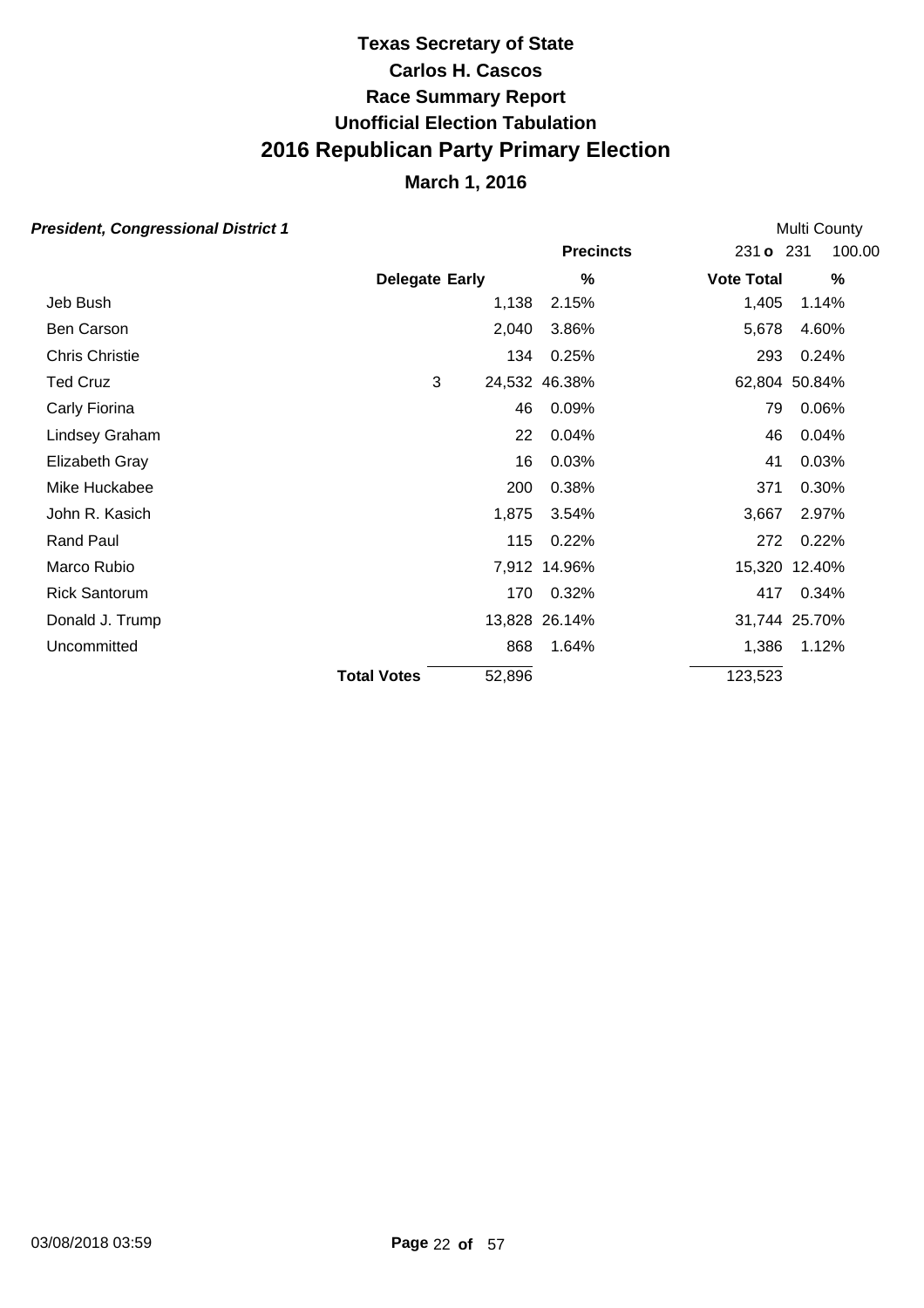# Texas Secretary of State
# Carlos H. Cascos
# Race Summary Report
# Unofficial Election Tabulation
# 2016 Republican Party Primary Election

## March 1, 2016

***President, Congressional District 1*** — Multi County

| | | | Precincts | 231 o 231 | 100.00 |
|---|---|---|---|---|---|
| | **Delegate** | **Early** | **%** | **Vote Total** | **%** |
| Jeb Bush | | 1,138 | 2.15% | 1,405 | 1.14% |
| Ben Carson | | 2,040 | 3.86% | 5,678 | 4.60% |
| Chris Christie | | 134 | 0.25% | 293 | 0.24% |
| Ted Cruz | 3 | 24,532 | 46.38% | 62,804 | 50.84% |
| Carly Fiorina | | 46 | 0.09% | 79 | 0.06% |
| Lindsey Graham | | 22 | 0.04% | 46 | 0.04% |
| Elizabeth Gray | | 16 | 0.03% | 41 | 0.03% |
| Mike Huckabee | | 200 | 0.38% | 371 | 0.30% |
| John R. Kasich | | 1,875 | 3.54% | 3,667 | 2.97% |
| Rand Paul | | 115 | 0.22% | 272 | 0.22% |
| Marco Rubio | | 7,912 | 14.96% | 15,320 | 12.40% |
| Rick Santorum | | 170 | 0.32% | 417 | 0.34% |
| Donald J. Trump | | 13,828 | 26.14% | 31,744 | 25.70% |
| Uncommitted | | 868 | 1.64% | 1,386 | 1.12% |
| | **Total Votes** | 52,896 | | 123,523 | |

03/08/2018 03:59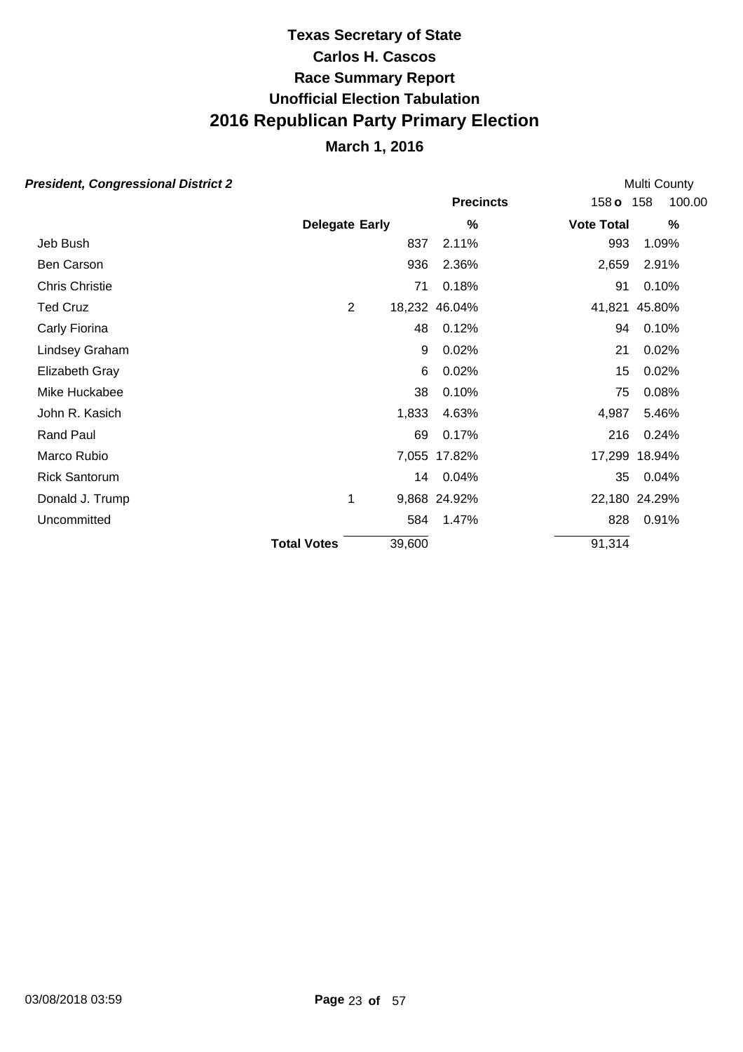# Texas Secretary of State

## Carlos H. Cascos

## Race Summary Report

## Unofficial Election Tabulation

# 2016 Republican Party Primary Election

## March 1, 2016

***President, Congressional District 2*** — Multi County

Precincts: 158 **o** 158 — 100.00

| | Delegate | Early | % | Vote Total | % |
|---|---|---|---|---|---|
| Jeb Bush | | 837 | 2.11% | 993 | 1.09% |
| Ben Carson | | 936 | 2.36% | 2,659 | 2.91% |
| Chris Christie | | 71 | 0.18% | 91 | 0.10% |
| Ted Cruz | 2 | 18,232 | 46.04% | 41,821 | 45.80% |
| Carly Fiorina | | 48 | 0.12% | 94 | 0.10% |
| Lindsey Graham | | 9 | 0.02% | 21 | 0.02% |
| Elizabeth Gray | | 6 | 0.02% | 15 | 0.02% |
| Mike Huckabee | | 38 | 0.10% | 75 | 0.08% |
| John R. Kasich | | 1,833 | 4.63% | 4,987 | 5.46% |
| Rand Paul | | 69 | 0.17% | 216 | 0.24% |
| Marco Rubio | | 7,055 | 17.82% | 17,299 | 18.94% |
| Rick Santorum | | 14 | 0.04% | 35 | 0.04% |
| Donald J. Trump | 1 | 9,868 | 24.92% | 22,180 | 24.29% |
| Uncommitted | | 584 | 1.47% | 828 | 0.91% |
| **Total Votes** | | 39,600 | | 91,314 | |

03/08/2018 03:59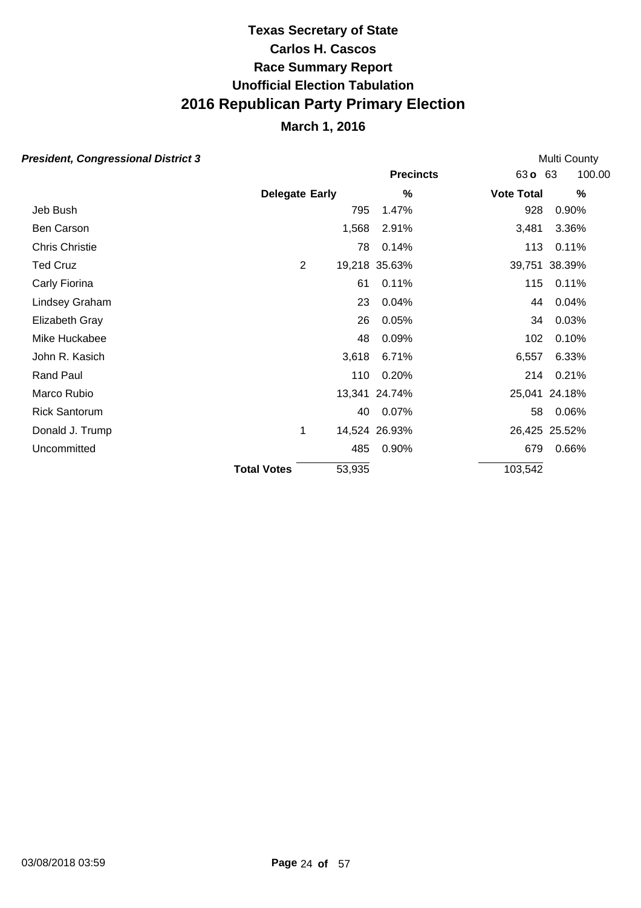# Texas Secretary of State
# Carlos H. Cascos
# Race Summary Report
# Unofficial Election Tabulation
# 2016 Republican Party Primary Election
## March 1, 2016

***President, Congressional District 3*** Multi County

| | Delegate | Early | % | Vote Total | % |
|---|---|---|---|---|---|
| | | | **Precincts** | 63 **o** 63 | 100.00 |
| Jeb Bush | | 795 | 1.47% | 928 | 0.90% |
| Ben Carson | | 1,568 | 2.91% | 3,481 | 3.36% |
| Chris Christie | | 78 | 0.14% | 113 | 0.11% |
| Ted Cruz | 2 | 19,218 | 35.63% | 39,751 | 38.39% |
| Carly Fiorina | | 61 | 0.11% | 115 | 0.11% |
| Lindsey Graham | | 23 | 0.04% | 44 | 0.04% |
| Elizabeth Gray | | 26 | 0.05% | 34 | 0.03% |
| Mike Huckabee | | 48 | 0.09% | 102 | 0.10% |
| John R. Kasich | | 3,618 | 6.71% | 6,557 | 6.33% |
| Rand Paul | | 110 | 0.20% | 214 | 0.21% |
| Marco Rubio | | 13,341 | 24.74% | 25,041 | 24.18% |
| Rick Santorum | | 40 | 0.07% | 58 | 0.06% |
| Donald J. Trump | 1 | 14,524 | 26.93% | 26,425 | 25.52% |
| Uncommitted | | 485 | 0.90% | 679 | 0.66% |
| **Total Votes** | | 53,935 | | 103,542 | |

03/08/2018 03:59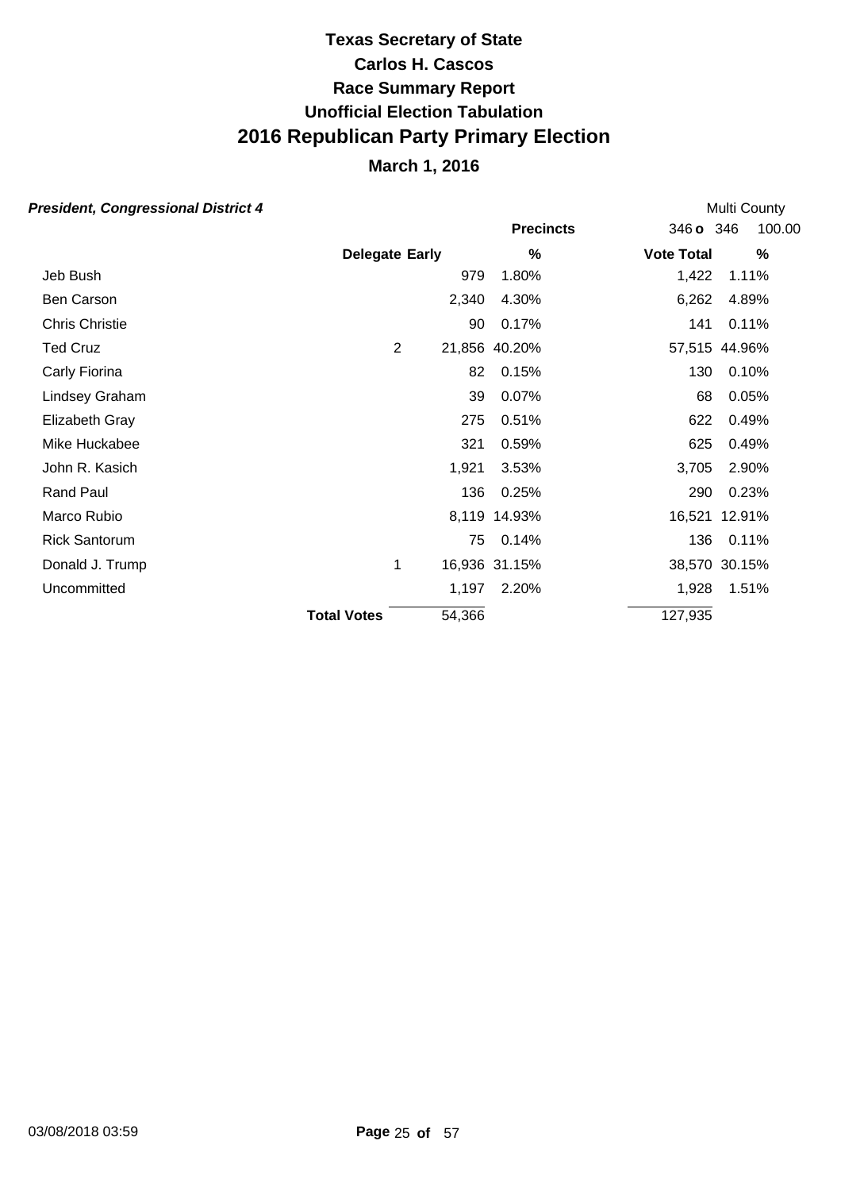# Texas Secretary of State
# Carlos H. Cascos
# Race Summary Report
# Unofficial Election Tabulation
# 2016 Republican Party Primary Election
## March 1, 2016

***President, Congressional District 4*** — Multi County

| | Delegate | Early | % | Vote Total | % |
|---|---|---|---|---|---|
| | | | **Precincts** | 346 **o** 346 | 100.00 |
| Jeb Bush | | 979 | 1.80% | 1,422 | 1.11% |
| Ben Carson | | 2,340 | 4.30% | 6,262 | 4.89% |
| Chris Christie | | 90 | 0.17% | 141 | 0.11% |
| Ted Cruz | 2 | 21,856 | 40.20% | 57,515 | 44.96% |
| Carly Fiorina | | 82 | 0.15% | 130 | 0.10% |
| Lindsey Graham | | 39 | 0.07% | 68 | 0.05% |
| Elizabeth Gray | | 275 | 0.51% | 622 | 0.49% |
| Mike Huckabee | | 321 | 0.59% | 625 | 0.49% |
| John R. Kasich | | 1,921 | 3.53% | 3,705 | 2.90% |
| Rand Paul | | 136 | 0.25% | 290 | 0.23% |
| Marco Rubio | | 8,119 | 14.93% | 16,521 | 12.91% |
| Rick Santorum | | 75 | 0.14% | 136 | 0.11% |
| Donald J. Trump | 1 | 16,936 | 31.15% | 38,570 | 30.15% |
| Uncommitted | | 1,197 | 2.20% | 1,928 | 1.51% |
| **Total Votes** | | 54,366 | | 127,935 | |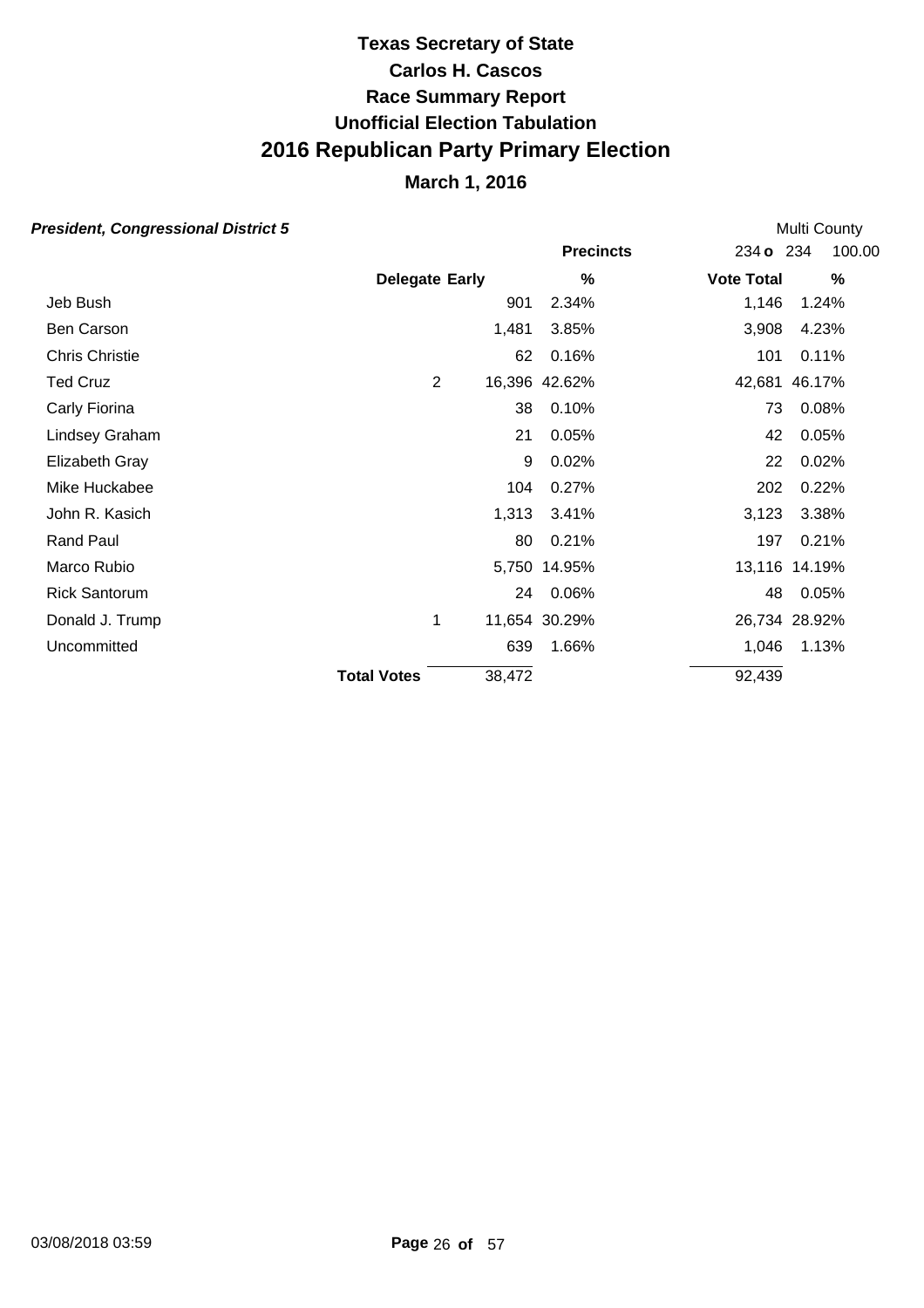# Texas Secretary of State
# Carlos H. Cascos
# Race Summary Report
# Unofficial Election Tabulation
# 2016 Republican Party Primary Election
## March 1, 2016

***President, Congressional District 5*** — Multi County

| | | | Precincts | 234 o 234 | 100.00 |
|---|---|---|---|---|---|
| | Delegate | Early | % | Vote Total | % |
| Jeb Bush | | 901 | 2.34% | 1,146 | 1.24% |
| Ben Carson | | 1,481 | 3.85% | 3,908 | 4.23% |
| Chris Christie | | 62 | 0.16% | 101 | 0.11% |
| Ted Cruz | 2 | 16,396 | 42.62% | 42,681 | 46.17% |
| Carly Fiorina | | 38 | 0.10% | 73 | 0.08% |
| Lindsey Graham | | 21 | 0.05% | 42 | 0.05% |
| Elizabeth Gray | | 9 | 0.02% | 22 | 0.02% |
| Mike Huckabee | | 104 | 0.27% | 202 | 0.22% |
| John R. Kasich | | 1,313 | 3.41% | 3,123 | 3.38% |
| Rand Paul | | 80 | 0.21% | 197 | 0.21% |
| Marco Rubio | | 5,750 | 14.95% | 13,116 | 14.19% |
| Rick Santorum | | 24 | 0.06% | 48 | 0.05% |
| Donald J. Trump | 1 | 11,654 | 30.29% | 26,734 | 28.92% |
| Uncommitted | | 639 | 1.66% | 1,046 | 1.13% |
| | **Total Votes** | 38,472 | | 92,439 | |

03/08/2018 03:59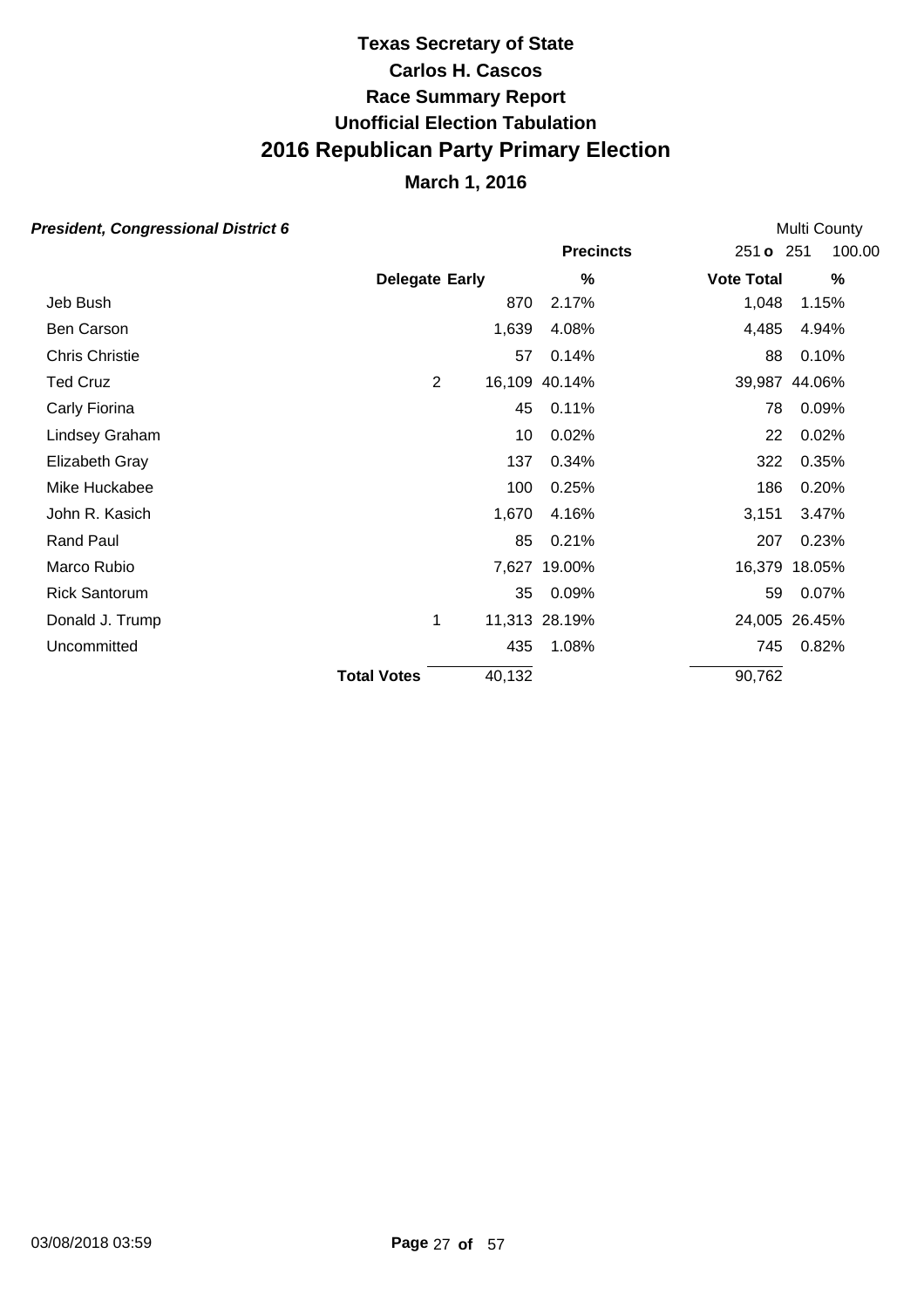# Texas Secretary of State
# Carlos H. Cascos
# Race Summary Report
# Unofficial Election Tabulation
# 2016 Republican Party Primary Election
## March 1, 2016

***President, Congressional District 6***

Multi County

| | Delegate | Early | % | Vote Total | % |
|---|---|---|---|---|---|
| | | | **Precincts** | 251 **o** 251 | 100.00 |
| Jeb Bush | | 870 | 2.17% | 1,048 | 1.15% |
| Ben Carson | | 1,639 | 4.08% | 4,485 | 4.94% |
| Chris Christie | | 57 | 0.14% | 88 | 0.10% |
| Ted Cruz | 2 | 16,109 | 40.14% | 39,987 | 44.06% |
| Carly Fiorina | | 45 | 0.11% | 78 | 0.09% |
| Lindsey Graham | | 10 | 0.02% | 22 | 0.02% |
| Elizabeth Gray | | 137 | 0.34% | 322 | 0.35% |
| Mike Huckabee | | 100 | 0.25% | 186 | 0.20% |
| John R. Kasich | | 1,670 | 4.16% | 3,151 | 3.47% |
| Rand Paul | | 85 | 0.21% | 207 | 0.23% |
| Marco Rubio | | 7,627 | 19.00% | 16,379 | 18.05% |
| Rick Santorum | | 35 | 0.09% | 59 | 0.07% |
| Donald J. Trump | 1 | 11,313 | 28.19% | 24,005 | 26.45% |
| Uncommitted | | 435 | 1.08% | 745 | 0.82% |
| **Total Votes** | | 40,132 | | 90,762 | |

03/08/2018 03:59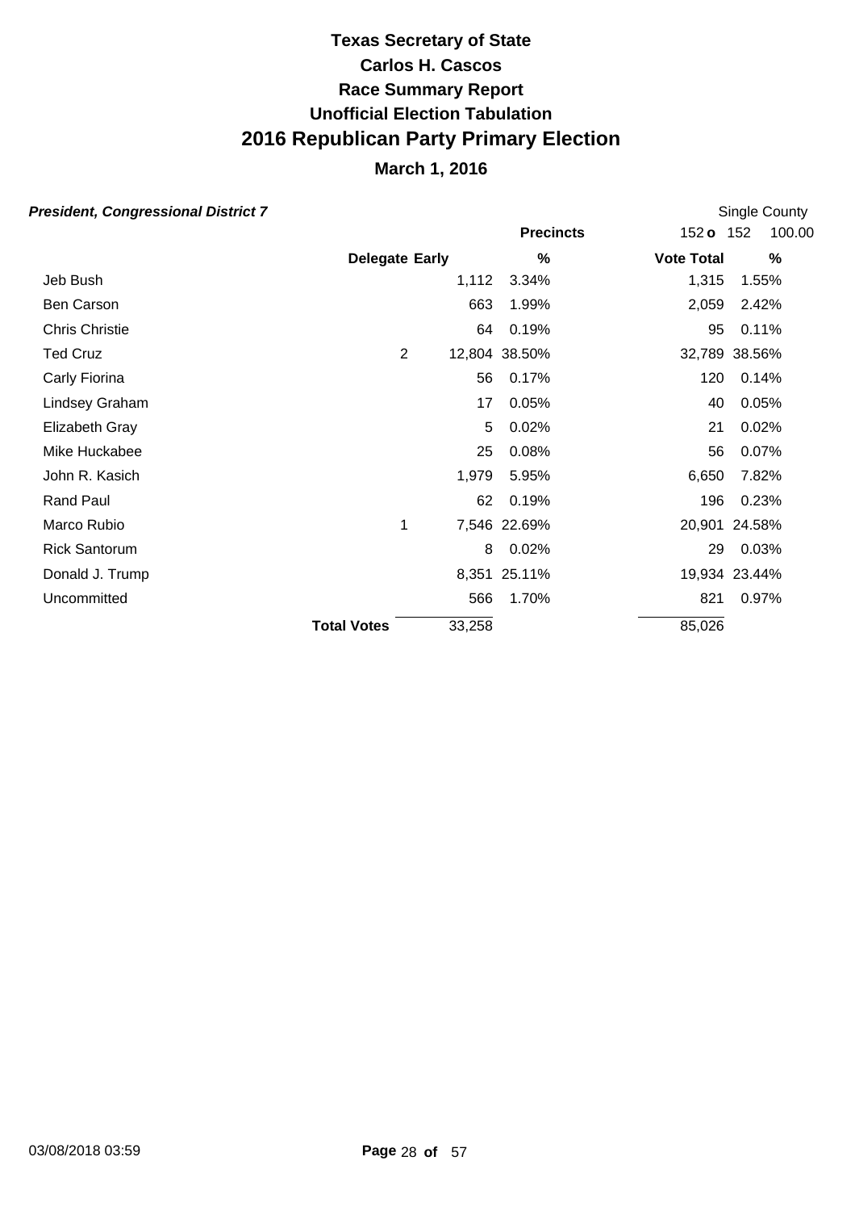# Texas Secretary of State
# Carlos H. Cascos
# Race Summary Report
# Unofficial Election Tabulation
# 2016 Republican Party Primary Election

## March 1, 2016

***President, Congressional District 7***

Single County

| | Delegate | Early | % | Precincts 152 o 152 100.00 Vote Total | % |
|---|---|---|---|---|---|
| Jeb Bush | | 1,112 | 3.34% | 1,315 | 1.55% |
| Ben Carson | | 663 | 1.99% | 2,059 | 2.42% |
| Chris Christie | | 64 | 0.19% | 95 | 0.11% |
| Ted Cruz | 2 | 12,804 | 38.50% | 32,789 | 38.56% |
| Carly Fiorina | | 56 | 0.17% | 120 | 0.14% |
| Lindsey Graham | | 17 | 0.05% | 40 | 0.05% |
| Elizabeth Gray | | 5 | 0.02% | 21 | 0.02% |
| Mike Huckabee | | 25 | 0.08% | 56 | 0.07% |
| John R. Kasich | | 1,979 | 5.95% | 6,650 | 7.82% |
| Rand Paul | | 62 | 0.19% | 196 | 0.23% |
| Marco Rubio | 1 | 7,546 | 22.69% | 20,901 | 24.58% |
| Rick Santorum | | 8 | 0.02% | 29 | 0.03% |
| Donald J. Trump | | 8,351 | 25.11% | 19,934 | 23.44% |
| Uncommitted | | 566 | 1.70% | 821 | 0.97% |
| **Total Votes** | | 33,258 | | 85,026 | |

03/08/2018 03:59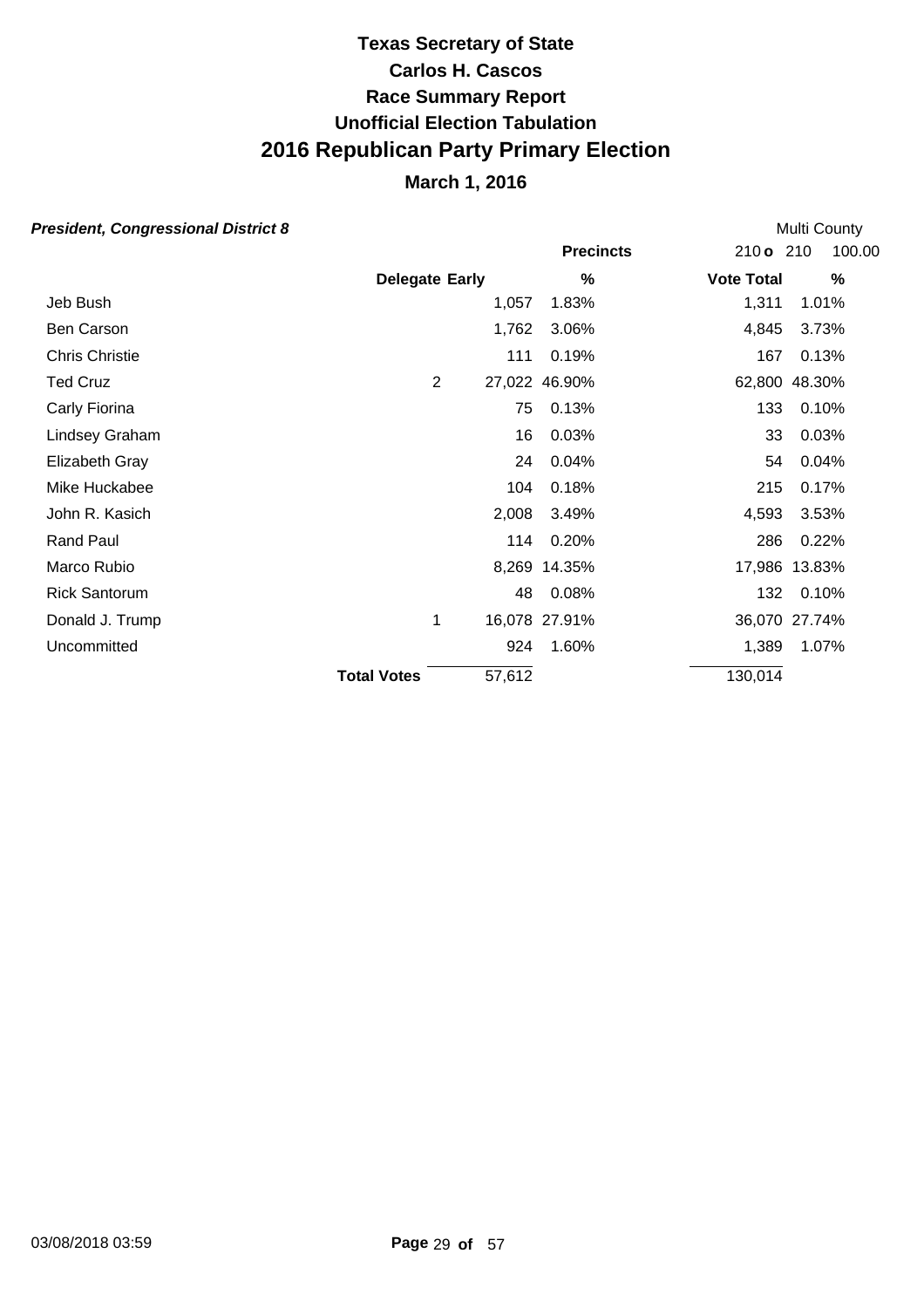# Texas Secretary of State

## Carlos H. Cascos

## Race Summary Report

## Unofficial Election Tabulation

# 2016 Republican Party Primary Election

## March 1, 2016

***President, Congressional District 8***

Multi County

| | | | Precincts | 210 o 210 | 100.00 |
|---|---|---|---|---|---|
| | Delegate | Early | % | Vote Total | % |
| Jeb Bush | | 1,057 | 1.83% | 1,311 | 1.01% |
| Ben Carson | | 1,762 | 3.06% | 4,845 | 3.73% |
| Chris Christie | | 111 | 0.19% | 167 | 0.13% |
| Ted Cruz | 2 | 27,022 | 46.90% | 62,800 | 48.30% |
| Carly Fiorina | | 75 | 0.13% | 133 | 0.10% |
| Lindsey Graham | | 16 | 0.03% | 33 | 0.03% |
| Elizabeth Gray | | 24 | 0.04% | 54 | 0.04% |
| Mike Huckabee | | 104 | 0.18% | 215 | 0.17% |
| John R. Kasich | | 2,008 | 3.49% | 4,593 | 3.53% |
| Rand Paul | | 114 | 0.20% | 286 | 0.22% |
| Marco Rubio | | 8,269 | 14.35% | 17,986 | 13.83% |
| Rick Santorum | | 48 | 0.08% | 132 | 0.10% |
| Donald J. Trump | 1 | 16,078 | 27.91% | 36,070 | 27.74% |
| Uncommitted | | 924 | 1.60% | 1,389 | 1.07% |
| | **Total Votes** | 57,612 | | 130,014 | |

03/08/2018 03:59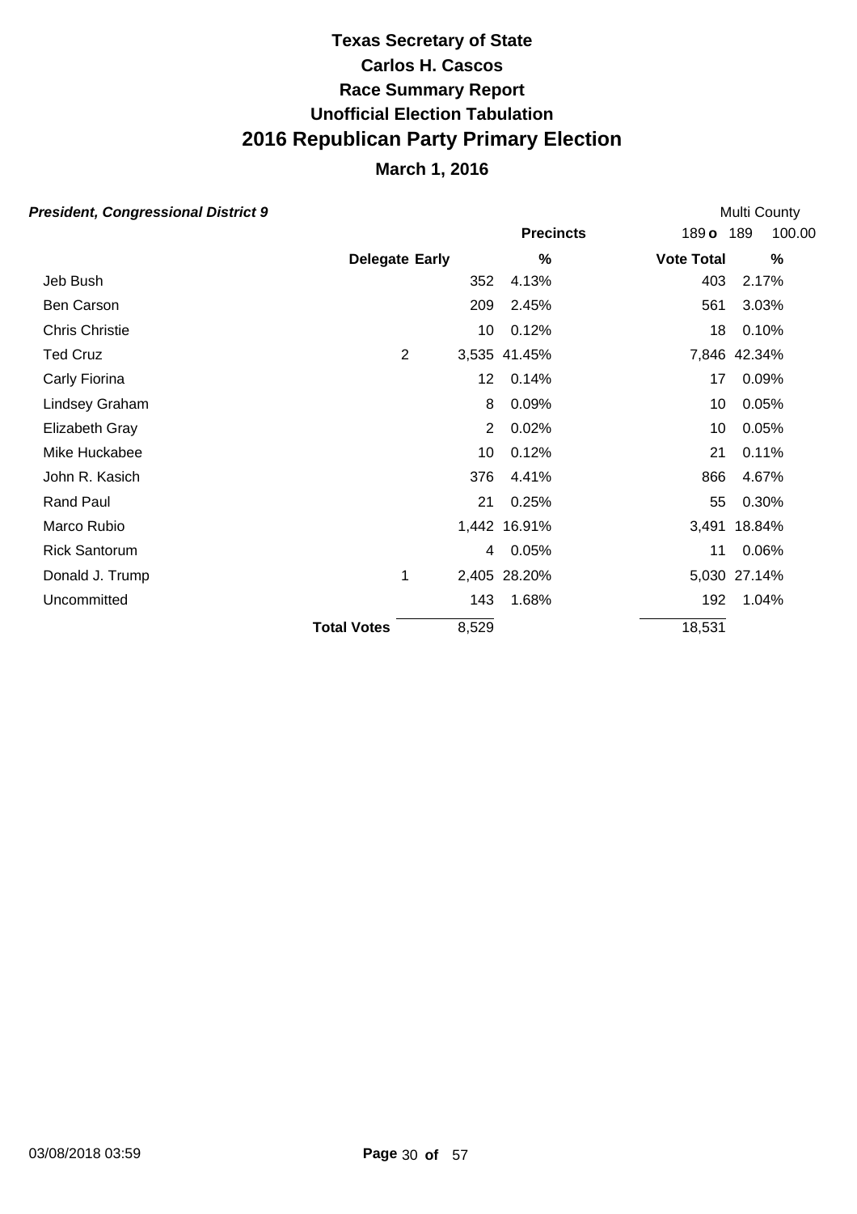# Texas Secretary of State

## Carlos H. Cascos

## Race Summary Report

## Unofficial Election Tabulation

# 2016 Republican Party Primary Election

## March 1, 2016

***President, Congressional District 9***

Multi County

| | Delegate | Early | % | Vote Total | % |
|---|---|---|---|---|---|
| | | | **Precincts** | 189 **o** 189 | 100.00 |
| Jeb Bush | | 352 | 4.13% | 403 | 2.17% |
| Ben Carson | | 209 | 2.45% | 561 | 3.03% |
| Chris Christie | | 10 | 0.12% | 18 | 0.10% |
| Ted Cruz | 2 | 3,535 | 41.45% | 7,846 | 42.34% |
| Carly Fiorina | | 12 | 0.14% | 17 | 0.09% |
| Lindsey Graham | | 8 | 0.09% | 10 | 0.05% |
| Elizabeth Gray | | 2 | 0.02% | 10 | 0.05% |
| Mike Huckabee | | 10 | 0.12% | 21 | 0.11% |
| John R. Kasich | | 376 | 4.41% | 866 | 4.67% |
| Rand Paul | | 21 | 0.25% | 55 | 0.30% |
| Marco Rubio | | 1,442 | 16.91% | 3,491 | 18.84% |
| Rick Santorum | | 4 | 0.05% | 11 | 0.06% |
| Donald J. Trump | 1 | 2,405 | 28.20% | 5,030 | 27.14% |
| Uncommitted | | 143 | 1.68% | 192 | 1.04% |
| **Total Votes** | | 8,529 | | 18,531 | |

03/08/2018 03:59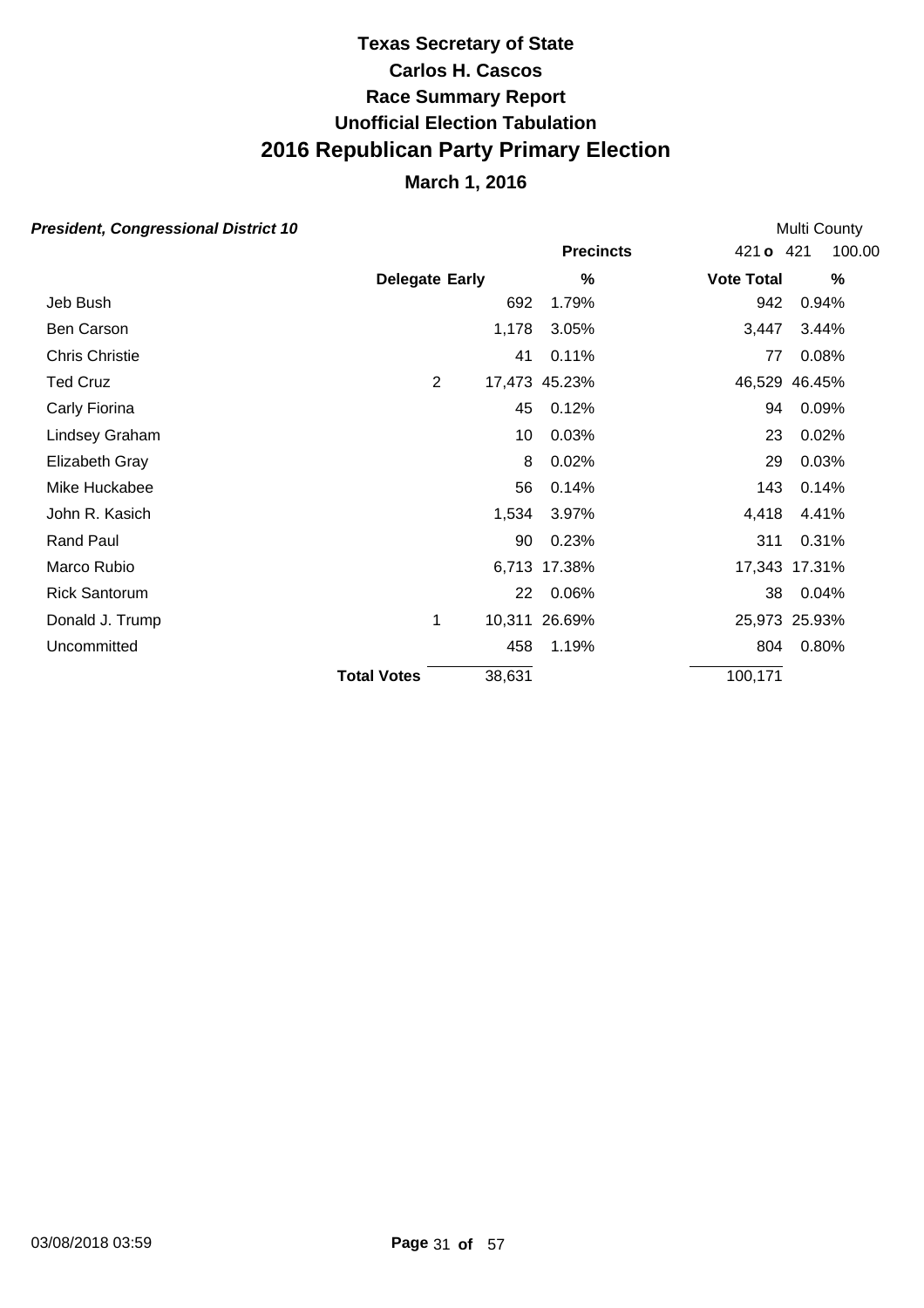# Texas Secretary of State
# Carlos H. Cascos
# Race Summary Report
# Unofficial Election Tabulation
# 2016 Republican Party Primary Election

## March 1, 2016

***President, Congressional District 10*** Multi County

| | Delegate | Early | % | Vote Total | % |
|---|---|---|---|---|---|
| | | | **Precincts** | 421 **o** 421 | 100.00 |
| Jeb Bush | | 692 | 1.79% | 942 | 0.94% |
| Ben Carson | | 1,178 | 3.05% | 3,447 | 3.44% |
| Chris Christie | | 41 | 0.11% | 77 | 0.08% |
| Ted Cruz | 2 | 17,473 | 45.23% | 46,529 | 46.45% |
| Carly Fiorina | | 45 | 0.12% | 94 | 0.09% |
| Lindsey Graham | | 10 | 0.03% | 23 | 0.02% |
| Elizabeth Gray | | 8 | 0.02% | 29 | 0.03% |
| Mike Huckabee | | 56 | 0.14% | 143 | 0.14% |
| John R. Kasich | | 1,534 | 3.97% | 4,418 | 4.41% |
| Rand Paul | | 90 | 0.23% | 311 | 0.31% |
| Marco Rubio | | 6,713 | 17.38% | 17,343 | 17.31% |
| Rick Santorum | | 22 | 0.06% | 38 | 0.04% |
| Donald J. Trump | 1 | 10,311 | 26.69% | 25,973 | 25.93% |
| Uncommitted | | 458 | 1.19% | 804 | 0.80% |
| **Total Votes** | | 38,631 | | 100,171 | |

03/08/2018 03:59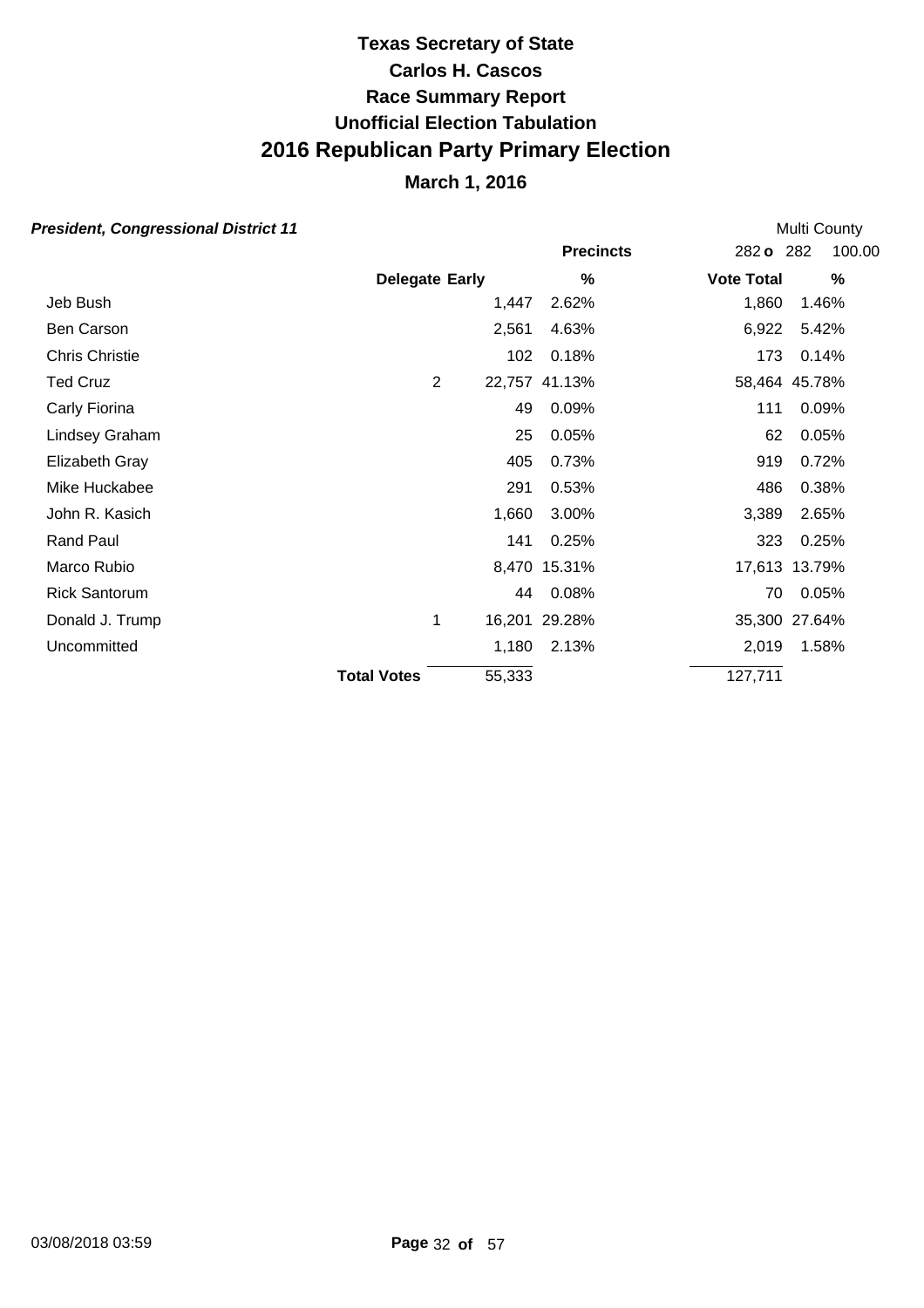# Texas Secretary of State
# Carlos H. Cascos
# Race Summary Report
# Unofficial Election Tabulation
# 2016 Republican Party Primary Election

## March 1, 2016

***President, Congressional District 11*** Multi County

| | | | Precincts | 282 **o** 282 | 100.00 |
|---|---|---|---|---|---|
| | **Delegate** | **Early** | **%** | **Vote Total** | **%** |
| Jeb Bush | | 1,447 | 2.62% | 1,860 | 1.46% |
| Ben Carson | | 2,561 | 4.63% | 6,922 | 5.42% |
| Chris Christie | | 102 | 0.18% | 173 | 0.14% |
| Ted Cruz | 2 | 22,757 | 41.13% | 58,464 | 45.78% |
| Carly Fiorina | | 49 | 0.09% | 111 | 0.09% |
| Lindsey Graham | | 25 | 0.05% | 62 | 0.05% |
| Elizabeth Gray | | 405 | 0.73% | 919 | 0.72% |
| Mike Huckabee | | 291 | 0.53% | 486 | 0.38% |
| John R. Kasich | | 1,660 | 3.00% | 3,389 | 2.65% |
| Rand Paul | | 141 | 0.25% | 323 | 0.25% |
| Marco Rubio | | 8,470 | 15.31% | 17,613 | 13.79% |
| Rick Santorum | | 44 | 0.08% | 70 | 0.05% |
| Donald J. Trump | 1 | 16,201 | 29.28% | 35,300 | 27.64% |
| Uncommitted | | 1,180 | 2.13% | 2,019 | 1.58% |
| | **Total Votes** | 55,333 | | 127,711 | |

03/08/2018 03:59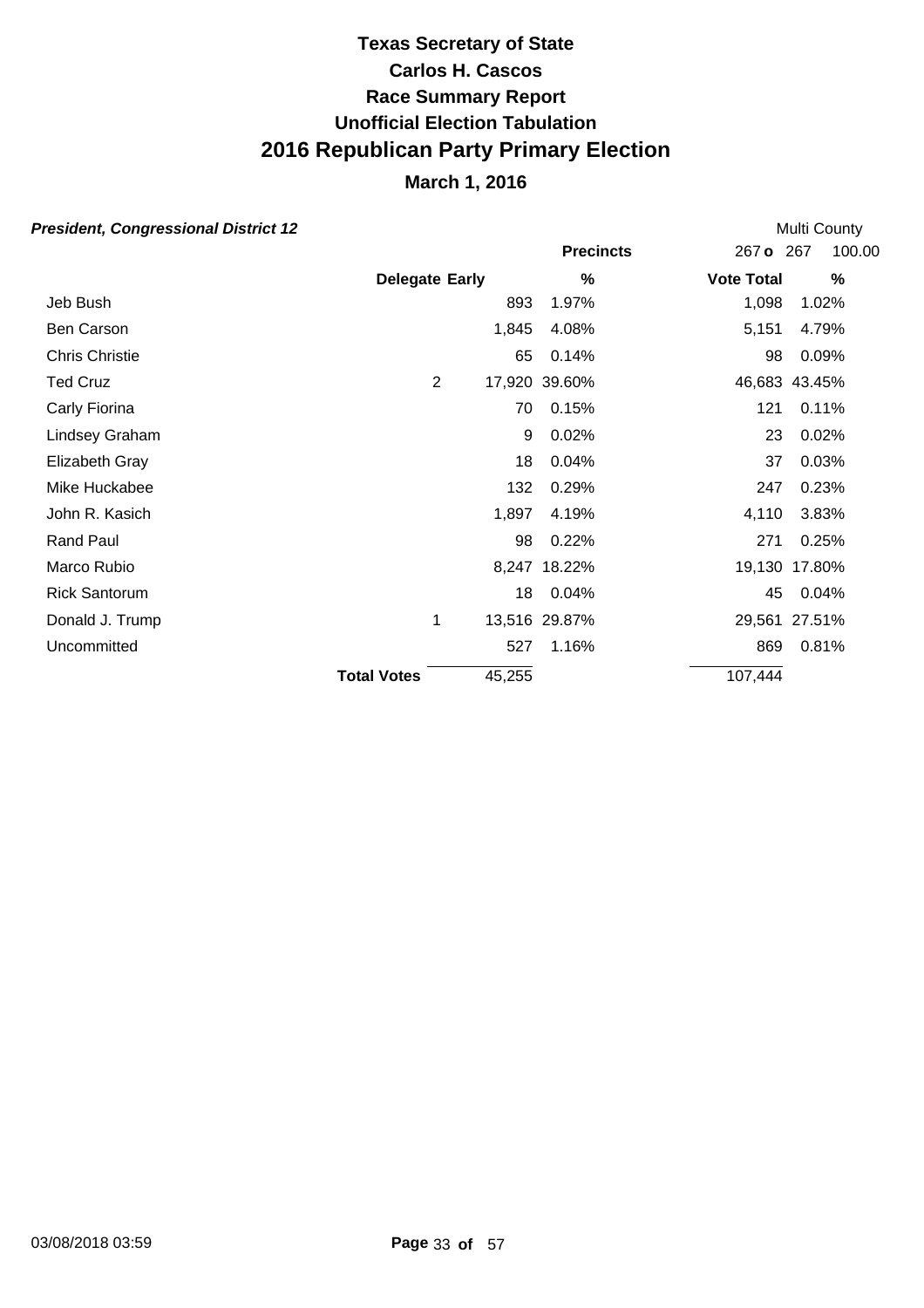# Texas Secretary of State

# Carlos H. Cascos

# Race Summary Report

# Unofficial Election Tabulation

# 2016 Republican Party Primary Election

## March 1, 2016

***President, Congressional District 12*** Multi County

| | | | Precincts | 267 o 267 | 100.00 |
|---|---|---|---|---|---|
| | Delegate | Early | % | Vote Total | % |
| Jeb Bush | | 893 | 1.97% | 1,098 | 1.02% |
| Ben Carson | | 1,845 | 4.08% | 5,151 | 4.79% |
| Chris Christie | | 65 | 0.14% | 98 | 0.09% |
| Ted Cruz | 2 | 17,920 | 39.60% | 46,683 | 43.45% |
| Carly Fiorina | | 70 | 0.15% | 121 | 0.11% |
| Lindsey Graham | | 9 | 0.02% | 23 | 0.02% |
| Elizabeth Gray | | 18 | 0.04% | 37 | 0.03% |
| Mike Huckabee | | 132 | 0.29% | 247 | 0.23% |
| John R. Kasich | | 1,897 | 4.19% | 4,110 | 3.83% |
| Rand Paul | | 98 | 0.22% | 271 | 0.25% |
| Marco Rubio | | 8,247 | 18.22% | 19,130 | 17.80% |
| Rick Santorum | | 18 | 0.04% | 45 | 0.04% |
| Donald J. Trump | 1 | 13,516 | 29.87% | 29,561 | 27.51% |
| Uncommitted | | 527 | 1.16% | 869 | 0.81% |
| | **Total Votes** | 45,255 | | 107,444 | |

03/08/2018 03:59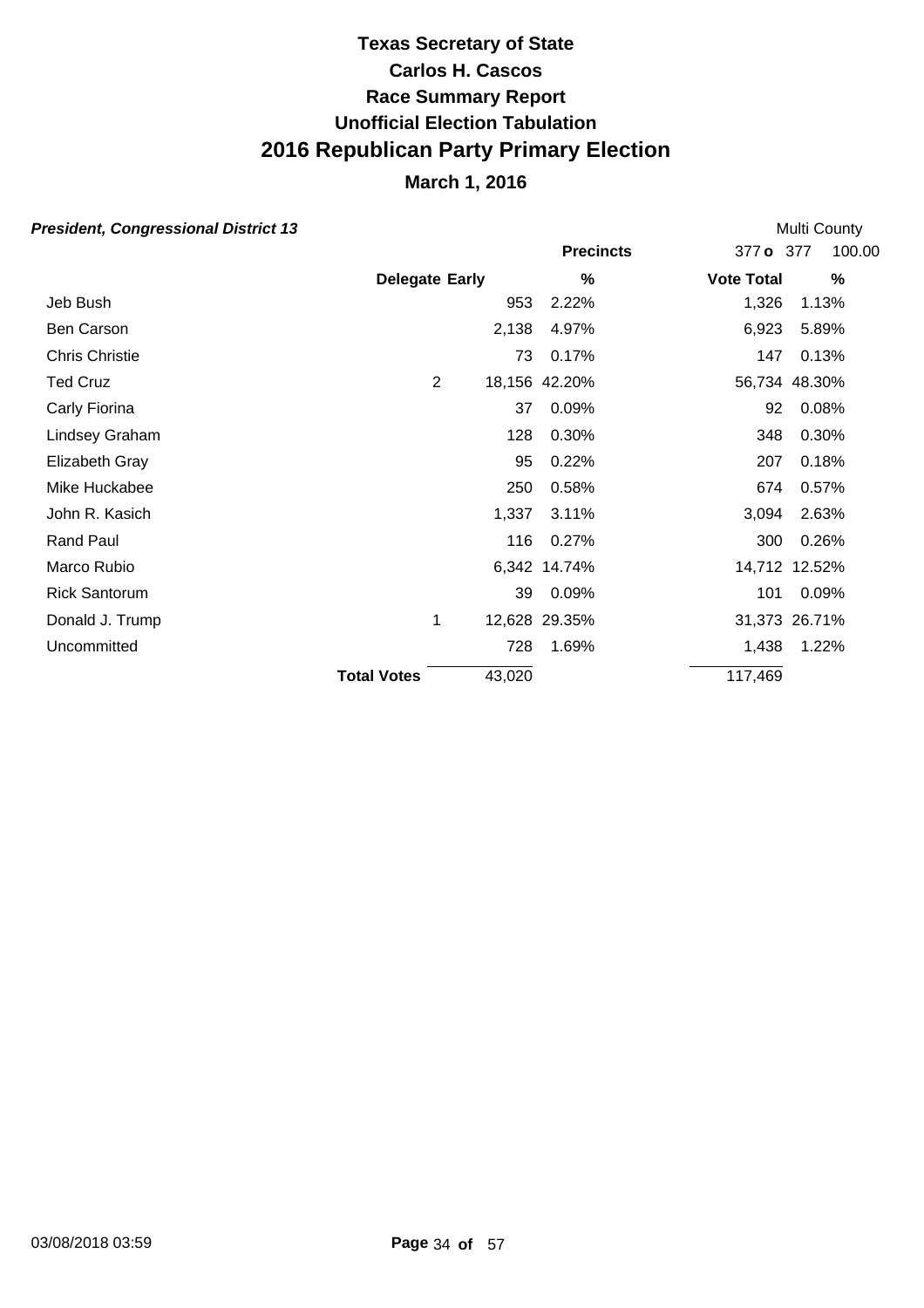# Texas Secretary of State
# Carlos H. Cascos
# Race Summary Report
# Unofficial Election Tabulation
# 2016 Republican Party Primary Election

## March 1, 2016

***President, Congressional District 13*** Multi County

| | Delegate | Early | % | Vote Total | % |
|---|---|---|---|---|---|
| | | Precincts | | 377 o 377 | 100.00 |
| Jeb Bush | | 953 | 2.22% | 1,326 | 1.13% |
| Ben Carson | | 2,138 | 4.97% | 6,923 | 5.89% |
| Chris Christie | | 73 | 0.17% | 147 | 0.13% |
| Ted Cruz | 2 | 18,156 | 42.20% | 56,734 | 48.30% |
| Carly Fiorina | | 37 | 0.09% | 92 | 0.08% |
| Lindsey Graham | | 128 | 0.30% | 348 | 0.30% |
| Elizabeth Gray | | 95 | 0.22% | 207 | 0.18% |
| Mike Huckabee | | 250 | 0.58% | 674 | 0.57% |
| John R. Kasich | | 1,337 | 3.11% | 3,094 | 2.63% |
| Rand Paul | | 116 | 0.27% | 300 | 0.26% |
| Marco Rubio | | 6,342 | 14.74% | 14,712 | 12.52% |
| Rick Santorum | | 39 | 0.09% | 101 | 0.09% |
| Donald J. Trump | 1 | 12,628 | 29.35% | 31,373 | 26.71% |
| Uncommitted | | 728 | 1.69% | 1,438 | 1.22% |
| **Total Votes** | | 43,020 | | 117,469 | |

03/08/2018 03:59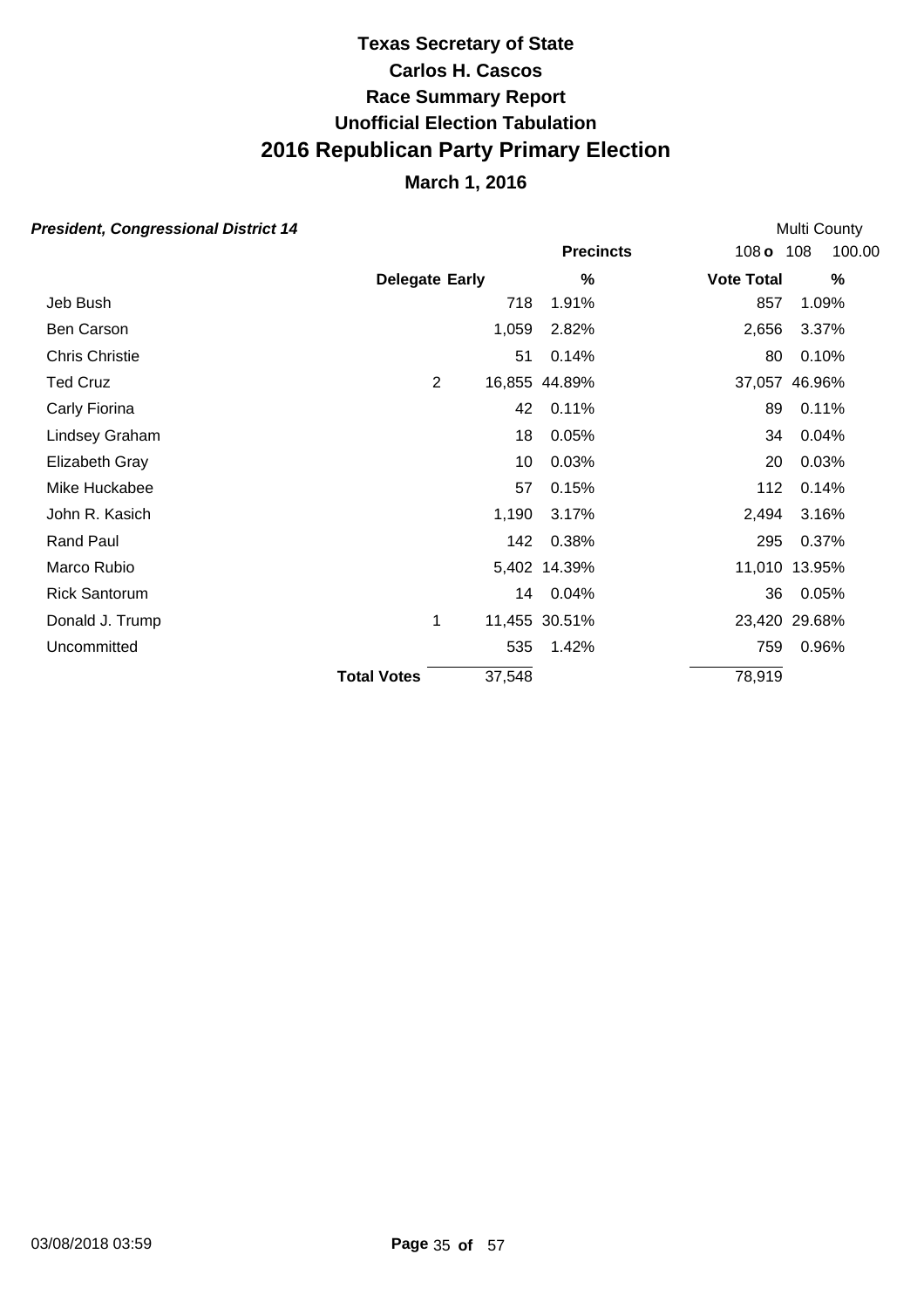# Texas Secretary of State
# Carlos H. Cascos
# Race Summary Report
# Unofficial Election Tabulation
# 2016 Republican Party Primary Election
## March 1, 2016

***President, Congressional District 14*** — Multi County

| | | | Precincts | 108 **o** 108 | 100.00 |
|---|---|---|---|---|---|
| | **Delegate** | **Early** | **%** | **Vote Total** | **%** |
| Jeb Bush | | 718 | 1.91% | 857 | 1.09% |
| Ben Carson | | 1,059 | 2.82% | 2,656 | 3.37% |
| Chris Christie | | 51 | 0.14% | 80 | 0.10% |
| Ted Cruz | 2 | 16,855 | 44.89% | 37,057 | 46.96% |
| Carly Fiorina | | 42 | 0.11% | 89 | 0.11% |
| Lindsey Graham | | 18 | 0.05% | 34 | 0.04% |
| Elizabeth Gray | | 10 | 0.03% | 20 | 0.03% |
| Mike Huckabee | | 57 | 0.15% | 112 | 0.14% |
| John R. Kasich | | 1,190 | 3.17% | 2,494 | 3.16% |
| Rand Paul | | 142 | 0.38% | 295 | 0.37% |
| Marco Rubio | | 5,402 | 14.39% | 11,010 | 13.95% |
| Rick Santorum | | 14 | 0.04% | 36 | 0.05% |
| Donald J. Trump | 1 | 11,455 | 30.51% | 23,420 | 29.68% |
| Uncommitted | | 535 | 1.42% | 759 | 0.96% |
| | **Total Votes** | 37,548 | | 78,919 | |

03/08/2018 03:59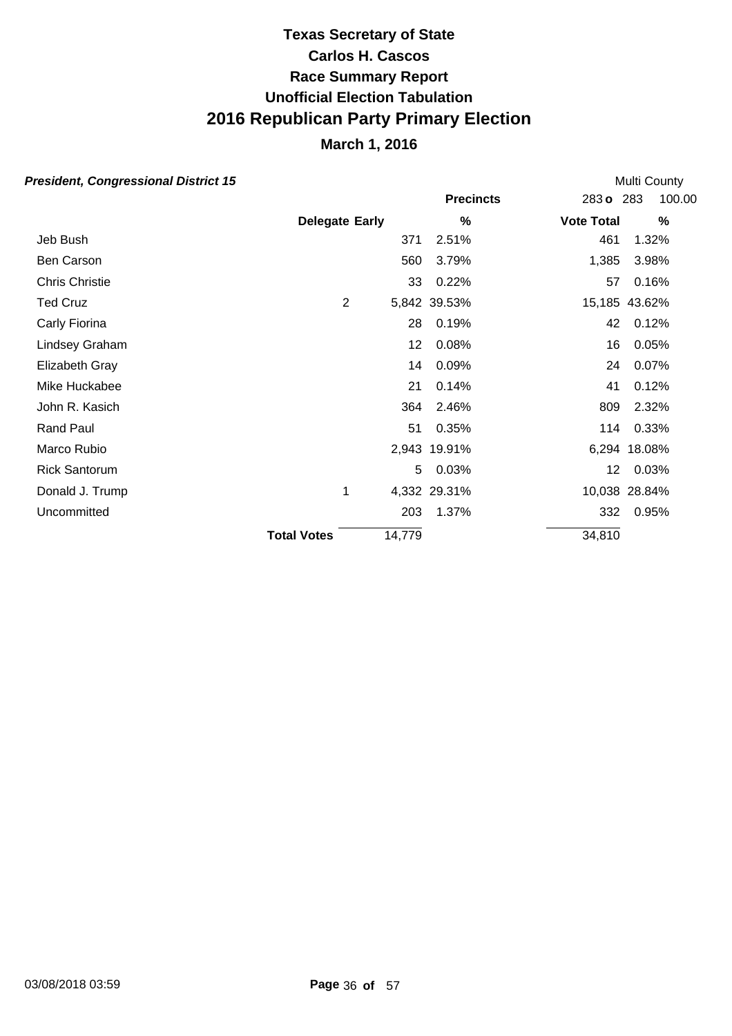# Texas Secretary of State
# Carlos H. Cascos
# Race Summary Report
# Unofficial Election Tabulation
# 2016 Republican Party Primary Election

## March 1, 2016

***President, Congressional District 15*** Multi County

| | Delegate | Early | % | Vote Total | % |
|---|---|---|---|---|---|
| | | | **Precincts** | 283 **o** 283 | 100.00 |
| Jeb Bush | | 371 | 2.51% | 461 | 1.32% |
| Ben Carson | | 560 | 3.79% | 1,385 | 3.98% |
| Chris Christie | | 33 | 0.22% | 57 | 0.16% |
| Ted Cruz | 2 | 5,842 | 39.53% | 15,185 | 43.62% |
| Carly Fiorina | | 28 | 0.19% | 42 | 0.12% |
| Lindsey Graham | | 12 | 0.08% | 16 | 0.05% |
| Elizabeth Gray | | 14 | 0.09% | 24 | 0.07% |
| Mike Huckabee | | 21 | 0.14% | 41 | 0.12% |
| John R. Kasich | | 364 | 2.46% | 809 | 2.32% |
| Rand Paul | | 51 | 0.35% | 114 | 0.33% |
| Marco Rubio | | 2,943 | 19.91% | 6,294 | 18.08% |
| Rick Santorum | | 5 | 0.03% | 12 | 0.03% |
| Donald J. Trump | 1 | 4,332 | 29.31% | 10,038 | 28.84% |
| Uncommitted | | 203 | 1.37% | 332 | 0.95% |
| **Total Votes** | | 14,779 | | 34,810 | |

03/08/2018 03:59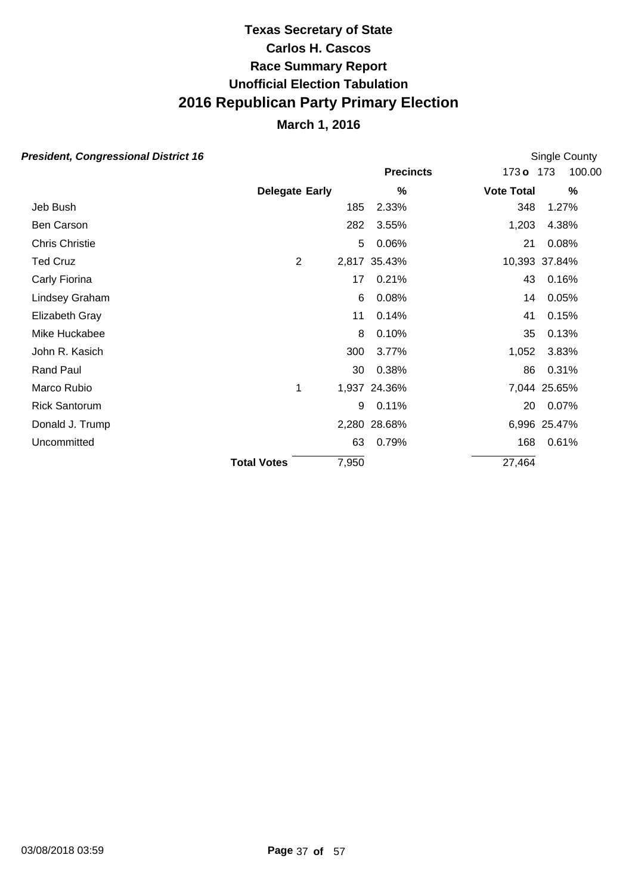# Texas Secretary of State
# Carlos H. Cascos
# Race Summary Report
# Unofficial Election Tabulation
# 2016 Republican Party Primary Election
## March 1, 2016

***President, Congressional District 16*** — Single County

| | Delegate | Early | % | Vote Total | % |
|---|---|---|---|---|---|
| | | **Precincts** | | 173 o 173 | 100.00 |
| Jeb Bush | | 185 | 2.33% | 348 | 1.27% |
| Ben Carson | | 282 | 3.55% | 1,203 | 4.38% |
| Chris Christie | | 5 | 0.06% | 21 | 0.08% |
| Ted Cruz | 2 | 2,817 | 35.43% | 10,393 | 37.84% |
| Carly Fiorina | | 17 | 0.21% | 43 | 0.16% |
| Lindsey Graham | | 6 | 0.08% | 14 | 0.05% |
| Elizabeth Gray | | 11 | 0.14% | 41 | 0.15% |
| Mike Huckabee | | 8 | 0.10% | 35 | 0.13% |
| John R. Kasich | | 300 | 3.77% | 1,052 | 3.83% |
| Rand Paul | | 30 | 0.38% | 86 | 0.31% |
| Marco Rubio | 1 | 1,937 | 24.36% | 7,044 | 25.65% |
| Rick Santorum | | 9 | 0.11% | 20 | 0.07% |
| Donald J. Trump | | 2,280 | 28.68% | 6,996 | 25.47% |
| Uncommitted | | 63 | 0.79% | 168 | 0.61% |
| **Total Votes** | | 7,950 | | 27,464 | |

03/08/2018 03:59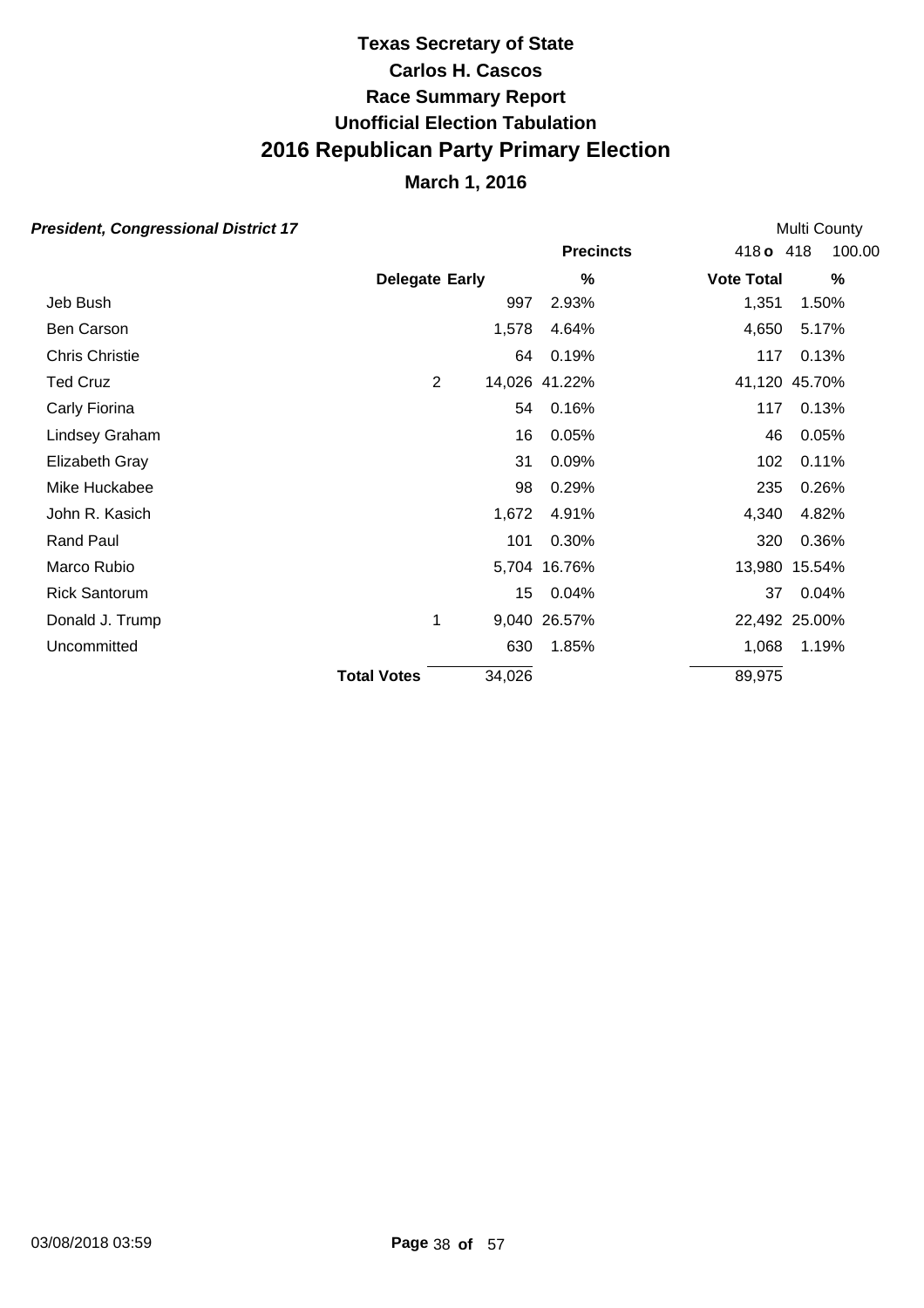# Texas Secretary of State
# Carlos H. Cascos
# Race Summary Report
# Unofficial Election Tabulation
# 2016 Republican Party Primary Election
## March 1, 2016

***President, Congressional District 17*** — Multi County

Precincts: 418 **o** 418 — 100.00

| | Delegate | Early | % | Vote Total | % |
|---|---|---|---|---|---|
| Jeb Bush | | 997 | 2.93% | 1,351 | 1.50% |
| Ben Carson | | 1,578 | 4.64% | 4,650 | 5.17% |
| Chris Christie | | 64 | 0.19% | 117 | 0.13% |
| Ted Cruz | 2 | 14,026 | 41.22% | 41,120 | 45.70% |
| Carly Fiorina | | 54 | 0.16% | 117 | 0.13% |
| Lindsey Graham | | 16 | 0.05% | 46 | 0.05% |
| Elizabeth Gray | | 31 | 0.09% | 102 | 0.11% |
| Mike Huckabee | | 98 | 0.29% | 235 | 0.26% |
| John R. Kasich | | 1,672 | 4.91% | 4,340 | 4.82% |
| Rand Paul | | 101 | 0.30% | 320 | 0.36% |
| Marco Rubio | | 5,704 | 16.76% | 13,980 | 15.54% |
| Rick Santorum | | 15 | 0.04% | 37 | 0.04% |
| Donald J. Trump | 1 | 9,040 | 26.57% | 22,492 | 25.00% |
| Uncommitted | | 630 | 1.85% | 1,068 | 1.19% |
| **Total Votes** | | 34,026 | | 89,975 | |

03/08/2018 03:59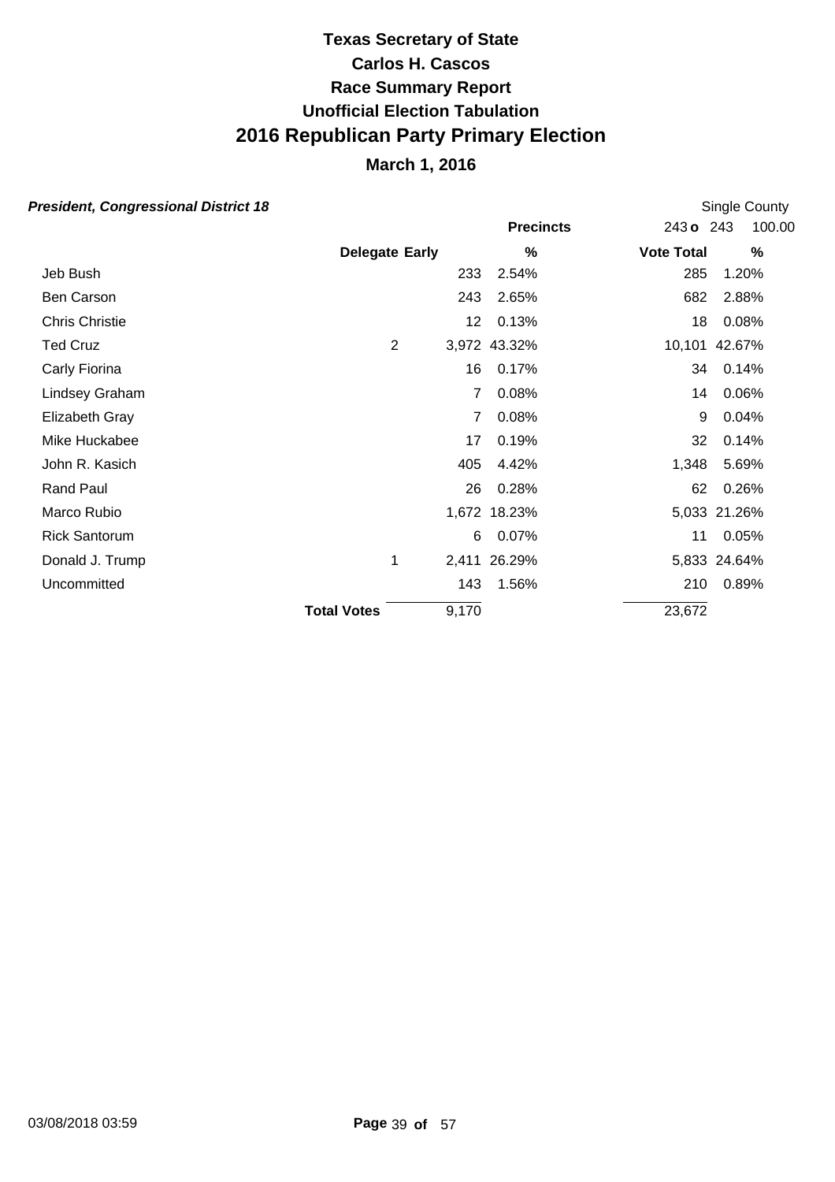# Texas Secretary of State
# Carlos H. Cascos
# Race Summary Report
# Unofficial Election Tabulation
# 2016 Republican Party Primary Election
## March 1, 2016

***President, Congressional District 18***

Single County

| | | | Precincts | 243 **o** 243 | 100.00 |
|---|---|---|---|---|---|
| | **Delegate** | **Early** | **%** | **Vote Total** | **%** |
| Jeb Bush | | 233 | 2.54% | 285 | 1.20% |
| Ben Carson | | 243 | 2.65% | 682 | 2.88% |
| Chris Christie | | 12 | 0.13% | 18 | 0.08% |
| Ted Cruz | 2 | 3,972 | 43.32% | 10,101 | 42.67% |
| Carly Fiorina | | 16 | 0.17% | 34 | 0.14% |
| Lindsey Graham | | 7 | 0.08% | 14 | 0.06% |
| Elizabeth Gray | | 7 | 0.08% | 9 | 0.04% |
| Mike Huckabee | | 17 | 0.19% | 32 | 0.14% |
| John R. Kasich | | 405 | 4.42% | 1,348 | 5.69% |
| Rand Paul | | 26 | 0.28% | 62 | 0.26% |
| Marco Rubio | | 1,672 | 18.23% | 5,033 | 21.26% |
| Rick Santorum | | 6 | 0.07% | 11 | 0.05% |
| Donald J. Trump | 1 | 2,411 | 26.29% | 5,833 | 24.64% |
| Uncommitted | | 143 | 1.56% | 210 | 0.89% |
| | **Total Votes** | 9,170 | | 23,672 | |

03/08/2018 03:59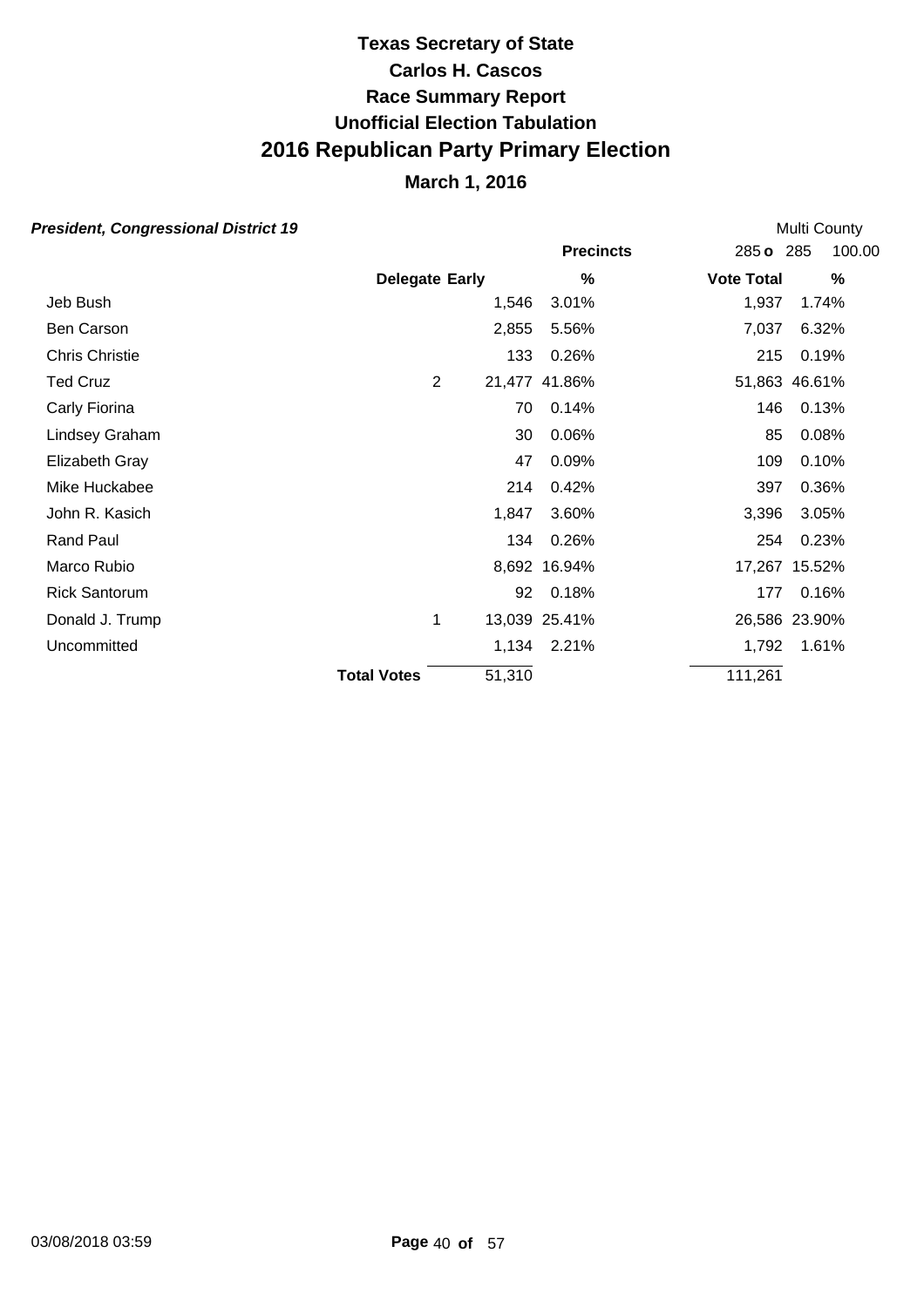# Texas Secretary of State
## Carlos H. Cascos
## Race Summary Report
## Unofficial Election Tabulation
# 2016 Republican Party Primary Election
## March 1, 2016

***President, Congressional District 19*** — Multi County

| | Delegate | Early | % | Vote Total | % |
|---|---|---|---|---|---|
| **Precincts** | | | | 285 **o** 285 | 100.00 |
| Jeb Bush | | 1,546 | 3.01% | 1,937 | 1.74% |
| Ben Carson | | 2,855 | 5.56% | 7,037 | 6.32% |
| Chris Christie | | 133 | 0.26% | 215 | 0.19% |
| Ted Cruz | 2 | 21,477 | 41.86% | 51,863 | 46.61% |
| Carly Fiorina | | 70 | 0.14% | 146 | 0.13% |
| Lindsey Graham | | 30 | 0.06% | 85 | 0.08% |
| Elizabeth Gray | | 47 | 0.09% | 109 | 0.10% |
| Mike Huckabee | | 214 | 0.42% | 397 | 0.36% |
| John R. Kasich | | 1,847 | 3.60% | 3,396 | 3.05% |
| Rand Paul | | 134 | 0.26% | 254 | 0.23% |
| Marco Rubio | | 8,692 | 16.94% | 17,267 | 15.52% |
| Rick Santorum | | 92 | 0.18% | 177 | 0.16% |
| Donald J. Trump | 1 | 13,039 | 25.41% | 26,586 | 23.90% |
| Uncommitted | | 1,134 | 2.21% | 1,792 | 1.61% |
| **Total Votes** | | 51,310 | | 111,261 | |

03/08/2018 03:59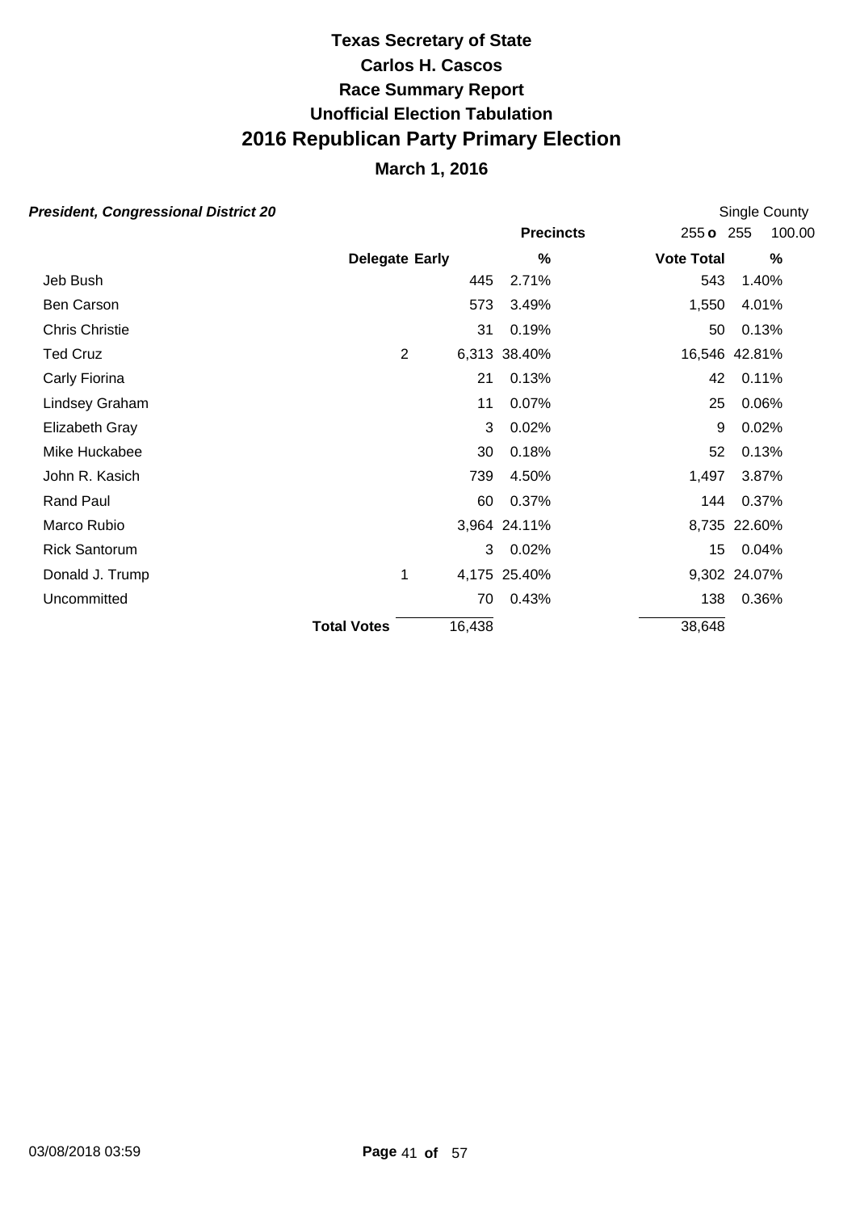# Texas Secretary of State

## Carlos H. Cascos

## Race Summary Report

## Unofficial Election Tabulation

# 2016 Republican Party Primary Election

## March 1, 2016

***President, Congressional District 20***

Single County

| | | Precincts | | 255 **o** 255 | 100.00 |
|---|---|---|---|---|---|
| | **Delegate** | **Early** | **%** | **Vote Total** | **%** |
| Jeb Bush | | 445 | 2.71% | 543 | 1.40% |
| Ben Carson | | 573 | 3.49% | 1,550 | 4.01% |
| Chris Christie | | 31 | 0.19% | 50 | 0.13% |
| Ted Cruz | 2 | 6,313 | 38.40% | 16,546 | 42.81% |
| Carly Fiorina | | 21 | 0.13% | 42 | 0.11% |
| Lindsey Graham | | 11 | 0.07% | 25 | 0.06% |
| Elizabeth Gray | | 3 | 0.02% | 9 | 0.02% |
| Mike Huckabee | | 30 | 0.18% | 52 | 0.13% |
| John R. Kasich | | 739 | 4.50% | 1,497 | 3.87% |
| Rand Paul | | 60 | 0.37% | 144 | 0.37% |
| Marco Rubio | | 3,964 | 24.11% | 8,735 | 22.60% |
| Rick Santorum | | 3 | 0.02% | 15 | 0.04% |
| Donald J. Trump | 1 | 4,175 | 25.40% | 9,302 | 24.07% |
| Uncommitted | | 70 | 0.43% | 138 | 0.36% |
| | **Total Votes** | 16,438 | | 38,648 | |

03/08/2018 03:59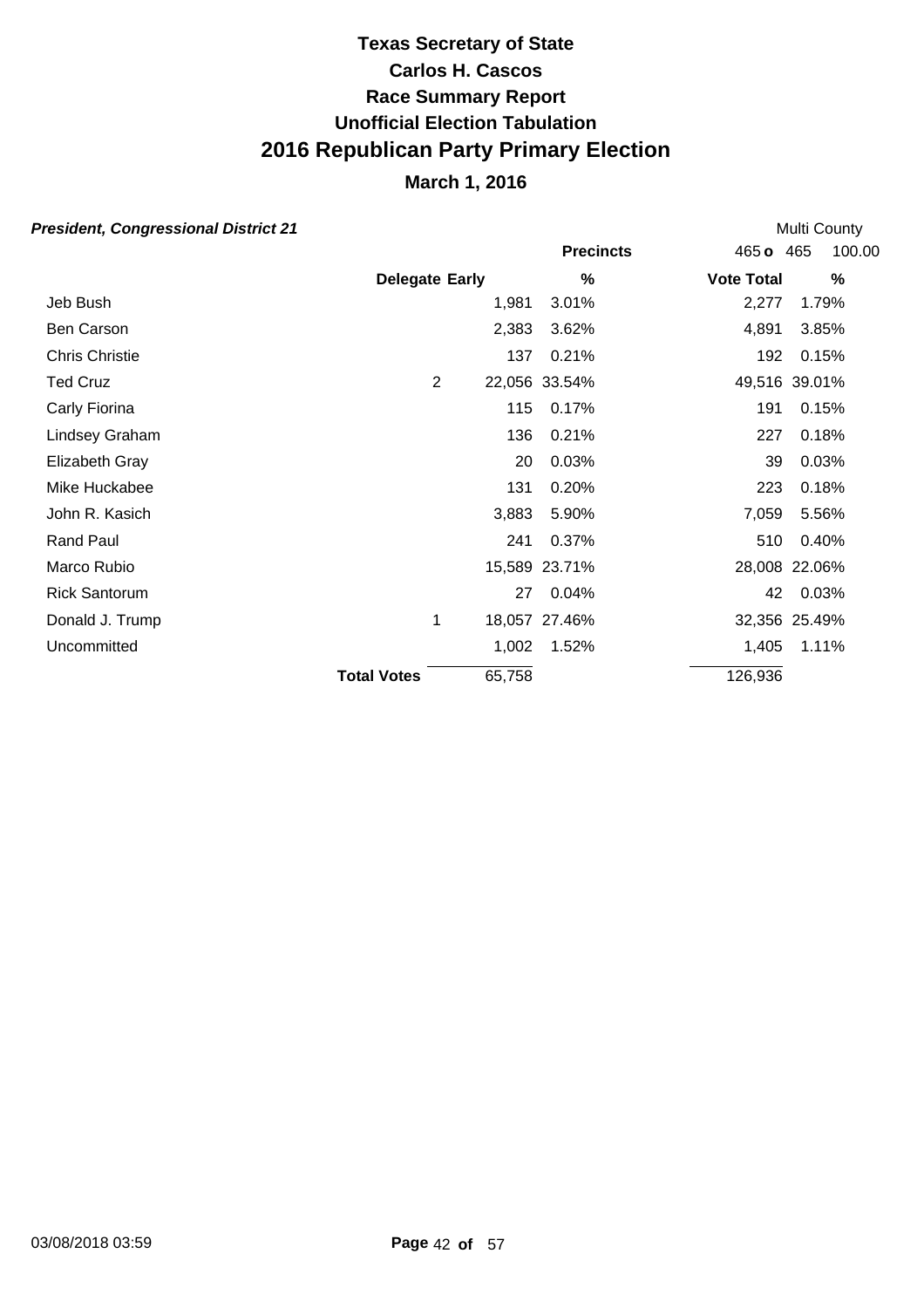# Texas Secretary of State
# Carlos H. Cascos
# Race Summary Report
# Unofficial Election Tabulation
# 2016 Republican Party Primary Election

## March 1, 2016

***President, Congressional District 21*** — Multi County

Precincts: 465 o 465 — 100.00

| | Delegate | Early | % | Vote Total | % |
|---|---|---|---|---|---|
| Jeb Bush | | 1,981 | 3.01% | 2,277 | 1.79% |
| Ben Carson | | 2,383 | 3.62% | 4,891 | 3.85% |
| Chris Christie | | 137 | 0.21% | 192 | 0.15% |
| Ted Cruz | 2 | 22,056 | 33.54% | 49,516 | 39.01% |
| Carly Fiorina | | 115 | 0.17% | 191 | 0.15% |
| Lindsey Graham | | 136 | 0.21% | 227 | 0.18% |
| Elizabeth Gray | | 20 | 0.03% | 39 | 0.03% |
| Mike Huckabee | | 131 | 0.20% | 223 | 0.18% |
| John R. Kasich | | 3,883 | 5.90% | 7,059 | 5.56% |
| Rand Paul | | 241 | 0.37% | 510 | 0.40% |
| Marco Rubio | | 15,589 | 23.71% | 28,008 | 22.06% |
| Rick Santorum | | 27 | 0.04% | 42 | 0.03% |
| Donald J. Trump | 1 | 18,057 | 27.46% | 32,356 | 25.49% |
| Uncommitted | | 1,002 | 1.52% | 1,405 | 1.11% |
| **Total Votes** | | 65,758 | | 126,936 | |

03/08/2018 03:59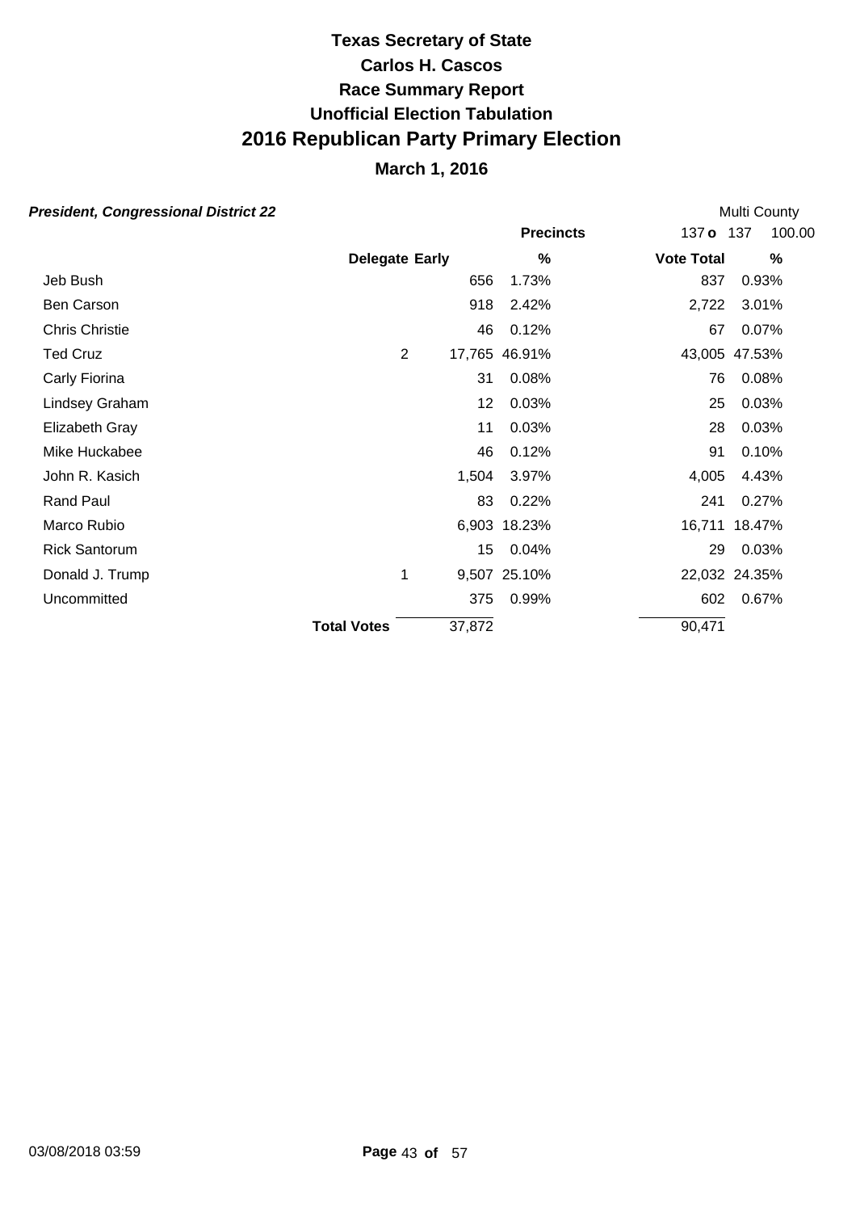# Texas Secretary of State
## Carlos H. Cascos
## Race Summary Report
## Unofficial Election Tabulation
# 2016 Republican Party Primary Election
## March 1, 2016

***President, Congressional District 22*** — Multi County

| | | | Precincts | 137 o 137 | 100.00 |
|---|---|---|---|---|---|
| | Delegate | Early | % | Vote Total | % |
| Jeb Bush | | 656 | 1.73% | 837 | 0.93% |
| Ben Carson | | 918 | 2.42% | 2,722 | 3.01% |
| Chris Christie | | 46 | 0.12% | 67 | 0.07% |
| Ted Cruz | 2 | 17,765 | 46.91% | 43,005 | 47.53% |
| Carly Fiorina | | 31 | 0.08% | 76 | 0.08% |
| Lindsey Graham | | 12 | 0.03% | 25 | 0.03% |
| Elizabeth Gray | | 11 | 0.03% | 28 | 0.03% |
| Mike Huckabee | | 46 | 0.12% | 91 | 0.10% |
| John R. Kasich | | 1,504 | 3.97% | 4,005 | 4.43% |
| Rand Paul | | 83 | 0.22% | 241 | 0.27% |
| Marco Rubio | | 6,903 | 18.23% | 16,711 | 18.47% |
| Rick Santorum | | 15 | 0.04% | 29 | 0.03% |
| Donald J. Trump | 1 | 9,507 | 25.10% | 22,032 | 24.35% |
| Uncommitted | | 375 | 0.99% | 602 | 0.67% |
| | **Total Votes** | 37,872 | | 90,471 | |

03/08/2018 03:59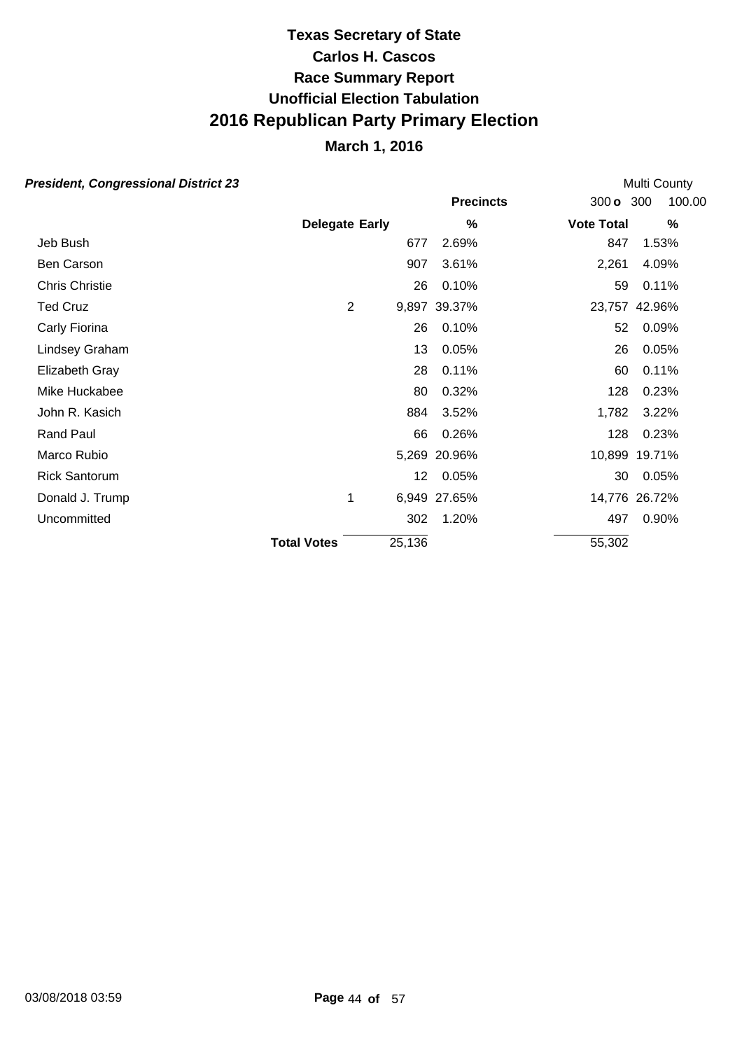# Texas Secretary of State
# Carlos H. Cascos
# Race Summary Report
# Unofficial Election Tabulation
# 2016 Republican Party Primary Election
## March 1, 2016

***President, Congressional District 23***

Multi County

| | Delegate | Early | % | Vote Total | % |
|---|---|---|---|---|---|
| | | | **Precincts** | 300 **o** 300 | 100.00 |
| Jeb Bush | | 677 | 2.69% | 847 | 1.53% |
| Ben Carson | | 907 | 3.61% | 2,261 | 4.09% |
| Chris Christie | | 26 | 0.10% | 59 | 0.11% |
| Ted Cruz | 2 | 9,897 | 39.37% | 23,757 | 42.96% |
| Carly Fiorina | | 26 | 0.10% | 52 | 0.09% |
| Lindsey Graham | | 13 | 0.05% | 26 | 0.05% |
| Elizabeth Gray | | 28 | 0.11% | 60 | 0.11% |
| Mike Huckabee | | 80 | 0.32% | 128 | 0.23% |
| John R. Kasich | | 884 | 3.52% | 1,782 | 3.22% |
| Rand Paul | | 66 | 0.26% | 128 | 0.23% |
| Marco Rubio | | 5,269 | 20.96% | 10,899 | 19.71% |
| Rick Santorum | | 12 | 0.05% | 30 | 0.05% |
| Donald J. Trump | 1 | 6,949 | 27.65% | 14,776 | 26.72% |
| Uncommitted | | 302 | 1.20% | 497 | 0.90% |
| **Total Votes** | | 25,136 | | 55,302 | |

03/08/2018 03:59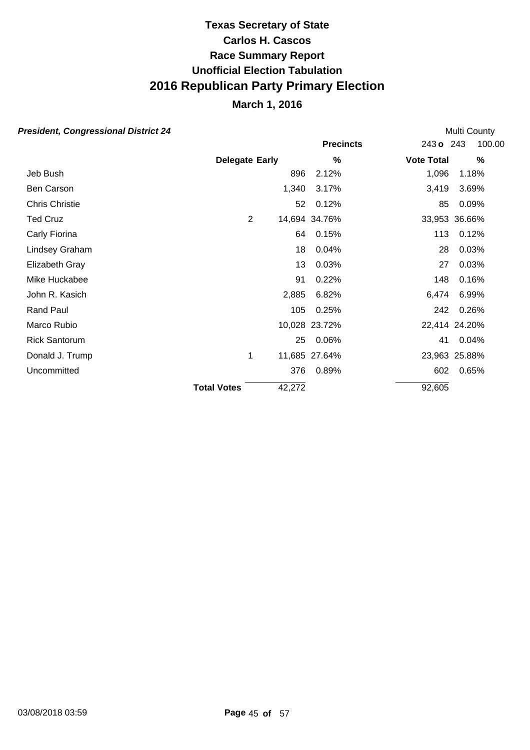# Texas Secretary of State

## Carlos H. Cascos

## Race Summary Report

## Unofficial Election Tabulation

# 2016 Republican Party Primary Election

## March 1, 2016

***President, Congressional District 24*** — Multi County

| | | | Precincts | 243 o 243 | 100.00 |
|---|---|---|---|---|---|
| | **Delegate** | **Early** | **%** | **Vote Total** | **%** |
| Jeb Bush | | 896 | 2.12% | 1,096 | 1.18% |
| Ben Carson | | 1,340 | 3.17% | 3,419 | 3.69% |
| Chris Christie | | 52 | 0.12% | 85 | 0.09% |
| Ted Cruz | 2 | 14,694 | 34.76% | 33,953 | 36.66% |
| Carly Fiorina | | 64 | 0.15% | 113 | 0.12% |
| Lindsey Graham | | 18 | 0.04% | 28 | 0.03% |
| Elizabeth Gray | | 13 | 0.03% | 27 | 0.03% |
| Mike Huckabee | | 91 | 0.22% | 148 | 0.16% |
| John R. Kasich | | 2,885 | 6.82% | 6,474 | 6.99% |
| Rand Paul | | 105 | 0.25% | 242 | 0.26% |
| Marco Rubio | | 10,028 | 23.72% | 22,414 | 24.20% |
| Rick Santorum | | 25 | 0.06% | 41 | 0.04% |
| Donald J. Trump | 1 | 11,685 | 27.64% | 23,963 | 25.88% |
| Uncommitted | | 376 | 0.89% | 602 | 0.65% |
| | **Total Votes** | 42,272 | | 92,605 | |

03/08/2018 03:59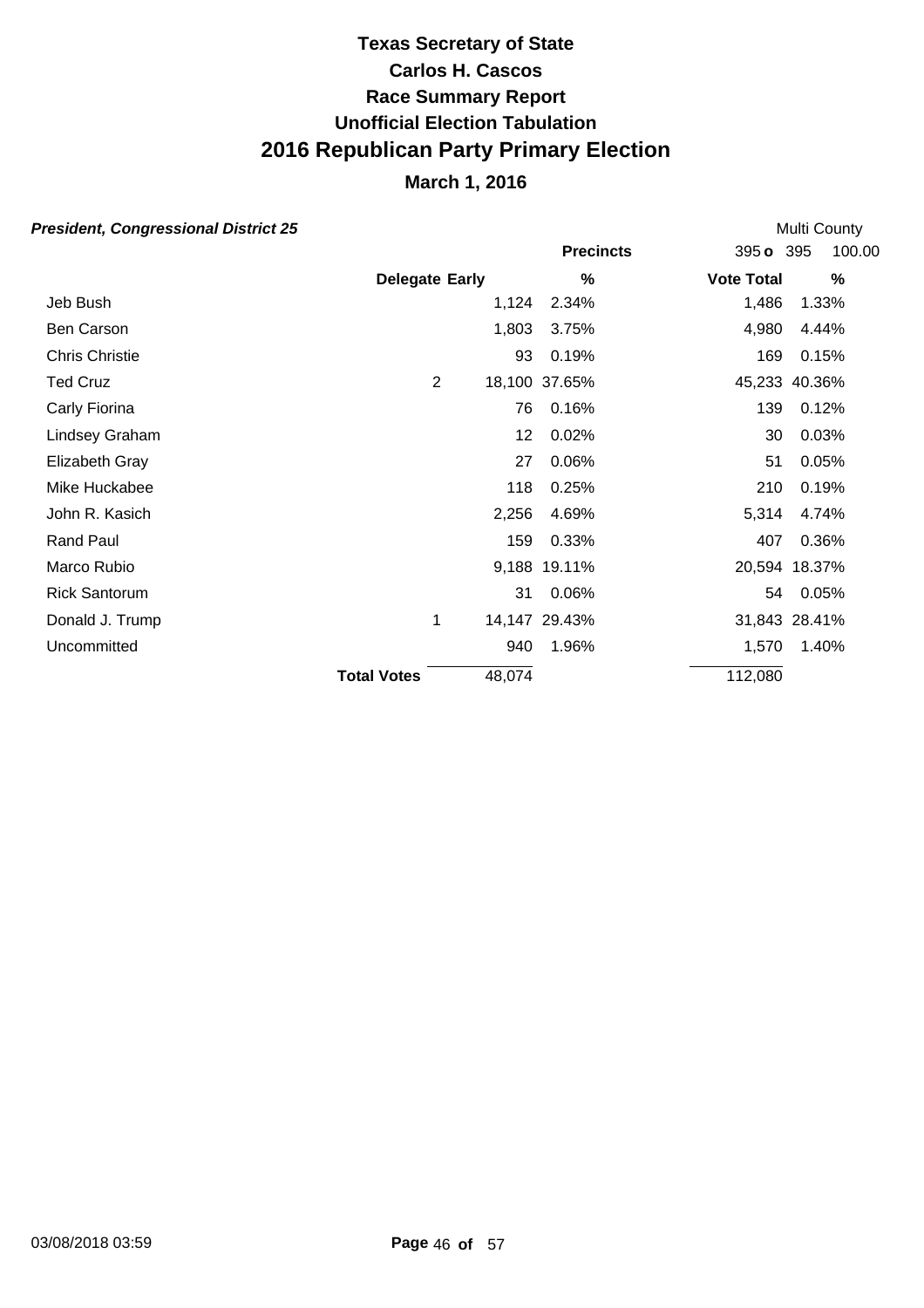# Texas Secretary of State
# Carlos H. Cascos
# Race Summary Report
# Unofficial Election Tabulation
# 2016 Republican Party Primary Election

## March 1, 2016

***President, Congressional District 25*** — Multi County

| | Delegate | Early | % | Vote Total | % |
|---|---|---|---|---|---|
| | | Precincts | | 395 **o** 395 | 100.00 |
| Jeb Bush | | 1,124 | 2.34% | 1,486 | 1.33% |
| Ben Carson | | 1,803 | 3.75% | 4,980 | 4.44% |
| Chris Christie | | 93 | 0.19% | 169 | 0.15% |
| Ted Cruz | 2 | 18,100 | 37.65% | 45,233 | 40.36% |
| Carly Fiorina | | 76 | 0.16% | 139 | 0.12% |
| Lindsey Graham | | 12 | 0.02% | 30 | 0.03% |
| Elizabeth Gray | | 27 | 0.06% | 51 | 0.05% |
| Mike Huckabee | | 118 | 0.25% | 210 | 0.19% |
| John R. Kasich | | 2,256 | 4.69% | 5,314 | 4.74% |
| Rand Paul | | 159 | 0.33% | 407 | 0.36% |
| Marco Rubio | | 9,188 | 19.11% | 20,594 | 18.37% |
| Rick Santorum | | 31 | 0.06% | 54 | 0.05% |
| Donald J. Trump | 1 | 14,147 | 29.43% | 31,843 | 28.41% |
| Uncommitted | | 940 | 1.96% | 1,570 | 1.40% |
| **Total Votes** | | 48,074 | | 112,080 | |

03/08/2018 03:59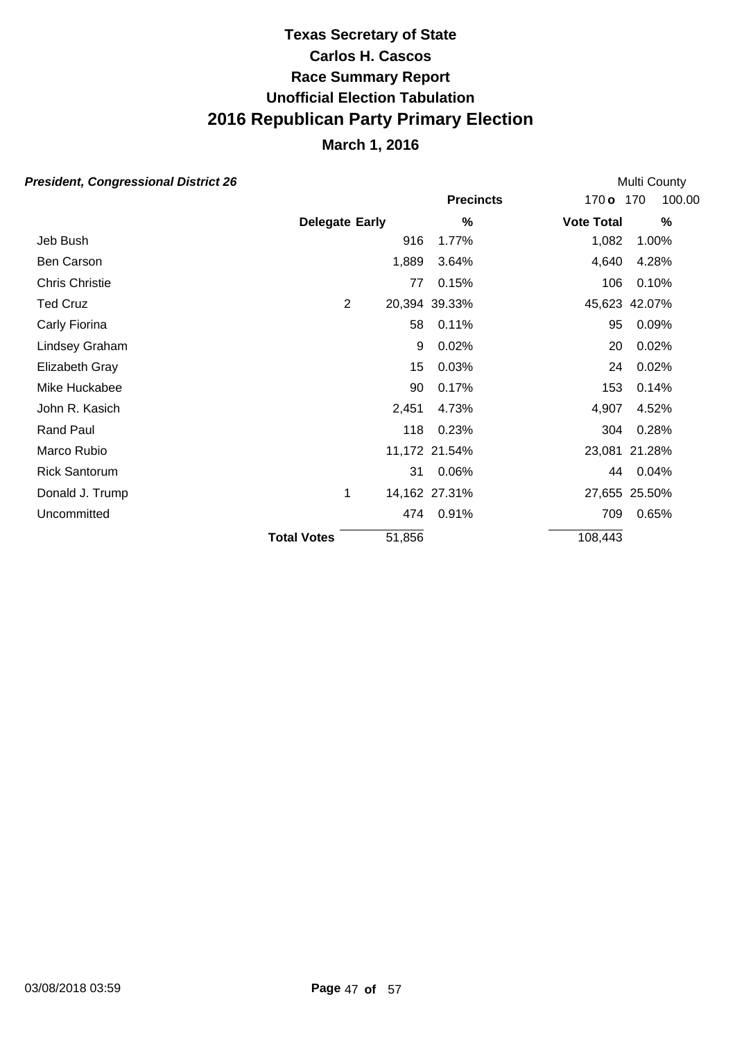# Texas Secretary of State
# Carlos H. Cascos
# Race Summary Report
# Unofficial Election Tabulation
# 2016 Republican Party Primary Election
## March 1, 2016

***President, Congressional District 26***

Multi County

| | | Precincts | | 170 o 170 | 100.00 |
|---|---|---|---|---|---|
| | **Delegate** | **Early** | **%** | **Vote Total** | **%** |
| Jeb Bush | | 916 | 1.77% | 1,082 | 1.00% |
| Ben Carson | | 1,889 | 3.64% | 4,640 | 4.28% |
| Chris Christie | | 77 | 0.15% | 106 | 0.10% |
| Ted Cruz | 2 | 20,394 | 39.33% | 45,623 | 42.07% |
| Carly Fiorina | | 58 | 0.11% | 95 | 0.09% |
| Lindsey Graham | | 9 | 0.02% | 20 | 0.02% |
| Elizabeth Gray | | 15 | 0.03% | 24 | 0.02% |
| Mike Huckabee | | 90 | 0.17% | 153 | 0.14% |
| John R. Kasich | | 2,451 | 4.73% | 4,907 | 4.52% |
| Rand Paul | | 118 | 0.23% | 304 | 0.28% |
| Marco Rubio | | 11,172 | 21.54% | 23,081 | 21.28% |
| Rick Santorum | | 31 | 0.06% | 44 | 0.04% |
| Donald J. Trump | 1 | 14,162 | 27.31% | 27,655 | 25.50% |
| Uncommitted | | 474 | 0.91% | 709 | 0.65% |
| | **Total Votes** | 51,856 | | 108,443 | |

03/08/2018 03:59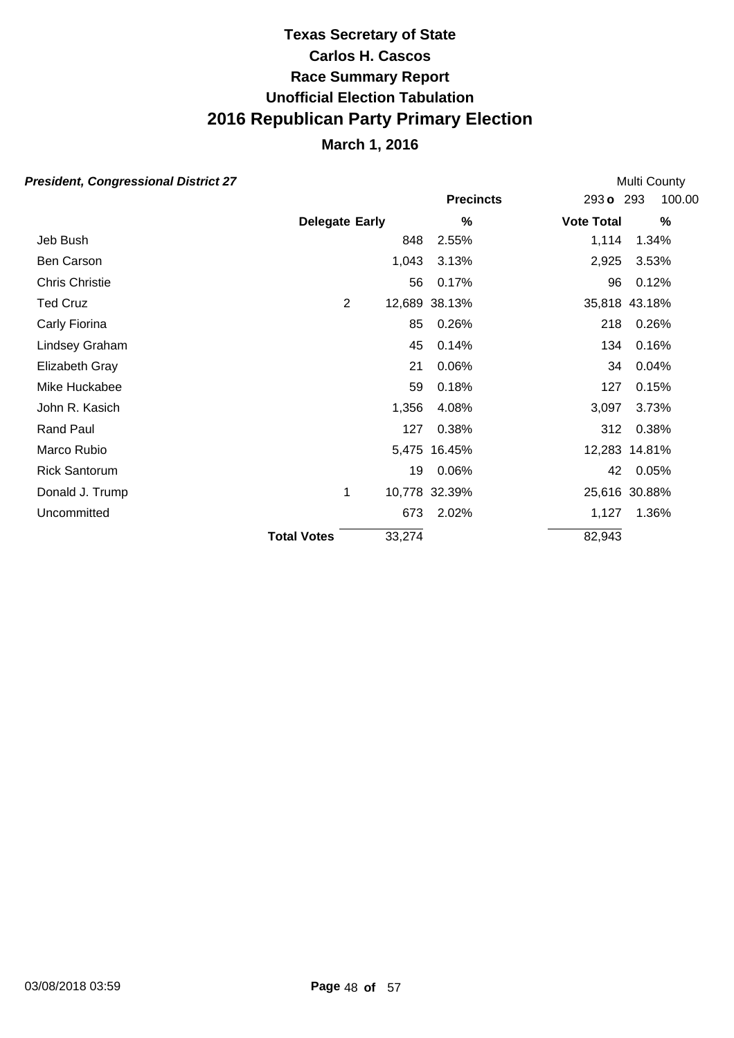# Texas Secretary of State

## Carlos H. Cascos

## Race Summary Report

## Unofficial Election Tabulation

# 2016 Republican Party Primary Election

## March 1, 2016

***President, Congressional District 27*** — Multi County

| | Delegate | Early | % | Vote Total | % |
|---|---|---|---|---|---|
| | | Precincts | | 293 **o** 293 | 100.00 |
| Jeb Bush | | 848 | 2.55% | 1,114 | 1.34% |
| Ben Carson | | 1,043 | 3.13% | 2,925 | 3.53% |
| Chris Christie | | 56 | 0.17% | 96 | 0.12% |
| Ted Cruz | 2 | 12,689 | 38.13% | 35,818 | 43.18% |
| Carly Fiorina | | 85 | 0.26% | 218 | 0.26% |
| Lindsey Graham | | 45 | 0.14% | 134 | 0.16% |
| Elizabeth Gray | | 21 | 0.06% | 34 | 0.04% |
| Mike Huckabee | | 59 | 0.18% | 127 | 0.15% |
| John R. Kasich | | 1,356 | 4.08% | 3,097 | 3.73% |
| Rand Paul | | 127 | 0.38% | 312 | 0.38% |
| Marco Rubio | | 5,475 | 16.45% | 12,283 | 14.81% |
| Rick Santorum | | 19 | 0.06% | 42 | 0.05% |
| Donald J. Trump | 1 | 10,778 | 32.39% | 25,616 | 30.88% |
| Uncommitted | | 673 | 2.02% | 1,127 | 1.36% |
| **Total Votes** | | 33,274 | | 82,943 | |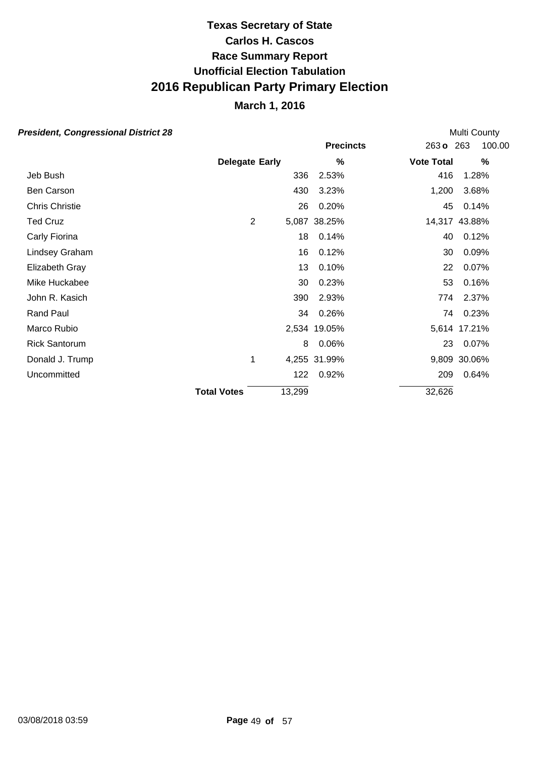# Texas Secretary of State
# Carlos H. Cascos
# Race Summary Report
# Unofficial Election Tabulation
# 2016 Republican Party Primary Election

## March 1, 2016

***President, Congressional District 28*** — Multi County

| | Delegate | Early | % | Vote Total | % |
|---|---|---|---|---|---|
| | | | **Precincts** | 263 **o** 263 | 100.00 |
| Jeb Bush | | 336 | 2.53% | 416 | 1.28% |
| Ben Carson | | 430 | 3.23% | 1,200 | 3.68% |
| Chris Christie | | 26 | 0.20% | 45 | 0.14% |
| Ted Cruz | 2 | 5,087 | 38.25% | 14,317 | 43.88% |
| Carly Fiorina | | 18 | 0.14% | 40 | 0.12% |
| Lindsey Graham | | 16 | 0.12% | 30 | 0.09% |
| Elizabeth Gray | | 13 | 0.10% | 22 | 0.07% |
| Mike Huckabee | | 30 | 0.23% | 53 | 0.16% |
| John R. Kasich | | 390 | 2.93% | 774 | 2.37% |
| Rand Paul | | 34 | 0.26% | 74 | 0.23% |
| Marco Rubio | | 2,534 | 19.05% | 5,614 | 17.21% |
| Rick Santorum | | 8 | 0.06% | 23 | 0.07% |
| Donald J. Trump | 1 | 4,255 | 31.99% | 9,809 | 30.06% |
| Uncommitted | | 122 | 0.92% | 209 | 0.64% |
| **Total Votes** | | 13,299 | | 32,626 | |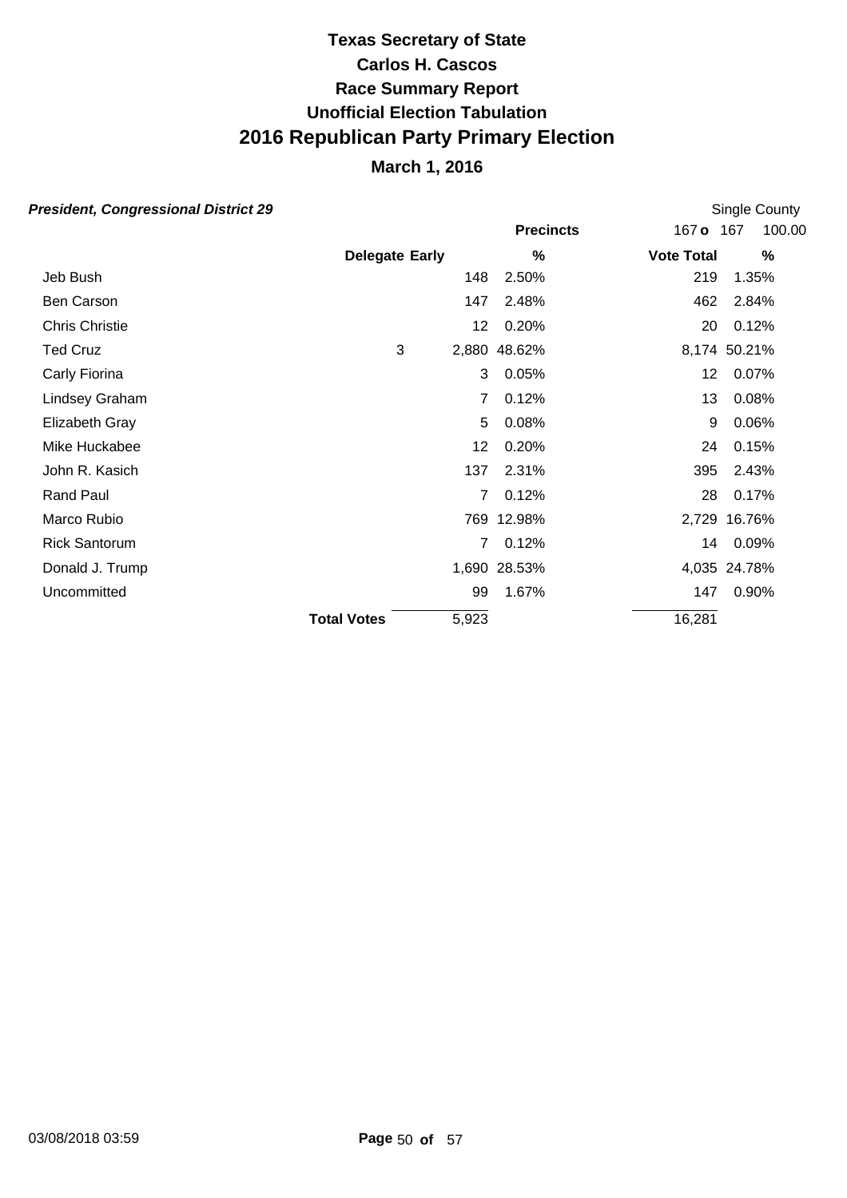# Texas Secretary of State
# Carlos H. Cascos
## Race Summary Report
## Unofficial Election Tabulation
# 2016 Republican Party Primary Election
## March 1, 2016

***President, Congressional District 29*** — Single County

Precincts: 167 **o** 167 — 100.00

| | Delegate | Early | % | Vote Total | % |
|---|---|---|---|---|---|
| Jeb Bush | | 148 | 2.50% | 219 | 1.35% |
| Ben Carson | | 147 | 2.48% | 462 | 2.84% |
| Chris Christie | | 12 | 0.20% | 20 | 0.12% |
| Ted Cruz | 3 | 2,880 | 48.62% | 8,174 | 50.21% |
| Carly Fiorina | | 3 | 0.05% | 12 | 0.07% |
| Lindsey Graham | | 7 | 0.12% | 13 | 0.08% |
| Elizabeth Gray | | 5 | 0.08% | 9 | 0.06% |
| Mike Huckabee | | 12 | 0.20% | 24 | 0.15% |
| John R. Kasich | | 137 | 2.31% | 395 | 2.43% |
| Rand Paul | | 7 | 0.12% | 28 | 0.17% |
| Marco Rubio | | 769 | 12.98% | 2,729 | 16.76% |
| Rick Santorum | | 7 | 0.12% | 14 | 0.09% |
| Donald J. Trump | | 1,690 | 28.53% | 4,035 | 24.78% |
| Uncommitted | | 99 | 1.67% | 147 | 0.90% |
| **Total Votes** | | 5,923 | | 16,281 | |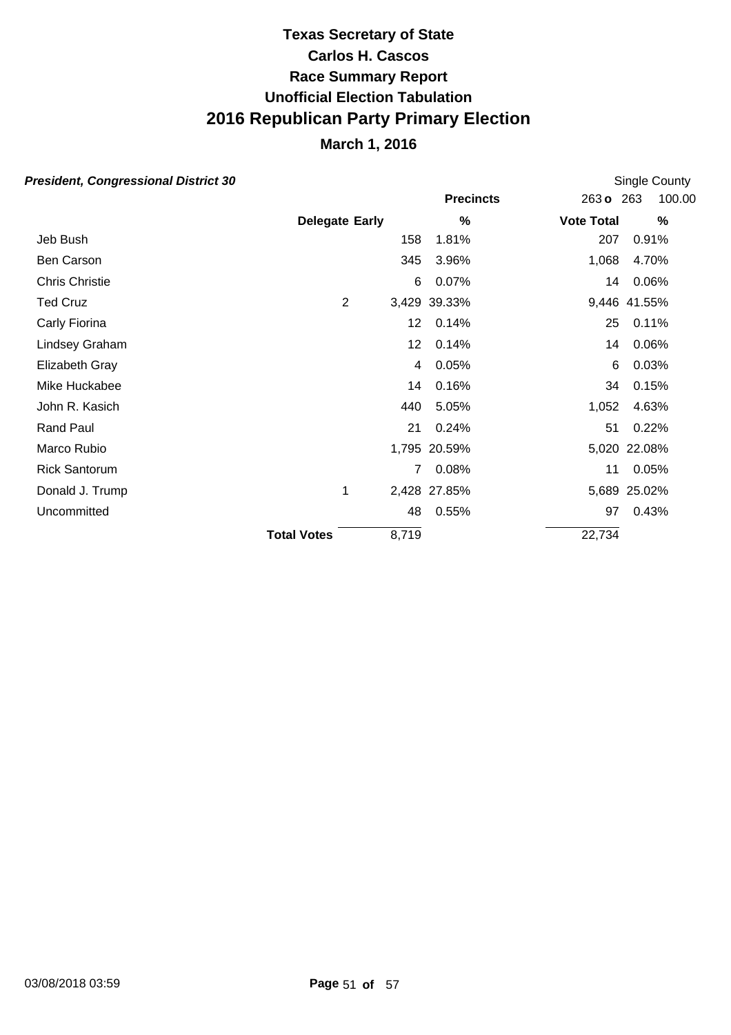# Texas Secretary of State
# Carlos H. Cascos
# Race Summary Report
# Unofficial Election Tabulation
# 2016 Republican Party Primary Election
## March 1, 2016

***President, Congressional District 30*** Single County

| | Delegate | Early | % | Precincts 263 o 263 100.00 Vote Total | % |
|---|---|---|---|---|---|
| Jeb Bush | | 158 | 1.81% | 207 | 0.91% |
| Ben Carson | | 345 | 3.96% | 1,068 | 4.70% |
| Chris Christie | | 6 | 0.07% | 14 | 0.06% |
| Ted Cruz | 2 | 3,429 | 39.33% | 9,446 | 41.55% |
| Carly Fiorina | | 12 | 0.14% | 25 | 0.11% |
| Lindsey Graham | | 12 | 0.14% | 14 | 0.06% |
| Elizabeth Gray | | 4 | 0.05% | 6 | 0.03% |
| Mike Huckabee | | 14 | 0.16% | 34 | 0.15% |
| John R. Kasich | | 440 | 5.05% | 1,052 | 4.63% |
| Rand Paul | | 21 | 0.24% | 51 | 0.22% |
| Marco Rubio | | 1,795 | 20.59% | 5,020 | 22.08% |
| Rick Santorum | | 7 | 0.08% | 11 | 0.05% |
| Donald J. Trump | 1 | 2,428 | 27.85% | 5,689 | 25.02% |
| Uncommitted | | 48 | 0.55% | 97 | 0.43% |
| **Total Votes** | | 8,719 | | 22,734 | |

03/08/2018 03:59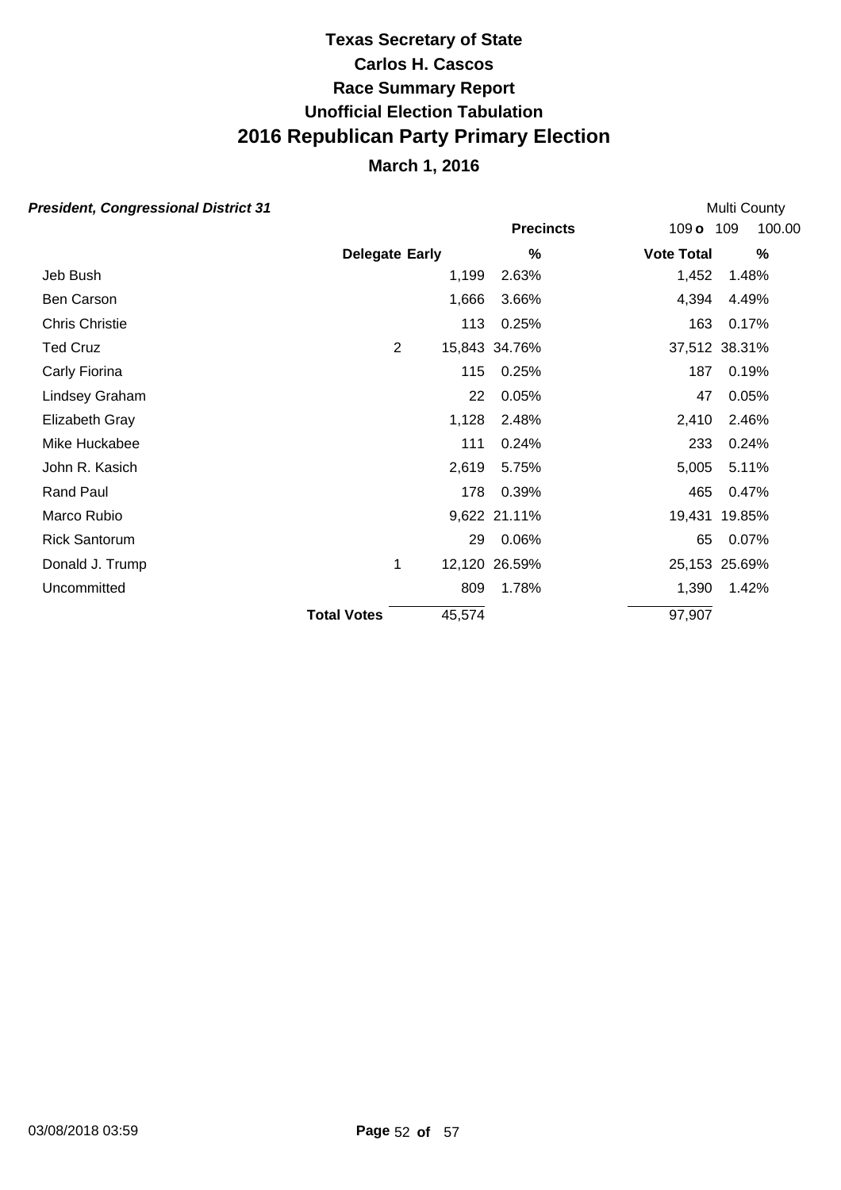# Texas Secretary of State

## Carlos H. Cascos

## Race Summary Report

## Unofficial Election Tabulation

# 2016 Republican Party Primary Election

## March 1, 2016

***President, Congressional District 31***

Multi County

| | | | Precincts | 109 o 109 | 100.00 |
|---|---|---|---|---|---|
| | Delegate | Early | % | Vote Total | % |
| Jeb Bush | | 1,199 | 2.63% | 1,452 | 1.48% |
| Ben Carson | | 1,666 | 3.66% | 4,394 | 4.49% |
| Chris Christie | | 113 | 0.25% | 163 | 0.17% |
| Ted Cruz | 2 | 15,843 | 34.76% | 37,512 | 38.31% |
| Carly Fiorina | | 115 | 0.25% | 187 | 0.19% |
| Lindsey Graham | | 22 | 0.05% | 47 | 0.05% |
| Elizabeth Gray | | 1,128 | 2.48% | 2,410 | 2.46% |
| Mike Huckabee | | 111 | 0.24% | 233 | 0.24% |
| John R. Kasich | | 2,619 | 5.75% | 5,005 | 5.11% |
| Rand Paul | | 178 | 0.39% | 465 | 0.47% |
| Marco Rubio | | 9,622 | 21.11% | 19,431 | 19.85% |
| Rick Santorum | | 29 | 0.06% | 65 | 0.07% |
| Donald J. Trump | 1 | 12,120 | 26.59% | 25,153 | 25.69% |
| Uncommitted | | 809 | 1.78% | 1,390 | 1.42% |
| | **Total Votes** | 45,574 | | 97,907 | |

03/08/2018 03:59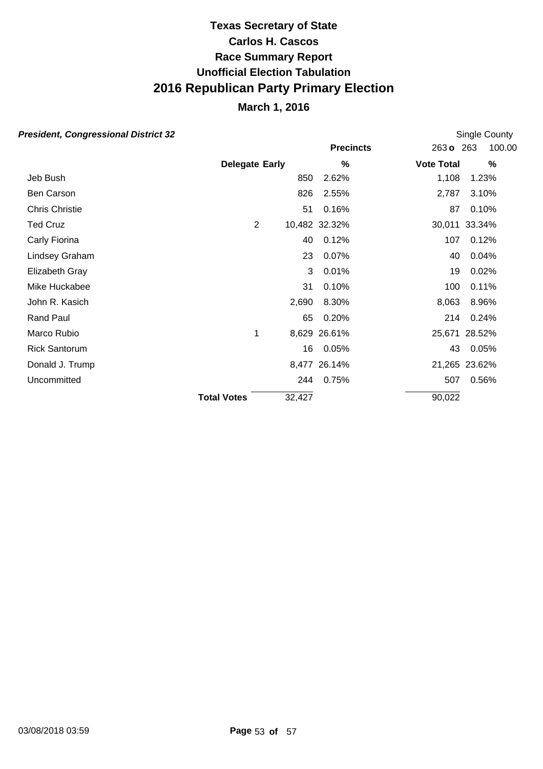# Texas Secretary of State
# Carlos H. Cascos
# Race Summary Report
# Unofficial Election Tabulation
# 2016 Republican Party Primary Election
## March 1, 2016

***President, Congressional District 32***

Single County

| | | | Precincts | 263 o 263 | 100.00 |
|---|---|---|---|---|---|
| | Delegate | Early | % | Vote Total | % |
| Jeb Bush | | 850 | 2.62% | 1,108 | 1.23% |
| Ben Carson | | 826 | 2.55% | 2,787 | 3.10% |
| Chris Christie | | 51 | 0.16% | 87 | 0.10% |
| Ted Cruz | 2 | 10,482 | 32.32% | 30,011 | 33.34% |
| Carly Fiorina | | 40 | 0.12% | 107 | 0.12% |
| Lindsey Graham | | 23 | 0.07% | 40 | 0.04% |
| Elizabeth Gray | | 3 | 0.01% | 19 | 0.02% |
| Mike Huckabee | | 31 | 0.10% | 100 | 0.11% |
| John R. Kasich | | 2,690 | 8.30% | 8,063 | 8.96% |
| Rand Paul | | 65 | 0.20% | 214 | 0.24% |
| Marco Rubio | 1 | 8,629 | 26.61% | 25,671 | 28.52% |
| Rick Santorum | | 16 | 0.05% | 43 | 0.05% |
| Donald J. Trump | | 8,477 | 26.14% | 21,265 | 23.62% |
| Uncommitted | | 244 | 0.75% | 507 | 0.56% |
| | **Total Votes** | 32,427 | | 90,022 | |

03/08/2018 03:59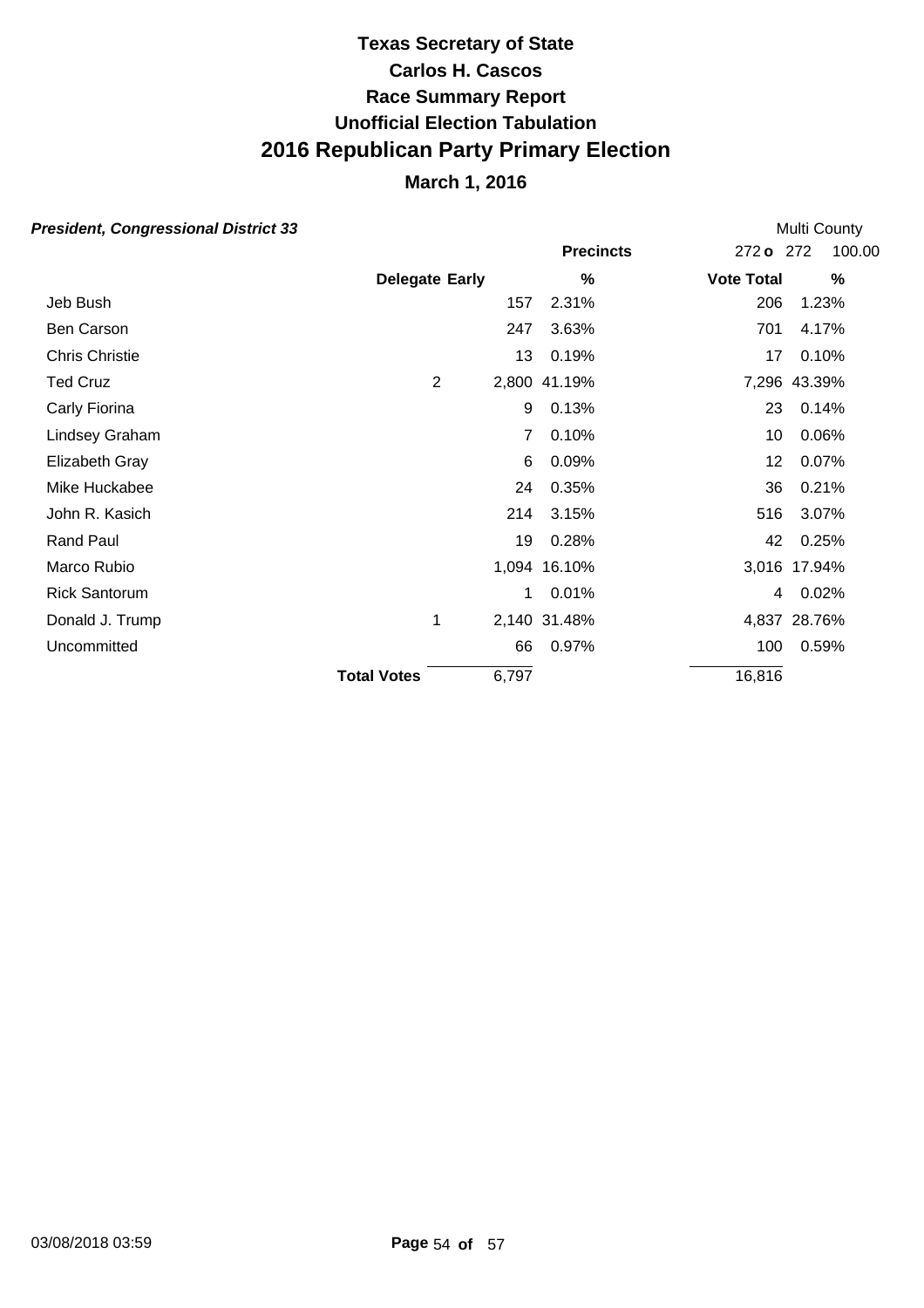# Texas Secretary of State
# Carlos H. Cascos
# Race Summary Report
# Unofficial Election Tabulation
# 2016 Republican Party Primary Election

## March 1, 2016

***President, Congressional District 33*** Multi County

| | Delegate | Early | % | Vote Total | % |
|---|---|---|---|---|---|
| | | | **Precincts** | 272 o 272 | 100.00 |
| Jeb Bush | | 157 | 2.31% | 206 | 1.23% |
| Ben Carson | | 247 | 3.63% | 701 | 4.17% |
| Chris Christie | | 13 | 0.19% | 17 | 0.10% |
| Ted Cruz | 2 | 2,800 | 41.19% | 7,296 | 43.39% |
| Carly Fiorina | | 9 | 0.13% | 23 | 0.14% |
| Lindsey Graham | | 7 | 0.10% | 10 | 0.06% |
| Elizabeth Gray | | 6 | 0.09% | 12 | 0.07% |
| Mike Huckabee | | 24 | 0.35% | 36 | 0.21% |
| John R. Kasich | | 214 | 3.15% | 516 | 3.07% |
| Rand Paul | | 19 | 0.28% | 42 | 0.25% |
| Marco Rubio | | 1,094 | 16.10% | 3,016 | 17.94% |
| Rick Santorum | | 1 | 0.01% | 4 | 0.02% |
| Donald J. Trump | 1 | 2,140 | 31.48% | 4,837 | 28.76% |
| Uncommitted | | 66 | 0.97% | 100 | 0.59% |
| **Total Votes** | | 6,797 | | 16,816 | |

03/08/2018 03:59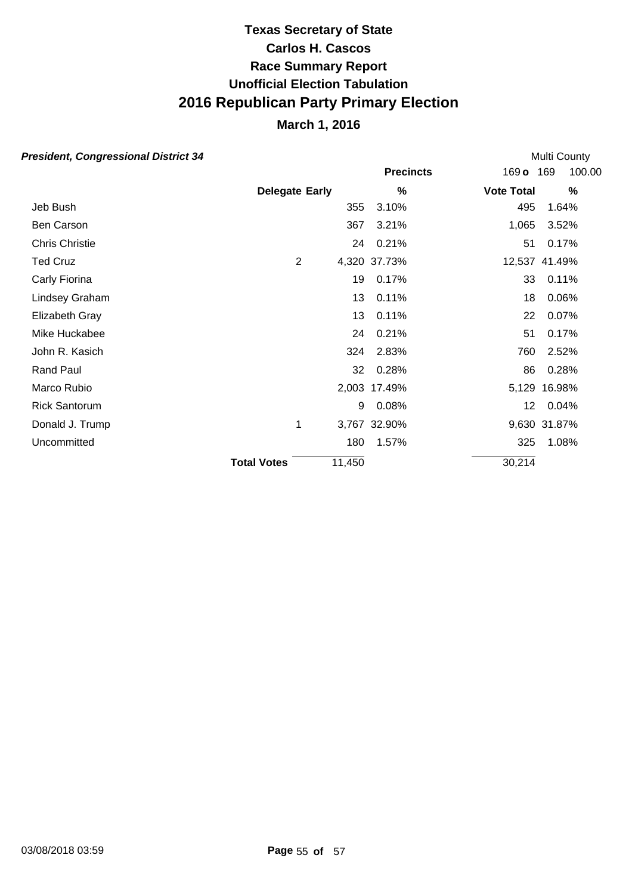# Texas Secretary of State

## Carlos H. Cascos

## Race Summary Report

## Unofficial Election Tabulation

# 2016 Republican Party Primary Election

## March 1, 2016

***President, Congressional District 34*** — Multi County

| | | | Precincts | 169 o 169 | 100.00 |
|---|---|---|---|---|---|
| | **Delegate** | **Early** | **%** | **Vote Total** | **%** |
| Jeb Bush | | 355 | 3.10% | 495 | 1.64% |
| Ben Carson | | 367 | 3.21% | 1,065 | 3.52% |
| Chris Christie | | 24 | 0.21% | 51 | 0.17% |
| Ted Cruz | 2 | 4,320 | 37.73% | 12,537 | 41.49% |
| Carly Fiorina | | 19 | 0.17% | 33 | 0.11% |
| Lindsey Graham | | 13 | 0.11% | 18 | 0.06% |
| Elizabeth Gray | | 13 | 0.11% | 22 | 0.07% |
| Mike Huckabee | | 24 | 0.21% | 51 | 0.17% |
| John R. Kasich | | 324 | 2.83% | 760 | 2.52% |
| Rand Paul | | 32 | 0.28% | 86 | 0.28% |
| Marco Rubio | | 2,003 | 17.49% | 5,129 | 16.98% |
| Rick Santorum | | 9 | 0.08% | 12 | 0.04% |
| Donald J. Trump | 1 | 3,767 | 32.90% | 9,630 | 31.87% |
| Uncommitted | | 180 | 1.57% | 325 | 1.08% |
| | **Total Votes** | 11,450 | | 30,214 | |

03/08/2018 03:59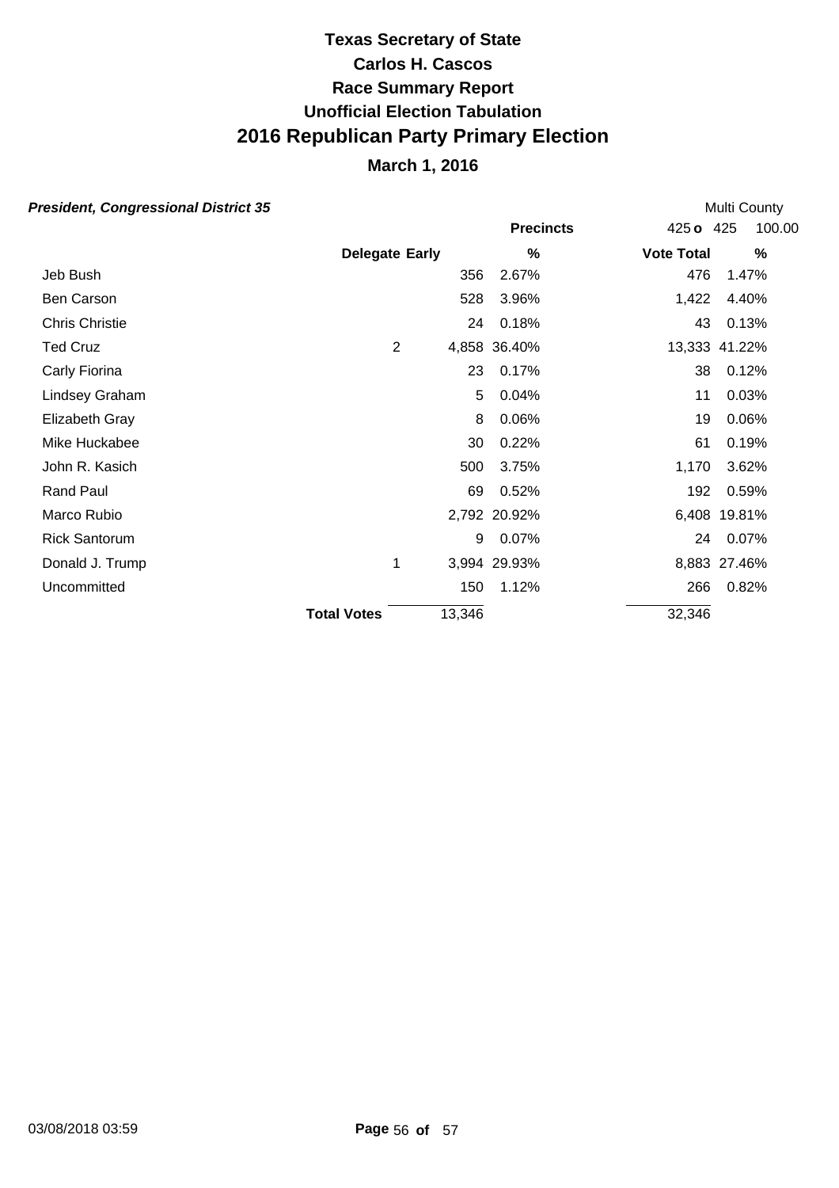# Texas Secretary of State
# Carlos H. Cascos
# Race Summary Report
# Unofficial Election Tabulation
# 2016 Republican Party Primary Election

## March 1, 2016

***President, Congressional District 35*** — Multi County

Precincts: 425 o 425 — 100.00

| | Delegate | Early | % | Vote Total | % |
|---|---|---|---|---|---|
| Jeb Bush | | 356 | 2.67% | 476 | 1.47% |
| Ben Carson | | 528 | 3.96% | 1,422 | 4.40% |
| Chris Christie | | 24 | 0.18% | 43 | 0.13% |
| Ted Cruz | 2 | 4,858 | 36.40% | 13,333 | 41.22% |
| Carly Fiorina | | 23 | 0.17% | 38 | 0.12% |
| Lindsey Graham | | 5 | 0.04% | 11 | 0.03% |
| Elizabeth Gray | | 8 | 0.06% | 19 | 0.06% |
| Mike Huckabee | | 30 | 0.22% | 61 | 0.19% |
| John R. Kasich | | 500 | 3.75% | 1,170 | 3.62% |
| Rand Paul | | 69 | 0.52% | 192 | 0.59% |
| Marco Rubio | | 2,792 | 20.92% | 6,408 | 19.81% |
| Rick Santorum | | 9 | 0.07% | 24 | 0.07% |
| Donald J. Trump | 1 | 3,994 | 29.93% | 8,883 | 27.46% |
| Uncommitted | | 150 | 1.12% | 266 | 0.82% |
| **Total Votes** | | 13,346 | | 32,346 | |

03/08/2018 03:59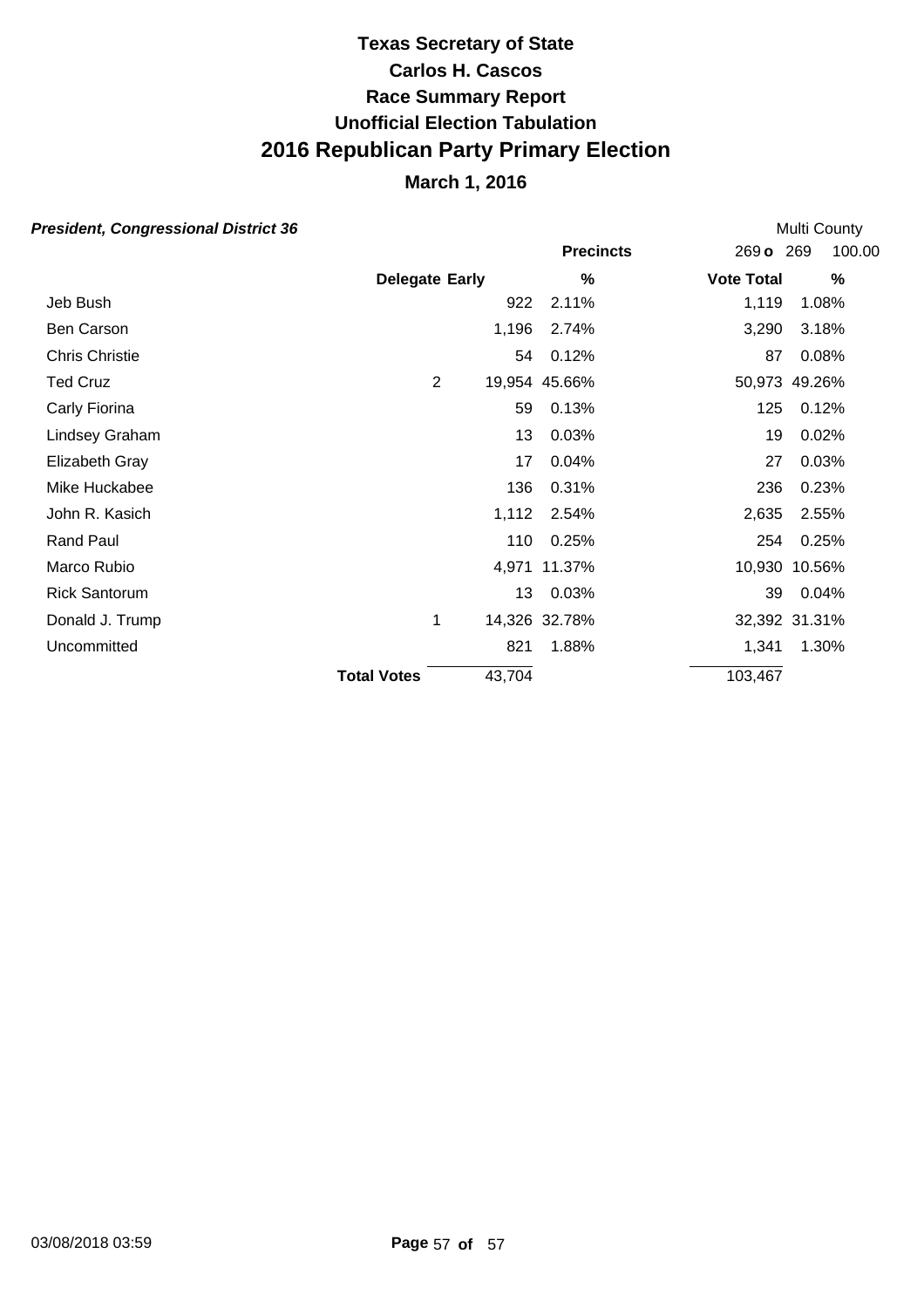# Texas Secretary of State

## Carlos H. Cascos

## Race Summary Report

## Unofficial Election Tabulation

# 2016 Republican Party Primary Election

### March 1, 2016

***President, Congressional District 36*** Multi County

| | | | | | | |
|---|---|---|---|---|---|---|
| | | | **Precincts** | 269 **o** 269 | | 100.00 |
| | **Delegate** | **Early** | **%** | **Vote Total** | **%** | |
| Jeb Bush | | 922 | 2.11% | 1,119 | 1.08% | |
| Ben Carson | | 1,196 | 2.74% | 3,290 | 3.18% | |
| Chris Christie | | 54 | 0.12% | 87 | 0.08% | |
| Ted Cruz | 2 | 19,954 | 45.66% | 50,973 | 49.26% | |
| Carly Fiorina | | 59 | 0.13% | 125 | 0.12% | |
| Lindsey Graham | | 13 | 0.03% | 19 | 0.02% | |
| Elizabeth Gray | | 17 | 0.04% | 27 | 0.03% | |
| Mike Huckabee | | 136 | 0.31% | 236 | 0.23% | |
| John R. Kasich | | 1,112 | 2.54% | 2,635 | 2.55% | |
| Rand Paul | | 110 | 0.25% | 254 | 0.25% | |
| Marco Rubio | | 4,971 | 11.37% | 10,930 | 10.56% | |
| Rick Santorum | | 13 | 0.03% | 39 | 0.04% | |
| Donald J. Trump | 1 | 14,326 | 32.78% | 32,392 | 31.31% | |
| Uncommitted | | 821 | 1.88% | 1,341 | 1.30% | |
| | **Total Votes** | 43,704 | | 103,467 | | |

03/08/2018 03:59